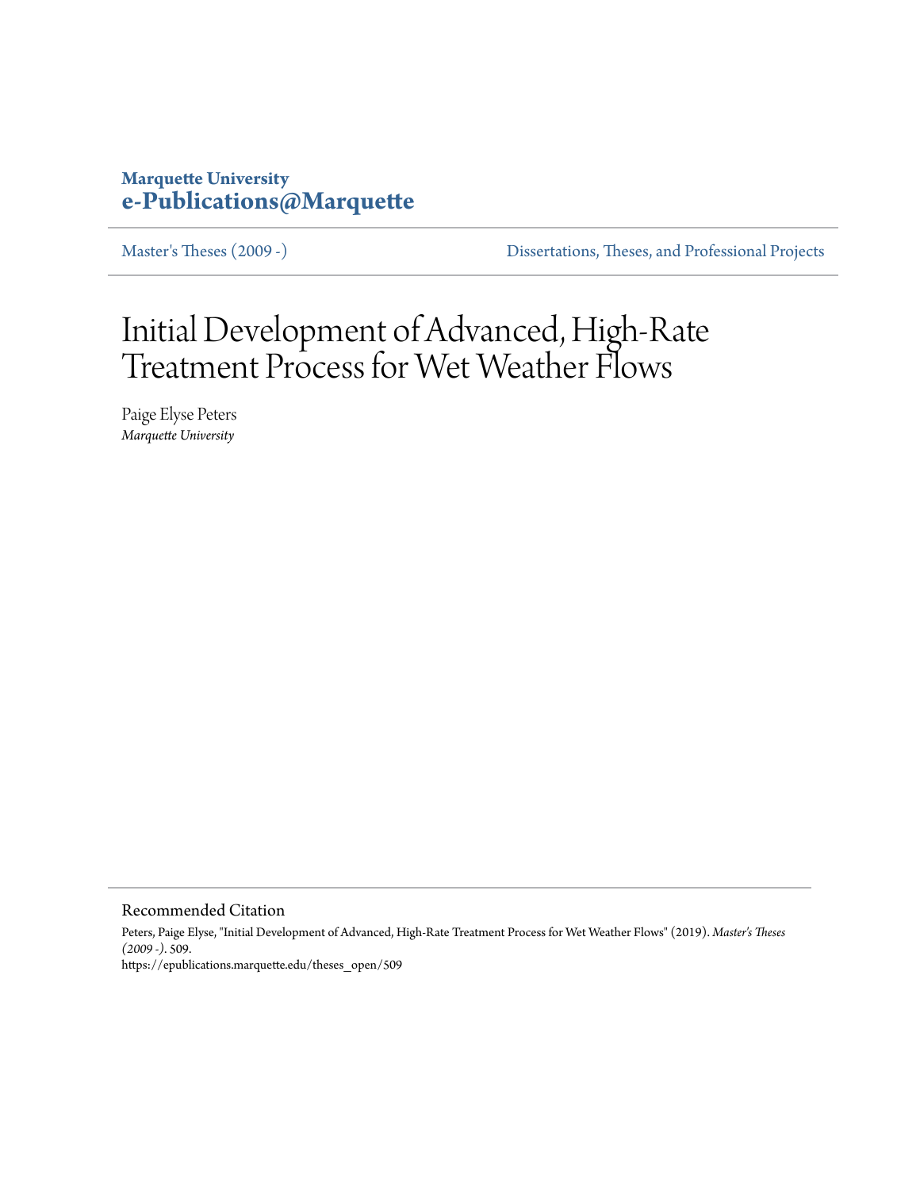**Marquette University**
**e-Publications@Marquette**

Master's Theses (2009 -) | Dissertations, Theses, and Professional Projects

# Initial Development of Advanced, High-Rate Treatment Process for Wet Weather Flows

Paige Elyse Peters
*Marquette University*

## Recommended Citation

Peters, Paige Elyse, "Initial Development of Advanced, High-Rate Treatment Process for Wet Weather Flows" (2019). *Master's Theses (2009 -)*. 509.
https://epublications.marquette.edu/theses_open/509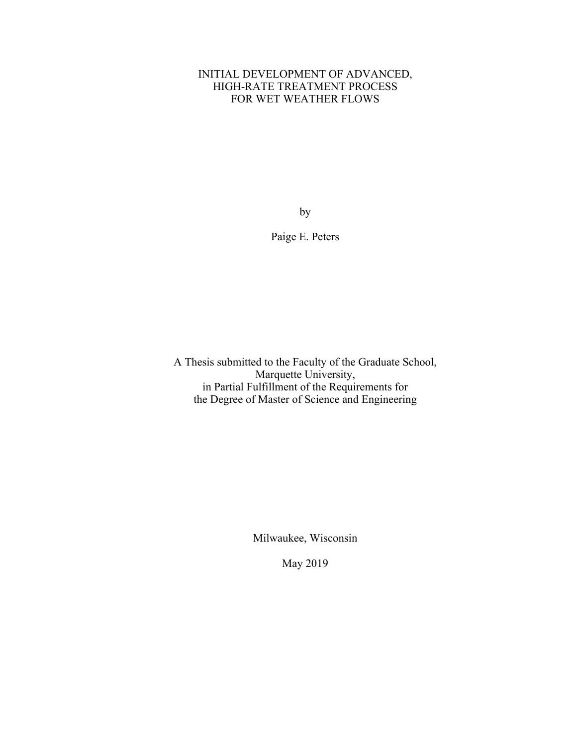# INITIAL DEVELOPMENT OF ADVANCED, HIGH-RATE TREATMENT PROCESS FOR WET WEATHER FLOWS

by

Paige E. Peters

A Thesis submitted to the Faculty of the Graduate School,
Marquette University,
in Partial Fulfillment of the Requirements for
the Degree of Master of Science and Engineering

Milwaukee, Wisconsin

May 2019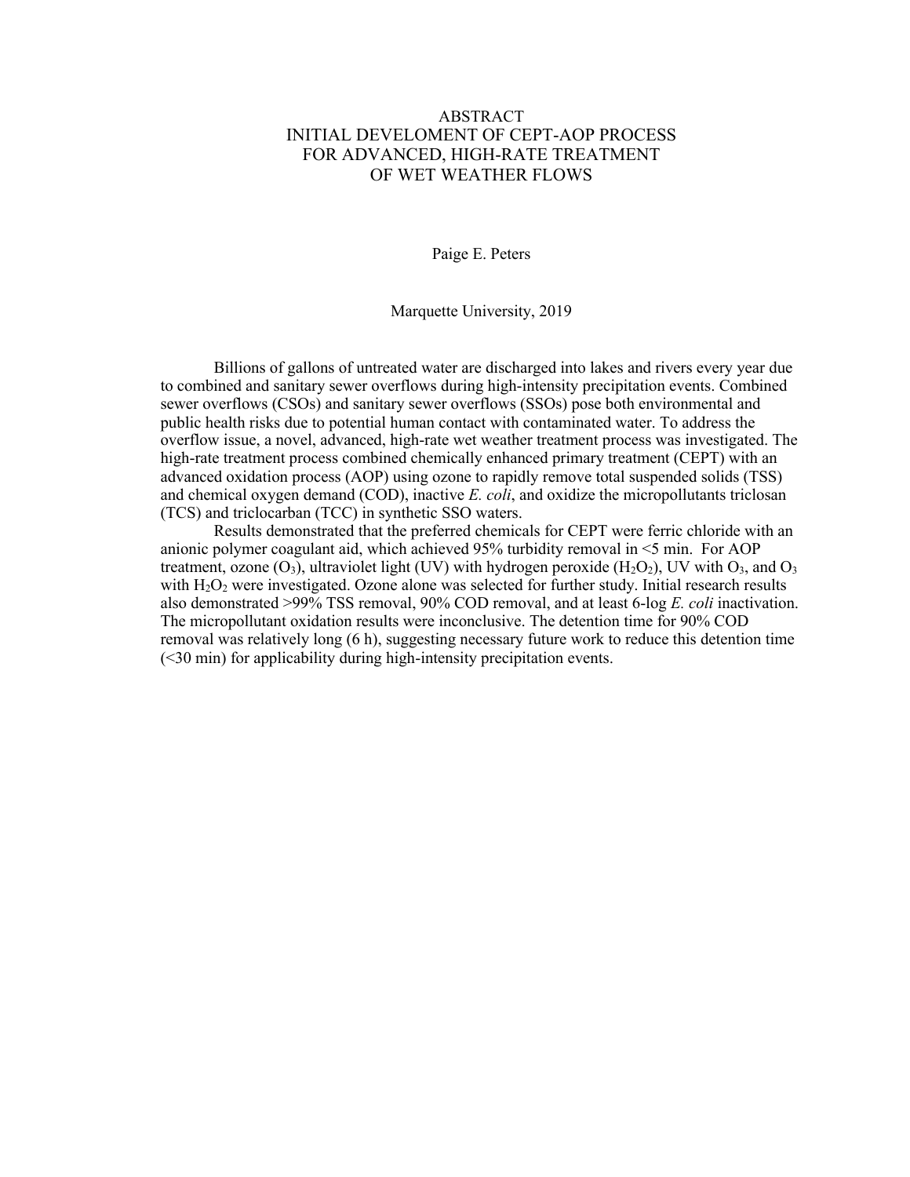# ABSTRACT
# INITIAL DEVELOMENT OF CEPT-AOP PROCESS FOR ADVANCED, HIGH-RATE TREATMENT OF WET WEATHER FLOWS

Paige E. Peters

Marquette University, 2019

Billions of gallons of untreated water are discharged into lakes and rivers every year due to combined and sanitary sewer overflows during high-intensity precipitation events. Combined sewer overflows (CSOs) and sanitary sewer overflows (SSOs) pose both environmental and public health risks due to potential human contact with contaminated water. To address the overflow issue, a novel, advanced, high-rate wet weather treatment process was investigated. The high-rate treatment process combined chemically enhanced primary treatment (CEPT) with an advanced oxidation process (AOP) using ozone to rapidly remove total suspended solids (TSS) and chemical oxygen demand (COD), inactive *E. coli*, and oxidize the micropollutants triclosan (TCS) and triclocarban (TCC) in synthetic SSO waters.

Results demonstrated that the preferred chemicals for CEPT were ferric chloride with an anionic polymer coagulant aid, which achieved 95% turbidity removal in <5 min. For AOP treatment, ozone ($O_3$), ultraviolet light (UV) with hydrogen peroxide ($H_2O_2$), UV with $O_3$, and $O_3$ with $H_2O_2$ were investigated. Ozone alone was selected for further study. Initial research results also demonstrated >99% TSS removal, 90% COD removal, and at least 6-log *E. coli* inactivation. The micropollutant oxidation results were inconclusive. The detention time for 90% COD removal was relatively long (6 h), suggesting necessary future work to reduce this detention time (<30 min) for applicability during high-intensity precipitation events.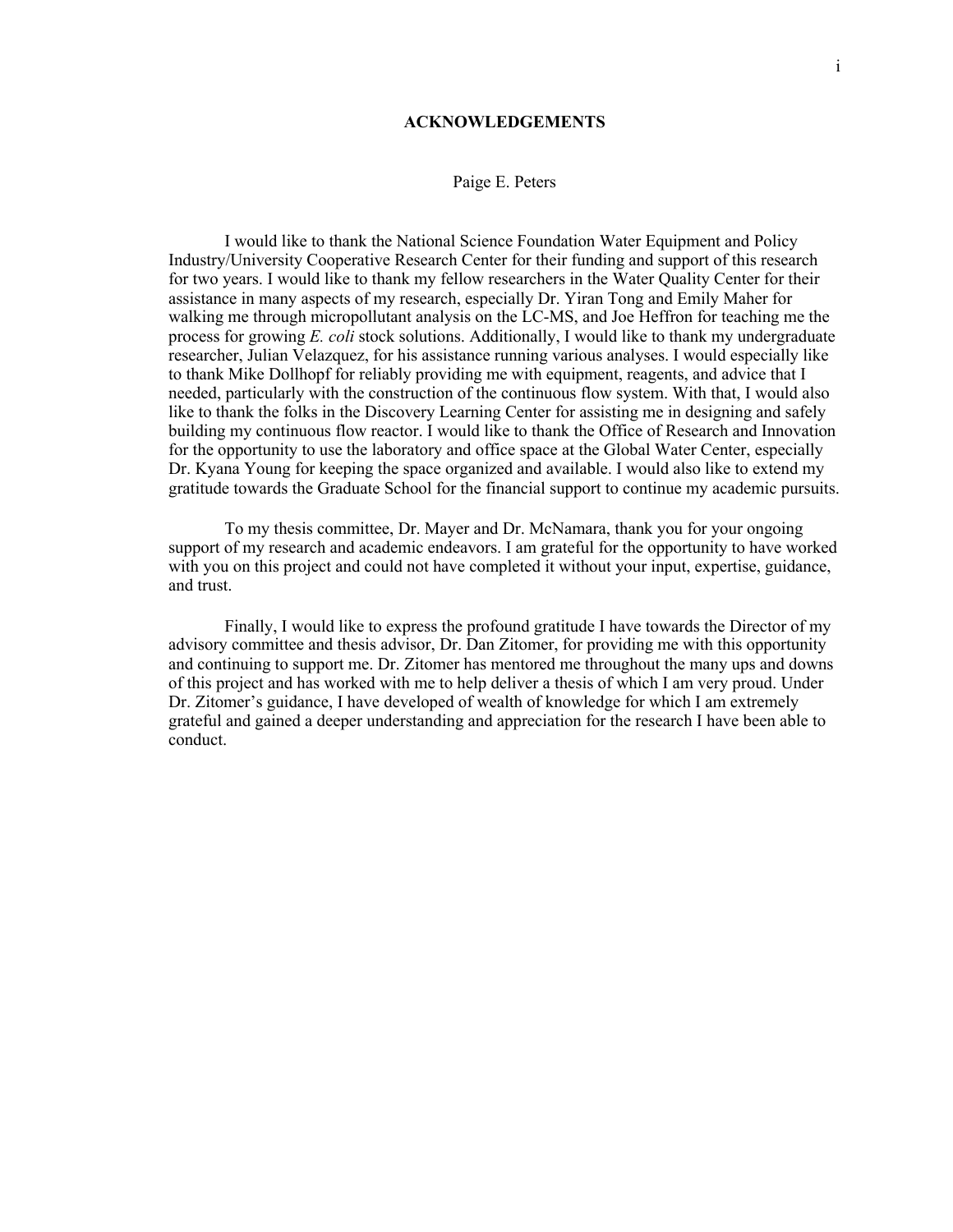# ACKNOWLEDGEMENTS

Paige E. Peters

I would like to thank the National Science Foundation Water Equipment and Policy Industry/University Cooperative Research Center for their funding and support of this research for two years. I would like to thank my fellow researchers in the Water Quality Center for their assistance in many aspects of my research, especially Dr. Yiran Tong and Emily Maher for walking me through micropollutant analysis on the LC-MS, and Joe Heffron for teaching me the process for growing *E. coli* stock solutions. Additionally, I would like to thank my undergraduate researcher, Julian Velazquez, for his assistance running various analyses. I would especially like to thank Mike Dollhopf for reliably providing me with equipment, reagents, and advice that I needed, particularly with the construction of the continuous flow system. With that, I would also like to thank the folks in the Discovery Learning Center for assisting me in designing and safely building my continuous flow reactor. I would like to thank the Office of Research and Innovation for the opportunity to use the laboratory and office space at the Global Water Center, especially Dr. Kyana Young for keeping the space organized and available. I would also like to extend my gratitude towards the Graduate School for the financial support to continue my academic pursuits.

To my thesis committee, Dr. Mayer and Dr. McNamara, thank you for your ongoing support of my research and academic endeavors. I am grateful for the opportunity to have worked with you on this project and could not have completed it without your input, expertise, guidance, and trust.

Finally, I would like to express the profound gratitude I have towards the Director of my advisory committee and thesis advisor, Dr. Dan Zitomer, for providing me with this opportunity and continuing to support me. Dr. Zitomer has mentored me throughout the many ups and downs of this project and has worked with me to help deliver a thesis of which I am very proud. Under Dr. Zitomer's guidance, I have developed of wealth of knowledge for which I am extremely grateful and gained a deeper understanding and appreciation for the research I have been able to conduct.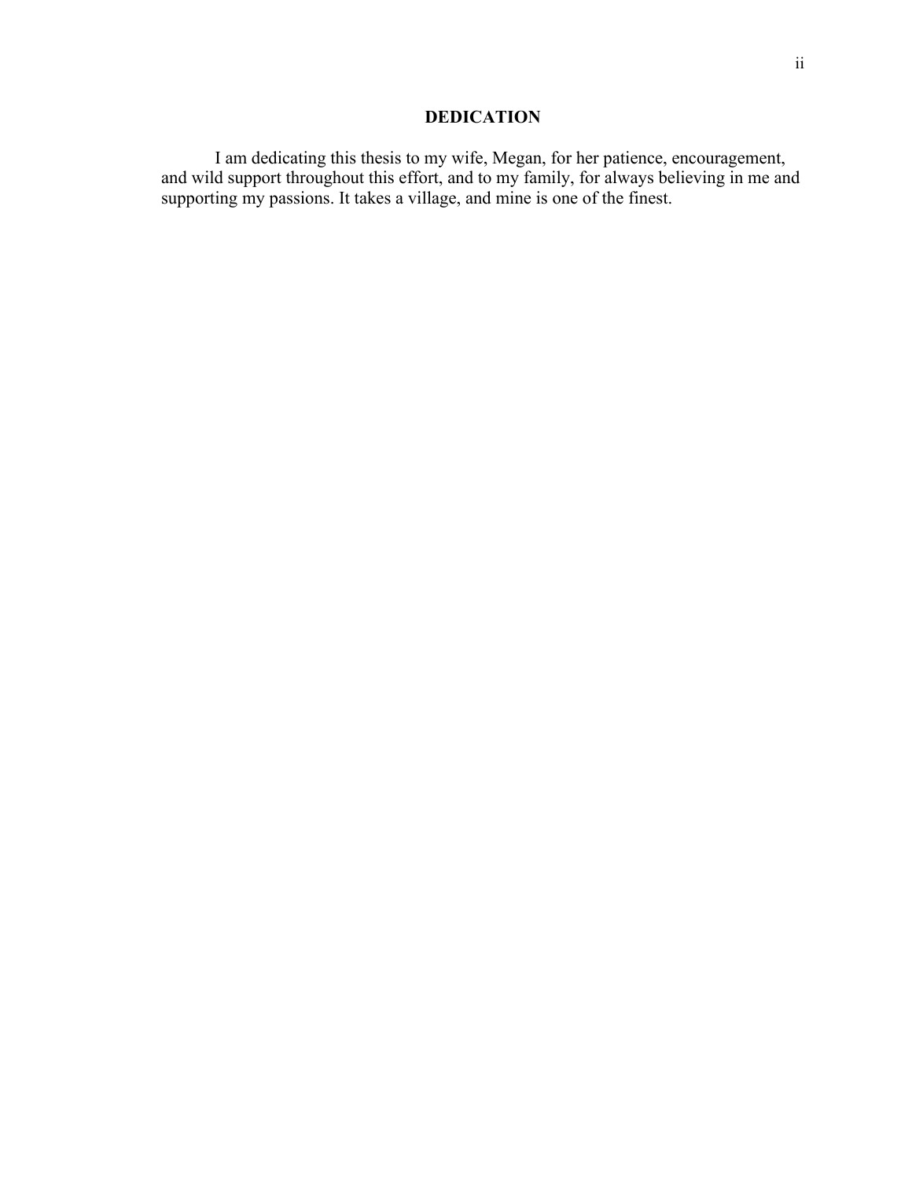# DEDICATION

I am dedicating this thesis to my wife, Megan, for her patience, encouragement, and wild support throughout this effort, and to my family, for always believing in me and supporting my passions. It takes a village, and mine is one of the finest.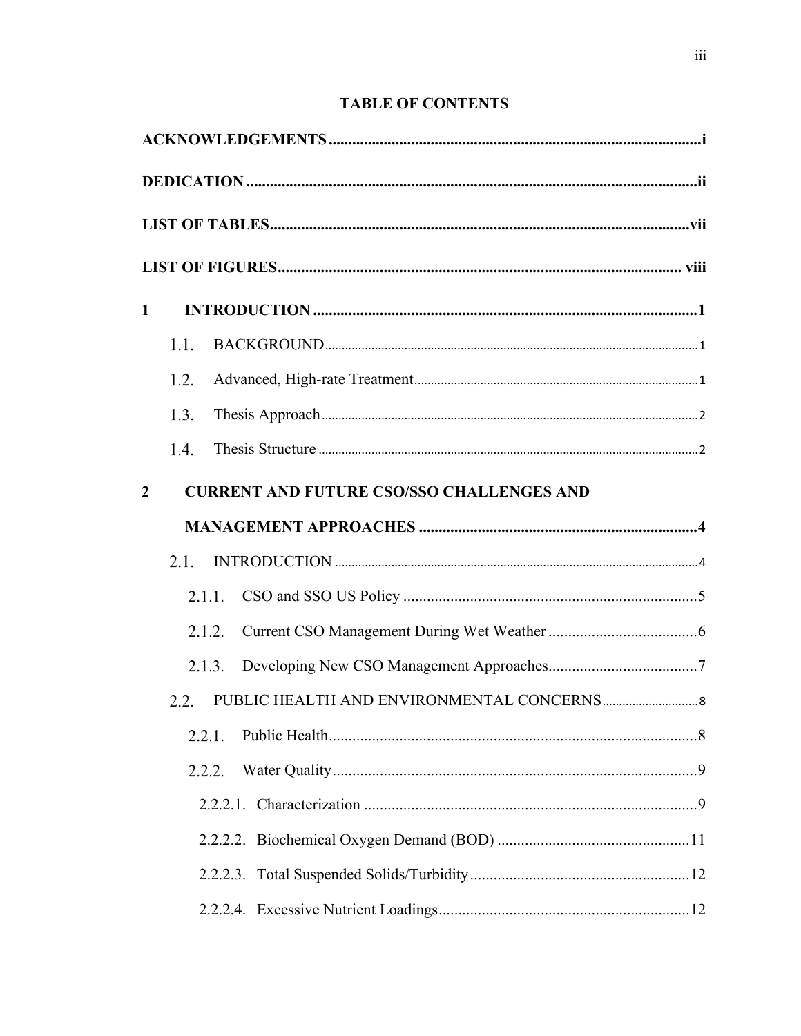# TABLE OF CONTENTS

ACKNOWLEDGEMENTS ........................................................................................ i

DEDICATION ....................................................................................................... ii

LIST OF TABLES ................................................................................................ vii

LIST OF FIGURES ............................................................................................. viii

1 INTRODUCTION .............................................................................................. 1

- 1.1. BACKGROUND ........................................................................................... 1
- 1.2. Advanced, High-rate Treatment ................................................................... 1
- 1.3. Thesis Approach ........................................................................................... 2
- 1.4. Thesis Structure ............................................................................................ 2

2 CURRENT AND FUTURE CSO/SSO CHALLENGES AND MANAGEMENT APPROACHES ........................................................................... 4

- 2.1. INTRODUCTION ......................................................................................... 4
  - 2.1.1. CSO and SSO US Policy ....................................................................... 5
  - 2.1.2. Current CSO Management During Wet Weather .................................. 6
  - 2.1.3. Developing New CSO Management Approaches .................................. 7
- 2.2. PUBLIC HEALTH AND ENVIRONMENTAL CONCERNS ........................ 8
  - 2.2.1. Public Health .......................................................................................... 8
  - 2.2.2. Water Quality ......................................................................................... 9
    - 2.2.2.1. Characterization ................................................................................ 9
    - 2.2.2.2. Biochemical Oxygen Demand (BOD) ............................................. 11
    - 2.2.2.3. Total Suspended Solids/Turbidity .................................................... 12
    - 2.2.2.4. Excessive Nutrient Loadings ............................................................ 12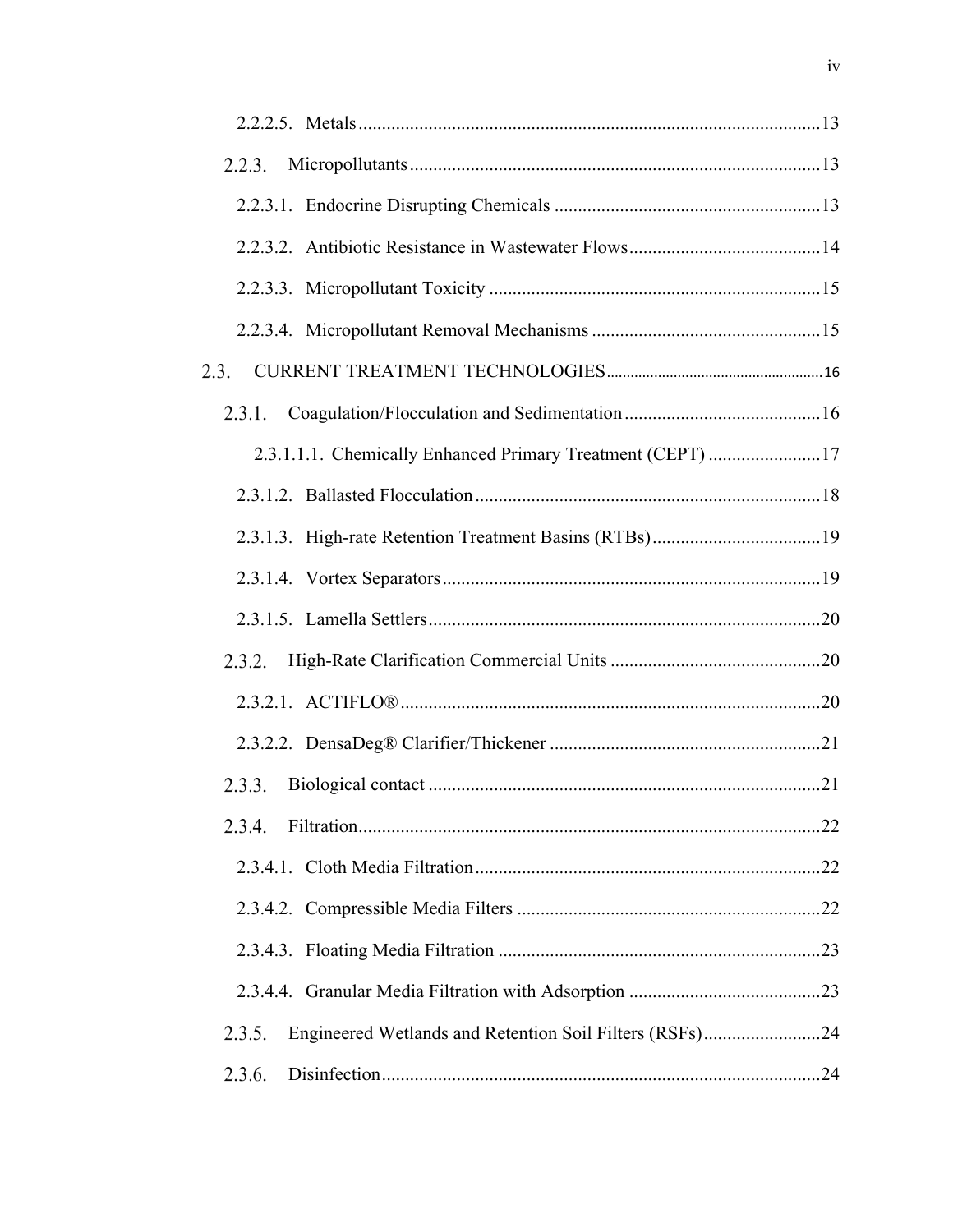2.2.2.5. Metals ........................................................................................... 13

2.2.3. Micropollutants ........................................................................................ 13

2.2.3.1. Endocrine Disrupting Chemicals ........................................................ 13

2.2.3.2. Antibiotic Resistance in Wastewater Flows ........................................ 14

2.2.3.3. Micropollutant Toxicity ...................................................................... 15

2.2.3.4. Micropollutant Removal Mechanisms ................................................ 15

2.3. CURRENT TREATMENT TECHNOLOGIES ..................................................... 16

2.3.1. Coagulation/Flocculation and Sedimentation .......................................... 16

2.3.1.1.1. Chemically Enhanced Primary Treatment (CEPT) ........................ 17

2.3.1.2. Ballasted Flocculation ......................................................................... 18

2.3.1.3. High-rate Retention Treatment Basins (RTBs) .................................... 19

2.3.1.4. Vortex Separators ................................................................................ 19

2.3.1.5. Lamella Settlers ................................................................................... 20

2.3.2. High-Rate Clarification Commercial Units ............................................. 20

2.3.2.1. ACTIFLO® ......................................................................................... 20

2.3.2.2. DensaDeg® Clarifier/Thickener .......................................................... 21

2.3.3. Biological contact ..................................................................................... 21

2.3.4. Filtration .................................................................................................... 22

2.3.4.1. Cloth Media Filtration ......................................................................... 22

2.3.4.2. Compressible Media Filters ................................................................ 22

2.3.4.3. Floating Media Filtration .................................................................... 23

2.3.4.4. Granular Media Filtration with Adsorption ......................................... 23

2.3.5. Engineered Wetlands and Retention Soil Filters (RSFs) .......................... 24

2.3.6. Disinfection ............................................................................................... 24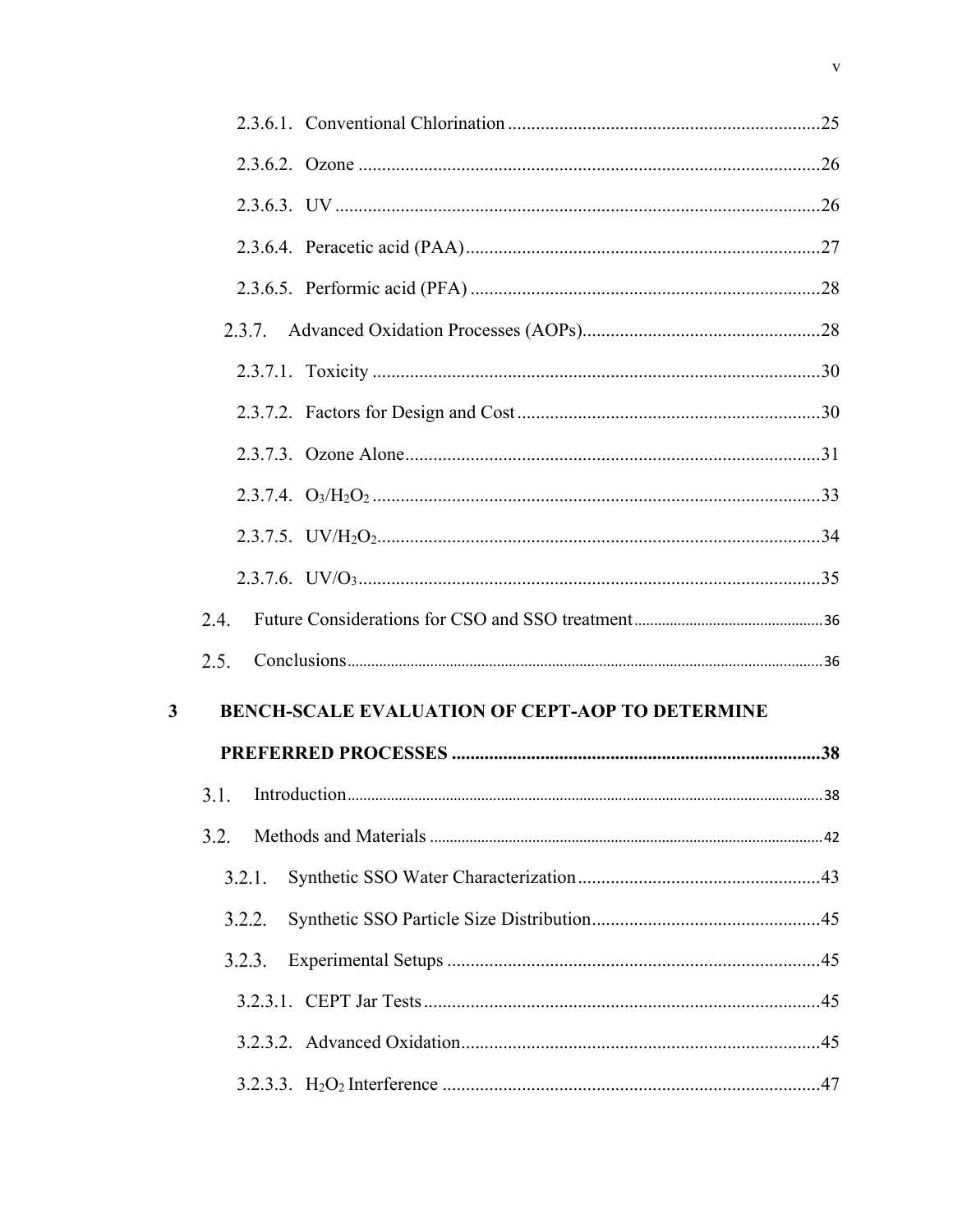2.3.6.1. Conventional Chlorination ......................................................................25

2.3.6.2. Ozone ......................................................................................................26

2.3.6.3. UV ...........................................................................................................26

2.3.6.4. Peracetic acid (PAA) ...............................................................................27

2.3.6.5. Performic acid (PFA) ..............................................................................28

2.3.7. Advanced Oxidation Processes (AOPs) ......................................................28

2.3.7.1. Toxicity ...................................................................................................30

2.3.7.2. Factors for Design and Cost ....................................................................30

2.3.7.3. Ozone Alone ............................................................................................31

2.3.7.4. $O_3/H_2O_2$ ....................................................................................................33

2.3.7.5. $UV/H_2O_2$ ....................................................................................................34

2.3.7.6. $UV/O_3$ .......................................................................................................35

2.4. Future Considerations for CSO and SSO treatment ......................................36

2.5. Conclusions ......................................................................................................36

**3 BENCH-SCALE EVALUATION OF CEPT-AOP TO DETERMINE PREFERRED PROCESSES ......................................................................................38**

3.1. Introduction ......................................................................................................38

3.2. Methods and Materials ....................................................................................42

3.2.1. Synthetic SSO Water Characterization ........................................................43

3.2.2. Synthetic SSO Particle Size Distribution .....................................................45

3.2.3. Experimental Setups ....................................................................................45

3.2.3.1. CEPT Jar Tests ........................................................................................45

3.2.3.2. Advanced Oxidation ................................................................................45

3.2.3.3. $H_2O_2$ Interference .....................................................................................47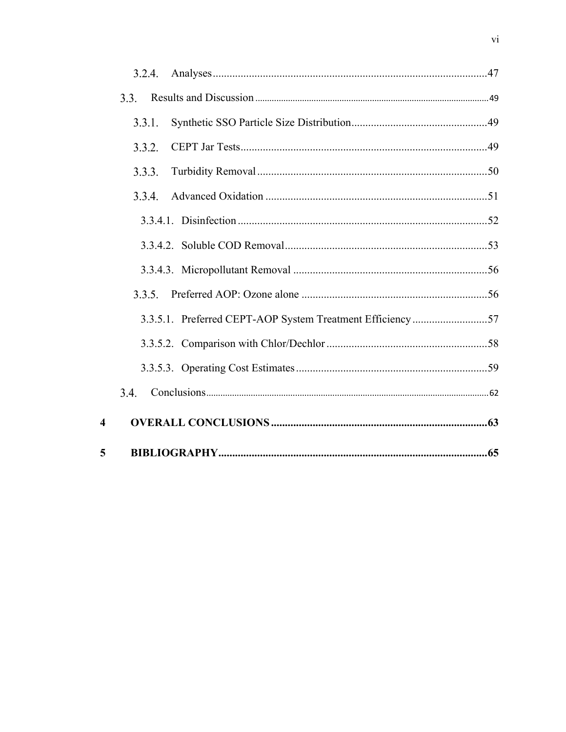3.2.4. Analyses .................................................................................................47

3.3. Results and Discussion ..................................................................................................49

3.3.1. Synthetic SSO Particle Size Distribution................................................49

3.3.2. CEPT Jar Tests........................................................................................49

3.3.3. Turbidity Removal ..................................................................................50

3.3.4. Advanced Oxidation ...............................................................................51

3.3.4.1. Disinfection .........................................................................................52

3.3.4.2. Soluble COD Removal........................................................................53

3.3.4.3. Micropollutant Removal .....................................................................56

3.3.5. Preferred AOP: Ozone alone ..................................................................56

3.3.5.1. Preferred CEPT-AOP System Treatment Efficiency ..........................57

3.3.5.2. Comparison with Chlor/Dechlor .........................................................58

3.3.5.3. Operating Cost Estimates ....................................................................59

3.4. Conclusions.......................................................................................................................62

**4 OVERALL CONCLUSIONS ............................................................................63**

**5 BIBLIOGRAPHY................................................................................................65**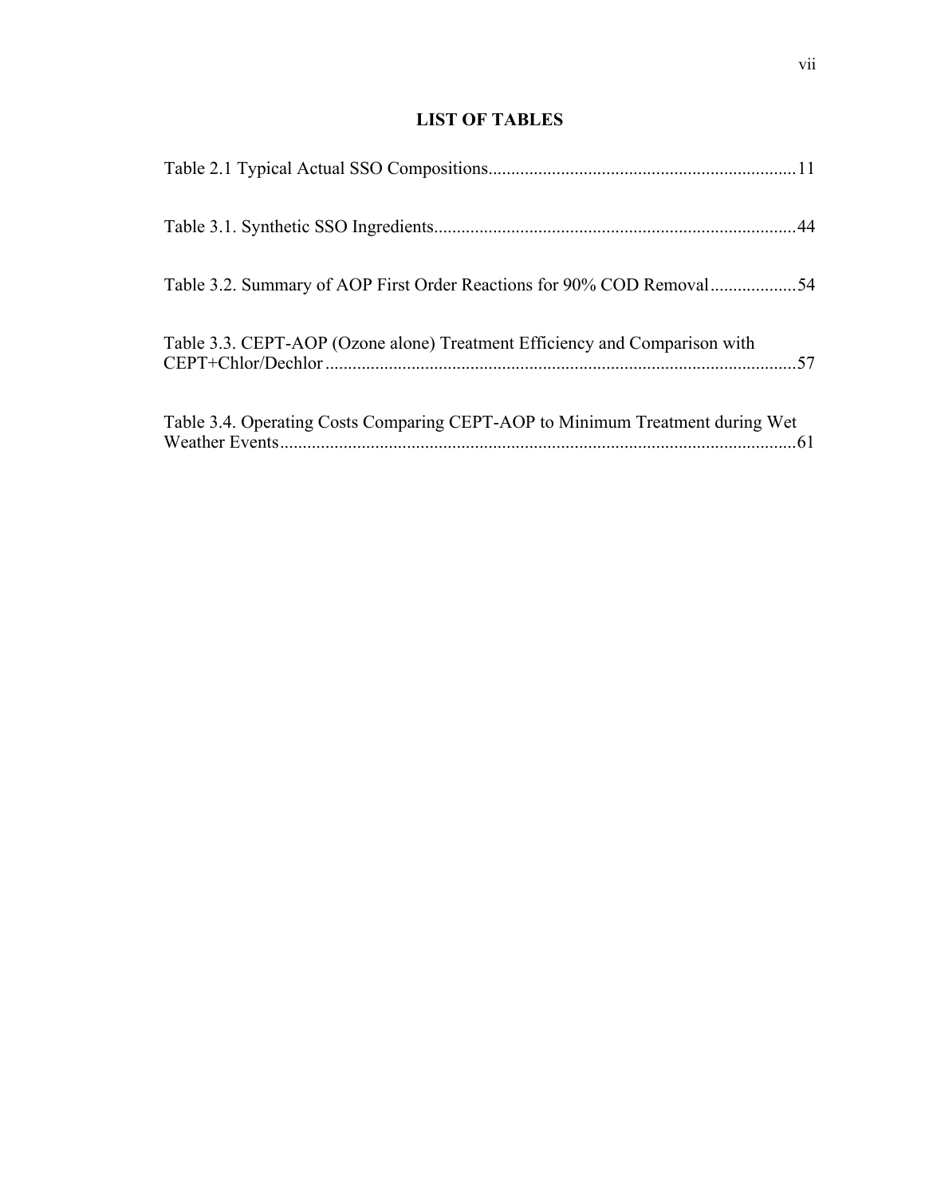# LIST OF TABLES

Table 2.1 Typical Actual SSO Compositions....................................................................11

Table 3.1. Synthetic SSO Ingredients...............................................................................44

Table 3.2. Summary of AOP First Order Reactions for 90% COD Removal..................54

Table 3.3. CEPT-AOP (Ozone alone) Treatment Efficiency and Comparison with CEPT+Chlor/Dechlor........................................................................................................57

Table 3.4. Operating Costs Comparing CEPT-AOP to Minimum Treatment during Wet Weather Events..................................................................................................................61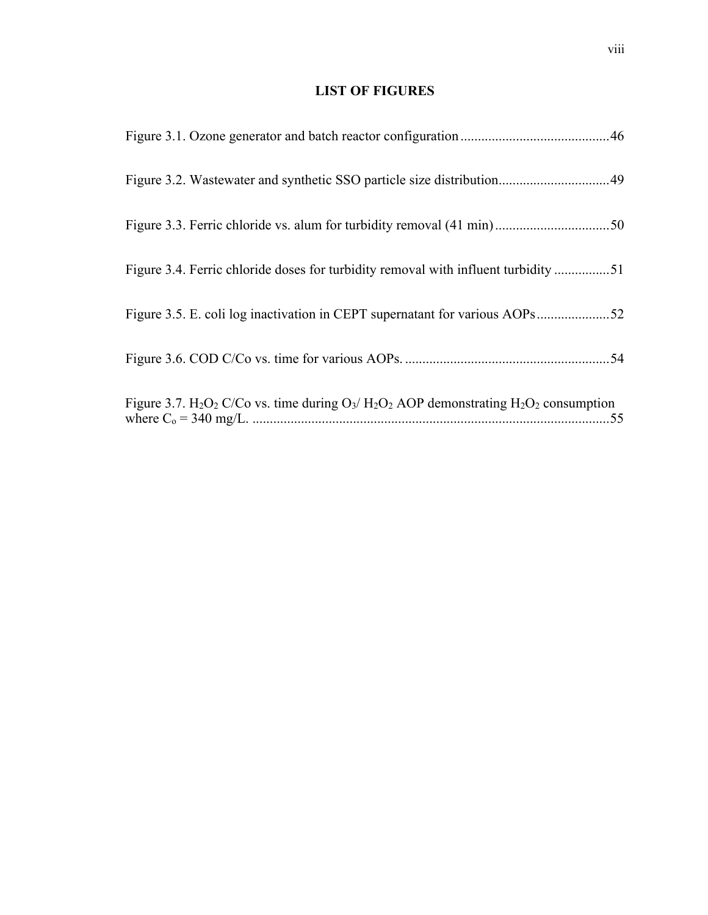# LIST OF FIGURES

Figure 3.1. Ozone generator and batch reactor configuration ........................................... 46

Figure 3.2. Wastewater and synthetic SSO particle size distribution ................................ 49

Figure 3.3. Ferric chloride vs. alum for turbidity removal (41 min) ................................. 50

Figure 3.4. Ferric chloride doses for turbidity removal with influent turbidity ................ 51

Figure 3.5. E. coli log inactivation in CEPT supernatant for various AOPs ..................... 52

Figure 3.6. COD C/Co vs. time for various AOPs. ........................................................... 54

Figure 3.7. $H_2O_2$ C/Co vs. time during $O_3$/ $H_2O_2$ AOP demonstrating $H_2O_2$ consumption where $C_o$ = 340 mg/L. ....................................................................................................... 55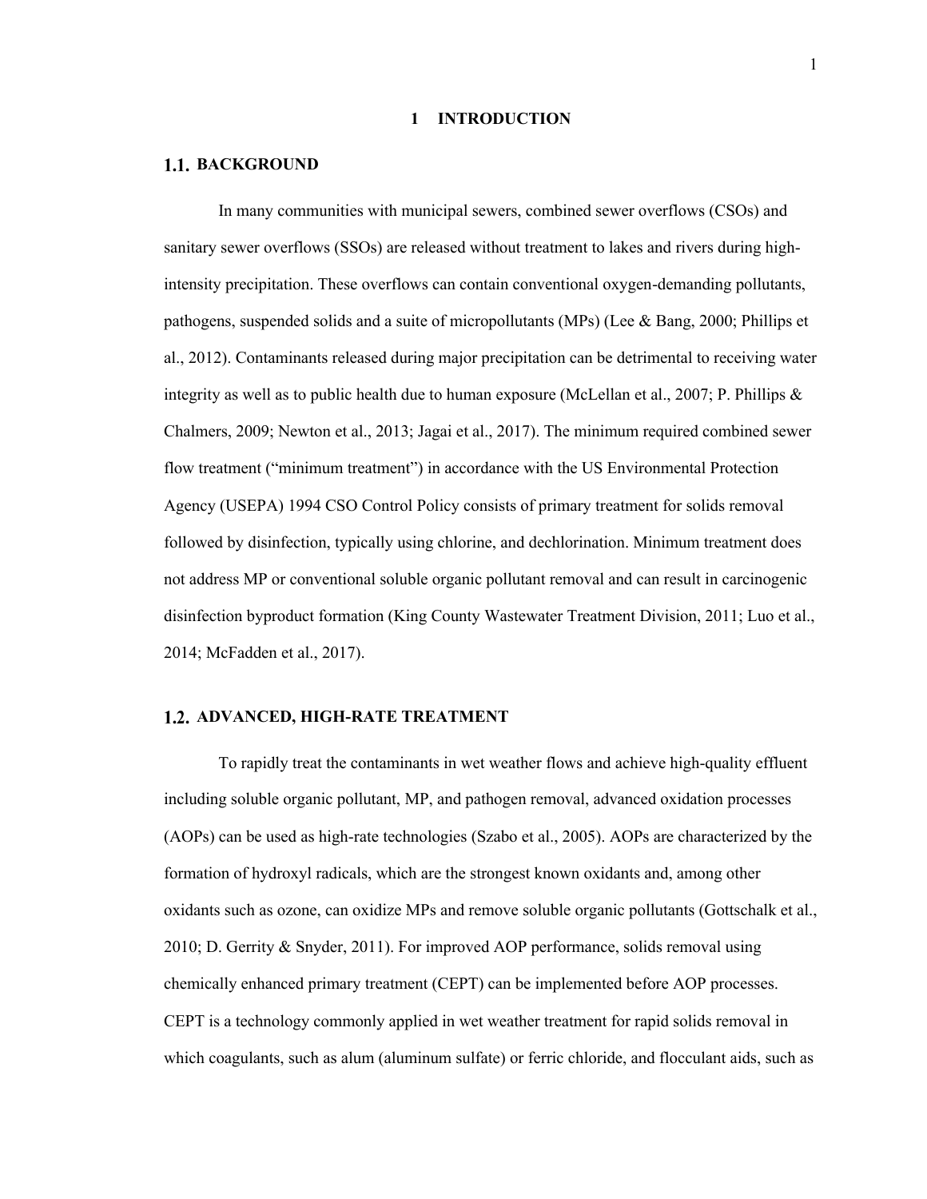# 1 INTRODUCTION

## 1.1. BACKGROUND

In many communities with municipal sewers, combined sewer overflows (CSOs) and sanitary sewer overflows (SSOs) are released without treatment to lakes and rivers during high-intensity precipitation. These overflows can contain conventional oxygen-demanding pollutants, pathogens, suspended solids and a suite of micropollutants (MPs) (Lee & Bang, 2000; Phillips et al., 2012). Contaminants released during major precipitation can be detrimental to receiving water integrity as well as to public health due to human exposure (McLellan et al., 2007; P. Phillips & Chalmers, 2009; Newton et al., 2013; Jagai et al., 2017). The minimum required combined sewer flow treatment ("minimum treatment") in accordance with the US Environmental Protection Agency (USEPA) 1994 CSO Control Policy consists of primary treatment for solids removal followed by disinfection, typically using chlorine, and dechlorination. Minimum treatment does not address MP or conventional soluble organic pollutant removal and can result in carcinogenic disinfection byproduct formation (King County Wastewater Treatment Division, 2011; Luo et al., 2014; McFadden et al., 2017).

## 1.2. ADVANCED, HIGH-RATE TREATMENT

To rapidly treat the contaminants in wet weather flows and achieve high-quality effluent including soluble organic pollutant, MP, and pathogen removal, advanced oxidation processes (AOPs) can be used as high-rate technologies (Szabo et al., 2005). AOPs are characterized by the formation of hydroxyl radicals, which are the strongest known oxidants and, among other oxidants such as ozone, can oxidize MPs and remove soluble organic pollutants (Gottschalk et al., 2010; D. Gerrity & Snyder, 2011). For improved AOP performance, solids removal using chemically enhanced primary treatment (CEPT) can be implemented before AOP processes. CEPT is a technology commonly applied in wet weather treatment for rapid solids removal in which coagulants, such as alum (aluminum sulfate) or ferric chloride, and flocculant aids, such as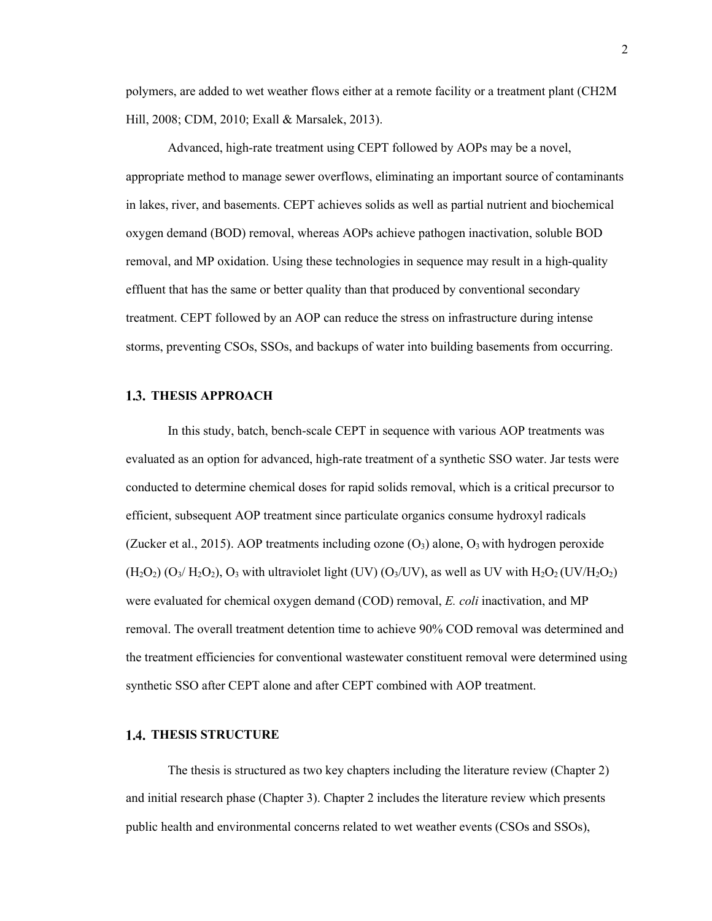polymers, are added to wet weather flows either at a remote facility or a treatment plant (CH2M Hill, 2008; CDM, 2010; Exall & Marsalek, 2013).

Advanced, high-rate treatment using CEPT followed by AOPs may be a novel, appropriate method to manage sewer overflows, eliminating an important source of contaminants in lakes, river, and basements. CEPT achieves solids as well as partial nutrient and biochemical oxygen demand (BOD) removal, whereas AOPs achieve pathogen inactivation, soluble BOD removal, and MP oxidation. Using these technologies in sequence may result in a high-quality effluent that has the same or better quality than that produced by conventional secondary treatment. CEPT followed by an AOP can reduce the stress on infrastructure during intense storms, preventing CSOs, SSOs, and backups of water into building basements from occurring.

## 1.3. THESIS APPROACH

In this study, batch, bench-scale CEPT in sequence with various AOP treatments was evaluated as an option for advanced, high-rate treatment of a synthetic SSO water. Jar tests were conducted to determine chemical doses for rapid solids removal, which is a critical precursor to efficient, subsequent AOP treatment since particulate organics consume hydroxyl radicals (Zucker et al., 2015). AOP treatments including ozone ($O_3$) alone, $O_3$ with hydrogen peroxide ($H_2O_2$) ($O_3$/ $H_2O_2$), $O_3$ with ultraviolet light (UV) ($O_3$/UV), as well as UV with $H_2O_2$ (UV/$H_2O_2$) were evaluated for chemical oxygen demand (COD) removal, *E. coli* inactivation, and MP removal. The overall treatment detention time to achieve 90% COD removal was determined and the treatment efficiencies for conventional wastewater constituent removal were determined using synthetic SSO after CEPT alone and after CEPT combined with AOP treatment.

## 1.4. THESIS STRUCTURE

The thesis is structured as two key chapters including the literature review (Chapter 2) and initial research phase (Chapter 3). Chapter 2 includes the literature review which presents public health and environmental concerns related to wet weather events (CSOs and SSOs),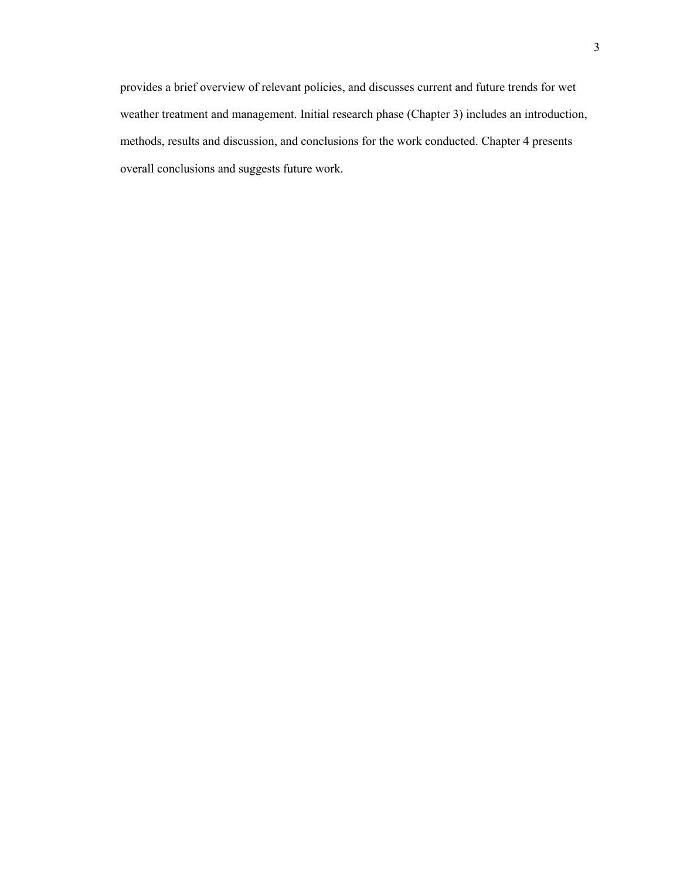provides a brief overview of relevant policies, and discusses current and future trends for wet weather treatment and management. Initial research phase (Chapter 3) includes an introduction, methods, results and discussion, and conclusions for the work conducted. Chapter 4 presents overall conclusions and suggests future work.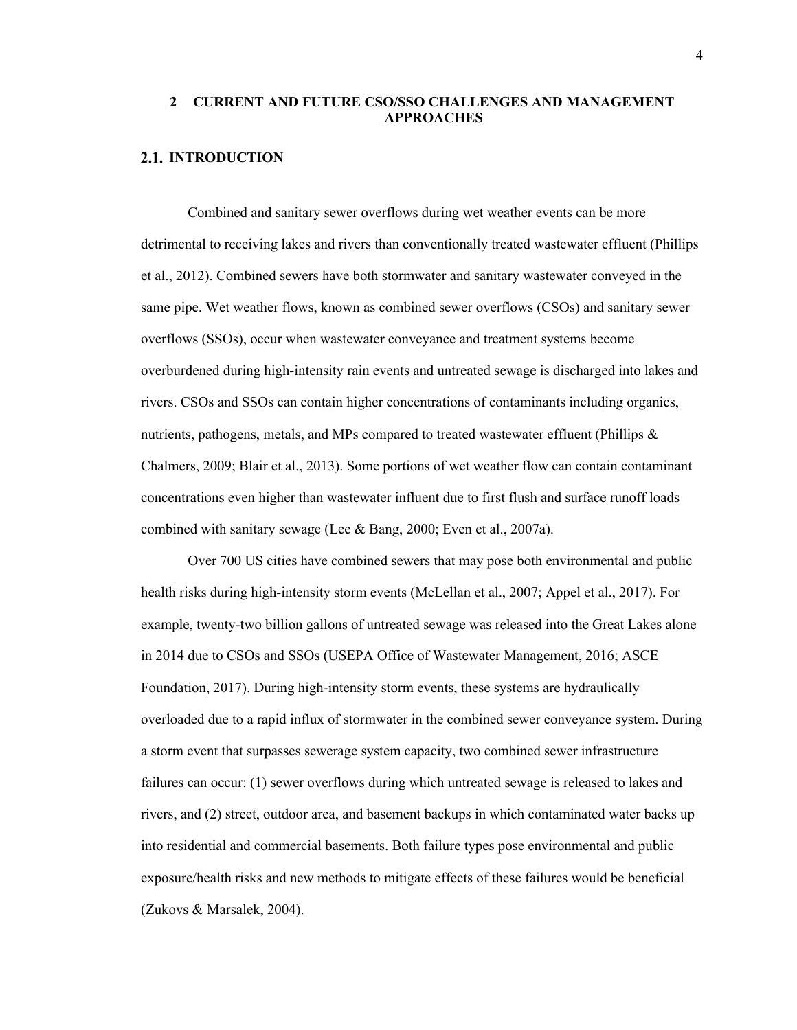# 2 CURRENT AND FUTURE CSO/SSO CHALLENGES AND MANAGEMENT APPROACHES

## 2.1. INTRODUCTION

Combined and sanitary sewer overflows during wet weather events can be more detrimental to receiving lakes and rivers than conventionally treated wastewater effluent (Phillips et al., 2012). Combined sewers have both stormwater and sanitary wastewater conveyed in the same pipe. Wet weather flows, known as combined sewer overflows (CSOs) and sanitary sewer overflows (SSOs), occur when wastewater conveyance and treatment systems become overburdened during high-intensity rain events and untreated sewage is discharged into lakes and rivers. CSOs and SSOs can contain higher concentrations of contaminants including organics, nutrients, pathogens, metals, and MPs compared to treated wastewater effluent (Phillips & Chalmers, 2009; Blair et al., 2013). Some portions of wet weather flow can contain contaminant concentrations even higher than wastewater influent due to first flush and surface runoff loads combined with sanitary sewage (Lee & Bang, 2000; Even et al., 2007a).

Over 700 US cities have combined sewers that may pose both environmental and public health risks during high-intensity storm events (McLellan et al., 2007; Appel et al., 2017). For example, twenty-two billion gallons of untreated sewage was released into the Great Lakes alone in 2014 due to CSOs and SSOs (USEPA Office of Wastewater Management, 2016; ASCE Foundation, 2017). During high-intensity storm events, these systems are hydraulically overloaded due to a rapid influx of stormwater in the combined sewer conveyance system. During a storm event that surpasses sewerage system capacity, two combined sewer infrastructure failures can occur: (1) sewer overflows during which untreated sewage is released to lakes and rivers, and (2) street, outdoor area, and basement backups in which contaminated water backs up into residential and commercial basements. Both failure types pose environmental and public exposure/health risks and new methods to mitigate effects of these failures would be beneficial (Zukovs & Marsalek, 2004).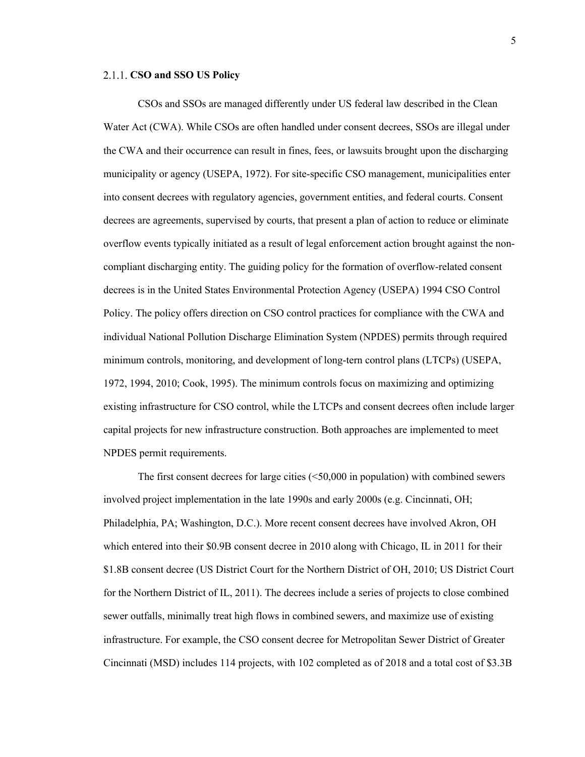### 2.1.1. CSO and SSO US Policy

CSOs and SSOs are managed differently under US federal law described in the Clean Water Act (CWA). While CSOs are often handled under consent decrees, SSOs are illegal under the CWA and their occurrence can result in fines, fees, or lawsuits brought upon the discharging municipality or agency (USEPA, 1972). For site-specific CSO management, municipalities enter into consent decrees with regulatory agencies, government entities, and federal courts. Consent decrees are agreements, supervised by courts, that present a plan of action to reduce or eliminate overflow events typically initiated as a result of legal enforcement action brought against the non-compliant discharging entity. The guiding policy for the formation of overflow-related consent decrees is in the United States Environmental Protection Agency (USEPA) 1994 CSO Control Policy. The policy offers direction on CSO control practices for compliance with the CWA and individual National Pollution Discharge Elimination System (NPDES) permits through required minimum controls, monitoring, and development of long-tern control plans (LTCPs) (USEPA, 1972, 1994, 2010; Cook, 1995). The minimum controls focus on maximizing and optimizing existing infrastructure for CSO control, while the LTCPs and consent decrees often include larger capital projects for new infrastructure construction. Both approaches are implemented to meet NPDES permit requirements.

The first consent decrees for large cities (<50,000 in population) with combined sewers involved project implementation in the late 1990s and early 2000s (e.g. Cincinnati, OH; Philadelphia, PA; Washington, D.C.). More recent consent decrees have involved Akron, OH which entered into their \$0.9B consent decree in 2010 along with Chicago, IL in 2011 for their \$1.8B consent decree (US District Court for the Northern District of OH, 2010; US District Court for the Northern District of IL, 2011). The decrees include a series of projects to close combined sewer outfalls, minimally treat high flows in combined sewers, and maximize use of existing infrastructure. For example, the CSO consent decree for Metropolitan Sewer District of Greater Cincinnati (MSD) includes 114 projects, with 102 completed as of 2018 and a total cost of \$3.3B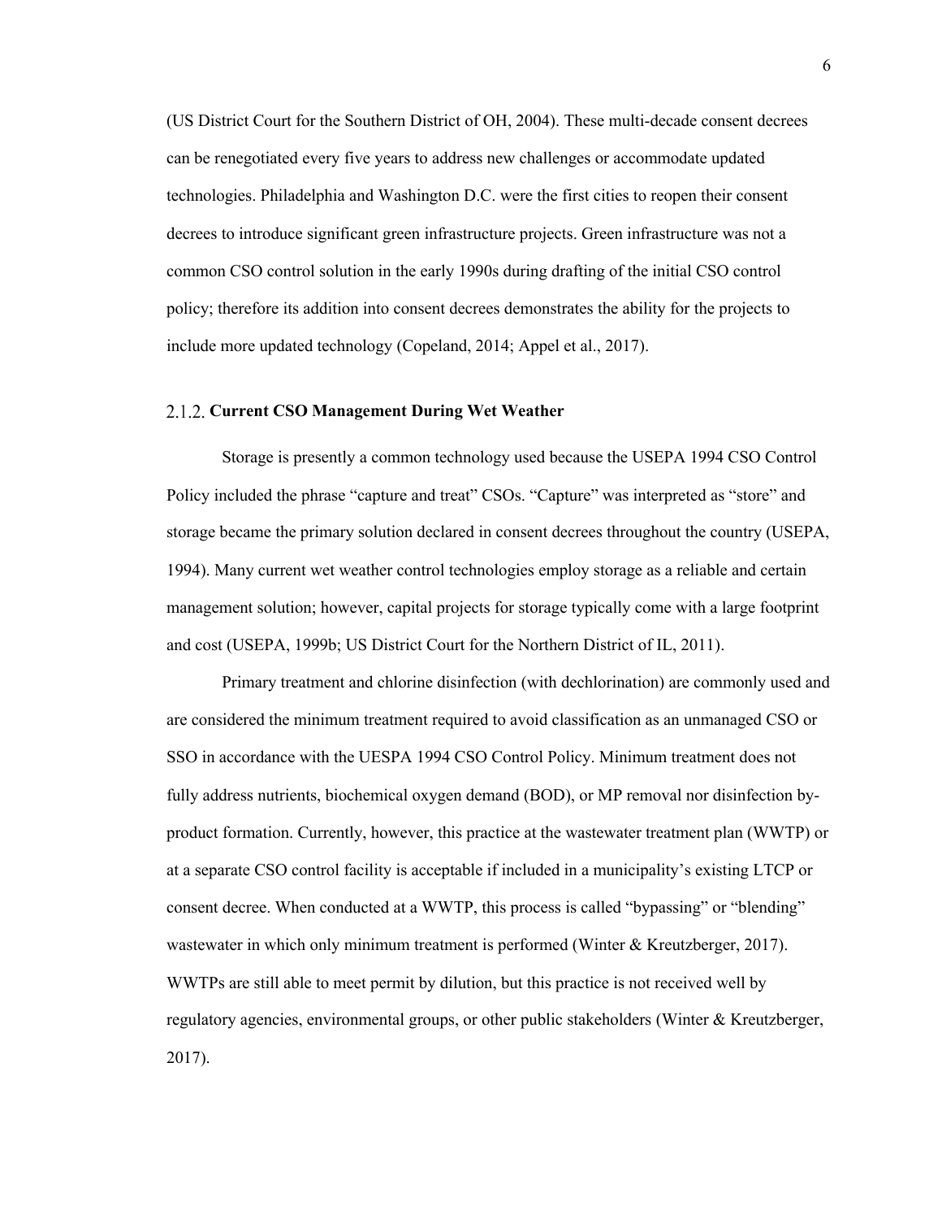(US District Court for the Southern District of OH, 2004). These multi-decade consent decrees can be renegotiated every five years to address new challenges or accommodate updated technologies. Philadelphia and Washington D.C. were the first cities to reopen their consent decrees to introduce significant green infrastructure projects. Green infrastructure was not a common CSO control solution in the early 1990s during drafting of the initial CSO control policy; therefore its addition into consent decrees demonstrates the ability for the projects to include more updated technology (Copeland, 2014; Appel et al., 2017).

### 2.1.2. Current CSO Management During Wet Weather

Storage is presently a common technology used because the USEPA 1994 CSO Control Policy included the phrase "capture and treat" CSOs. "Capture" was interpreted as "store" and storage became the primary solution declared in consent decrees throughout the country (USEPA, 1994). Many current wet weather control technologies employ storage as a reliable and certain management solution; however, capital projects for storage typically come with a large footprint and cost (USEPA, 1999b; US District Court for the Northern District of IL, 2011).

Primary treatment and chlorine disinfection (with dechlorination) are commonly used and are considered the minimum treatment required to avoid classification as an unmanaged CSO or SSO in accordance with the UESPA 1994 CSO Control Policy. Minimum treatment does not fully address nutrients, biochemical oxygen demand (BOD), or MP removal nor disinfection by-product formation. Currently, however, this practice at the wastewater treatment plan (WWTP) or at a separate CSO control facility is acceptable if included in a municipality's existing LTCP or consent decree. When conducted at a WWTP, this process is called "bypassing" or "blending" wastewater in which only minimum treatment is performed (Winter & Kreutzberger, 2017). WWTPs are still able to meet permit by dilution, but this practice is not received well by regulatory agencies, environmental groups, or other public stakeholders (Winter & Kreutzberger, 2017).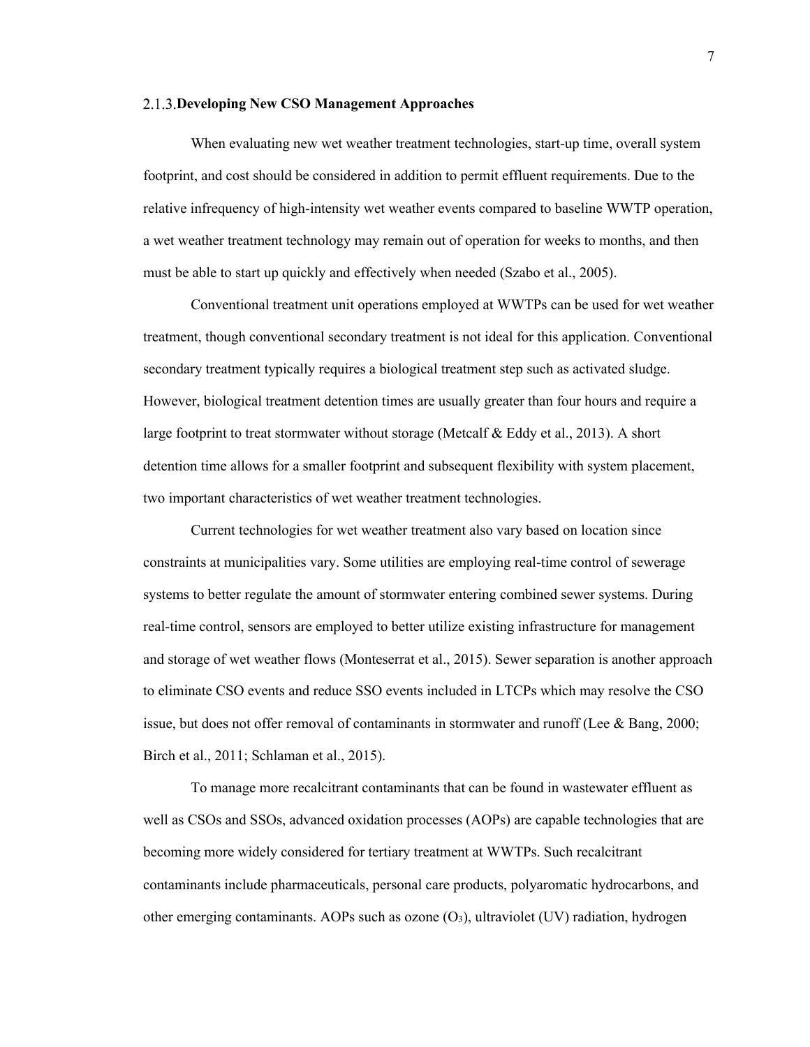### 2.1.3. Developing New CSO Management Approaches

When evaluating new wet weather treatment technologies, start-up time, overall system footprint, and cost should be considered in addition to permit effluent requirements. Due to the relative infrequency of high-intensity wet weather events compared to baseline WWTP operation, a wet weather treatment technology may remain out of operation for weeks to months, and then must be able to start up quickly and effectively when needed (Szabo et al., 2005).

Conventional treatment unit operations employed at WWTPs can be used for wet weather treatment, though conventional secondary treatment is not ideal for this application. Conventional secondary treatment typically requires a biological treatment step such as activated sludge. However, biological treatment detention times are usually greater than four hours and require a large footprint to treat stormwater without storage (Metcalf & Eddy et al., 2013). A short detention time allows for a smaller footprint and subsequent flexibility with system placement, two important characteristics of wet weather treatment technologies.

Current technologies for wet weather treatment also vary based on location since constraints at municipalities vary. Some utilities are employing real-time control of sewerage systems to better regulate the amount of stormwater entering combined sewer systems. During real-time control, sensors are employed to better utilize existing infrastructure for management and storage of wet weather flows (Monteserrat et al., 2015). Sewer separation is another approach to eliminate CSO events and reduce SSO events included in LTCPs which may resolve the CSO issue, but does not offer removal of contaminants in stormwater and runoff (Lee & Bang, 2000; Birch et al., 2011; Schlaman et al., 2015).

To manage more recalcitrant contaminants that can be found in wastewater effluent as well as CSOs and SSOs, advanced oxidation processes (AOPs) are capable technologies that are becoming more widely considered for tertiary treatment at WWTPs. Such recalcitrant contaminants include pharmaceuticals, personal care products, polyaromatic hydrocarbons, and other emerging contaminants. AOPs such as ozone ($O_3$), ultraviolet (UV) radiation, hydrogen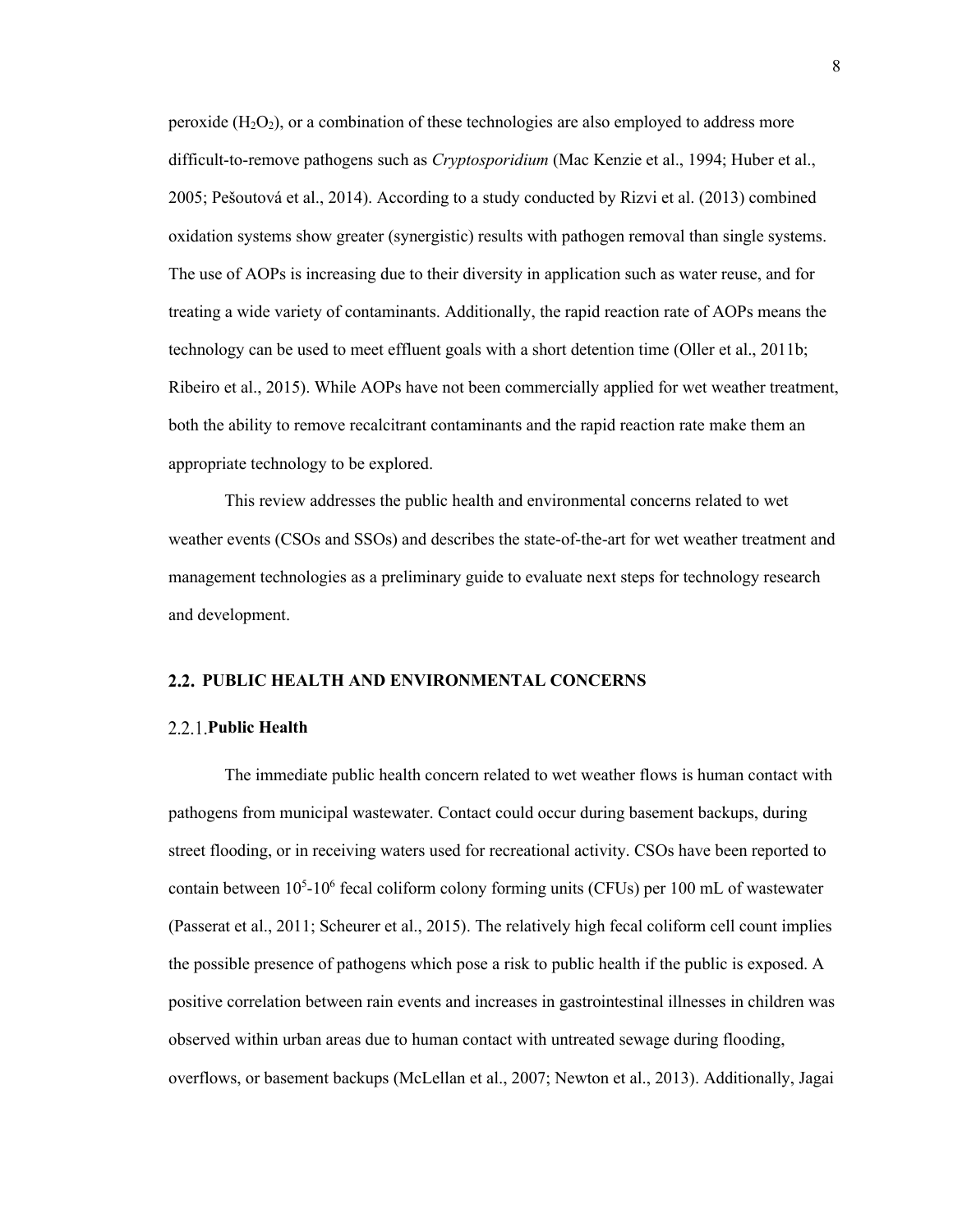peroxide ($H_2O_2$), or a combination of these technologies are also employed to address more difficult-to-remove pathogens such as *Cryptosporidium* (Mac Kenzie et al., 1994; Huber et al., 2005; Pešoutová et al., 2014). According to a study conducted by Rizvi et al. (2013) combined oxidation systems show greater (synergistic) results with pathogen removal than single systems. The use of AOPs is increasing due to their diversity in application such as water reuse, and for treating a wide variety of contaminants. Additionally, the rapid reaction rate of AOPs means the technology can be used to meet effluent goals with a short detention time (Oller et al., 2011b; Ribeiro et al., 2015). While AOPs have not been commercially applied for wet weather treatment, both the ability to remove recalcitrant contaminants and the rapid reaction rate make them an appropriate technology to be explored.

This review addresses the public health and environmental concerns related to wet weather events (CSOs and SSOs) and describes the state-of-the-art for wet weather treatment and management technologies as a preliminary guide to evaluate next steps for technology research and development.

## 2.2. PUBLIC HEALTH AND ENVIRONMENTAL CONCERNS

### 2.2.1. Public Health

The immediate public health concern related to wet weather flows is human contact with pathogens from municipal wastewater. Contact could occur during basement backups, during street flooding, or in receiving waters used for recreational activity. CSOs have been reported to contain between $10^5$-$10^6$ fecal coliform colony forming units (CFUs) per 100 mL of wastewater (Passerat et al., 2011; Scheurer et al., 2015). The relatively high fecal coliform cell count implies the possible presence of pathogens which pose a risk to public health if the public is exposed. A positive correlation between rain events and increases in gastrointestinal illnesses in children was observed within urban areas due to human contact with untreated sewage during flooding, overflows, or basement backups (McLellan et al., 2007; Newton et al., 2013). Additionally, Jagai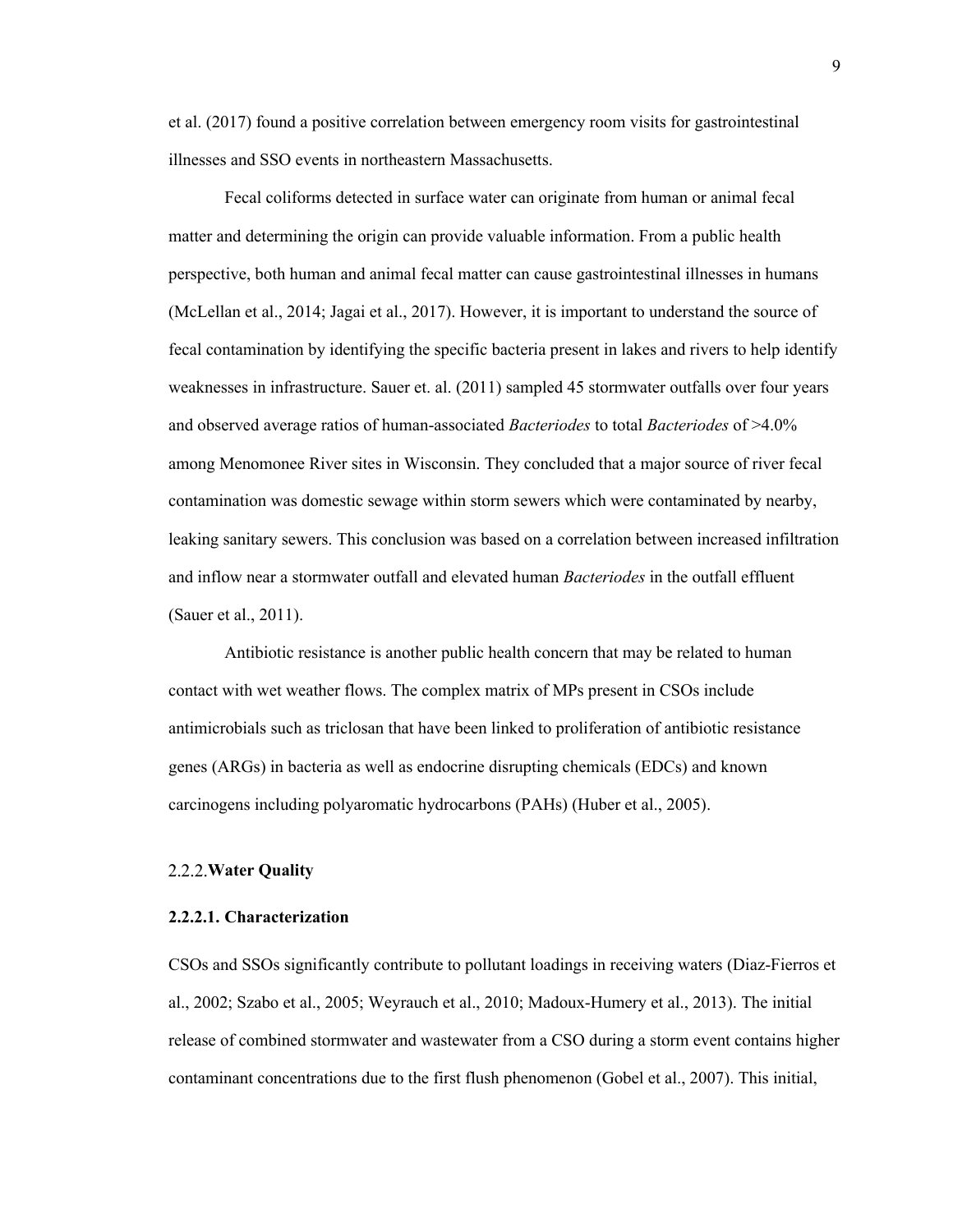et al. (2017) found a positive correlation between emergency room visits for gastrointestinal illnesses and SSO events in northeastern Massachusetts.

Fecal coliforms detected in surface water can originate from human or animal fecal matter and determining the origin can provide valuable information. From a public health perspective, both human and animal fecal matter can cause gastrointestinal illnesses in humans (McLellan et al., 2014; Jagai et al., 2017). However, it is important to understand the source of fecal contamination by identifying the specific bacteria present in lakes and rivers to help identify weaknesses in infrastructure. Sauer et. al. (2011) sampled 45 stormwater outfalls over four years and observed average ratios of human-associated *Bacteriodes* to total *Bacteriodes* of >4.0% among Menomonee River sites in Wisconsin. They concluded that a major source of river fecal contamination was domestic sewage within storm sewers which were contaminated by nearby, leaking sanitary sewers. This conclusion was based on a correlation between increased infiltration and inflow near a stormwater outfall and elevated human *Bacteriodes* in the outfall effluent (Sauer et al., 2011).

Antibiotic resistance is another public health concern that may be related to human contact with wet weather flows. The complex matrix of MPs present in CSOs include antimicrobials such as triclosan that have been linked to proliferation of antibiotic resistance genes (ARGs) in bacteria as well as endocrine disrupting chemicals (EDCs) and known carcinogens including polyaromatic hydrocarbons (PAHs) (Huber et al., 2005).

### 2.2.2. Water Quality

#### 2.2.2.1. Characterization

CSOs and SSOs significantly contribute to pollutant loadings in receiving waters (Diaz-Fierros et al., 2002; Szabo et al., 2005; Weyrauch et al., 2010; Madoux-Humery et al., 2013). The initial release of combined stormwater and wastewater from a CSO during a storm event contains higher contaminant concentrations due to the first flush phenomenon (Gobel et al., 2007). This initial,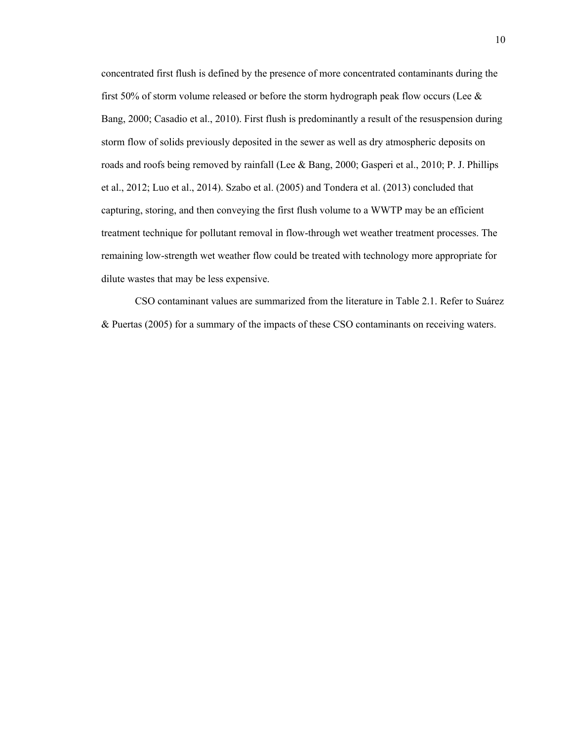concentrated first flush is defined by the presence of more concentrated contaminants during the first 50% of storm volume released or before the storm hydrograph peak flow occurs (Lee & Bang, 2000; Casadio et al., 2010). First flush is predominantly a result of the resuspension during storm flow of solids previously deposited in the sewer as well as dry atmospheric deposits on roads and roofs being removed by rainfall (Lee & Bang, 2000; Gasperi et al., 2010; P. J. Phillips et al., 2012; Luo et al., 2014). Szabo et al. (2005) and Tondera et al. (2013) concluded that capturing, storing, and then conveying the first flush volume to a WWTP may be an efficient treatment technique for pollutant removal in flow-through wet weather treatment processes. The remaining low-strength wet weather flow could be treated with technology more appropriate for dilute wastes that may be less expensive.

CSO contaminant values are summarized from the literature in Table 2.1. Refer to Suárez & Puertas (2005) for a summary of the impacts of these CSO contaminants on receiving waters.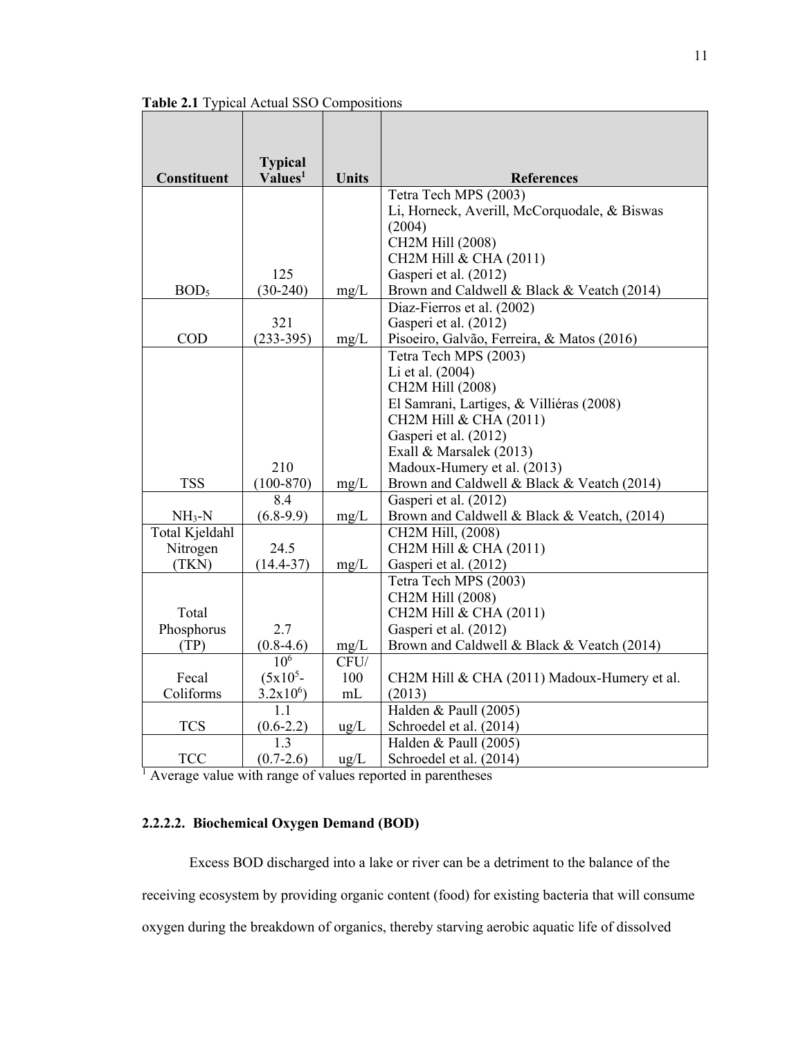**Table 2.1** Typical Actual SSO Compositions

| Constituent | Typical Values[1] | Units | References |
|---|---|---|---|
| $BOD_5$ | 125 (30-240) | mg/L | Tetra Tech MPS (2003)<br>Li, Horneck, Averill, McCorquodale, & Biswas (2004)<br>CH2M Hill (2008)<br>CH2M Hill & CHA (2011)<br>Gasperi et al. (2012)<br>Brown and Caldwell & Black & Veatch (2014) |
| COD | 321 (233-395) | mg/L | Diaz-Fierros et al. (2002)<br>Gasperi et al. (2012)<br>Pisoeiro, Galvão, Ferreira, & Matos (2016) |
| TSS | 210 (100-870) | mg/L | Tetra Tech MPS (2003)<br>Li et al. (2004)<br>CH2M Hill (2008)<br>El Samrani, Lartiges, & Villiéras (2008)<br>CH2M Hill & CHA (2011)<br>Gasperi et al. (2012)<br>Exall & Marsalek (2013)<br>Madoux-Humery et al. (2013)<br>Brown and Caldwell & Black & Veatch (2014) |
| $NH_3$-N | 8.4 (6.8-9.9) | mg/L | Gasperi et al. (2012)<br>Brown and Caldwell & Black & Veatch, (2014) |
| Total Kjeldahl Nitrogen (TKN) | 24.5 (14.4-37) | mg/L | CH2M Hill, (2008)<br>CH2M Hill & CHA (2011)<br>Gasperi et al. (2012) |
| Total Phosphorus (TP) | 2.7 (0.8-4.6) | mg/L | Tetra Tech MPS (2003)<br>CH2M Hill (2008)<br>CH2M Hill & CHA (2011)<br>Gasperi et al. (2012)<br>Brown and Caldwell & Black & Veatch (2014) |
| Fecal Coliforms | $10^6$ ($5x10^5$-$3.2x10^6$) | CFU/ 100 mL | CH2M Hill & CHA (2011) Madoux-Humery et al. (2013) |
| TCS | 1.1 (0.6-2.2) | ug/L | Halden & Paull (2005)<br>Schroedel et al. (2014) |
| TCC | 1.3 (0.7-2.6) | ug/L | Halden & Paull (2005)<br>Schroedel et al. (2014) |

[1] Average value with range of values reported in parentheses

#### 2.2.2.2. Biochemical Oxygen Demand (BOD)

Excess BOD discharged into a lake or river can be a detriment to the balance of the receiving ecosystem by providing organic content (food) for existing bacteria that will consume oxygen during the breakdown of organics, thereby starving aerobic aquatic life of dissolved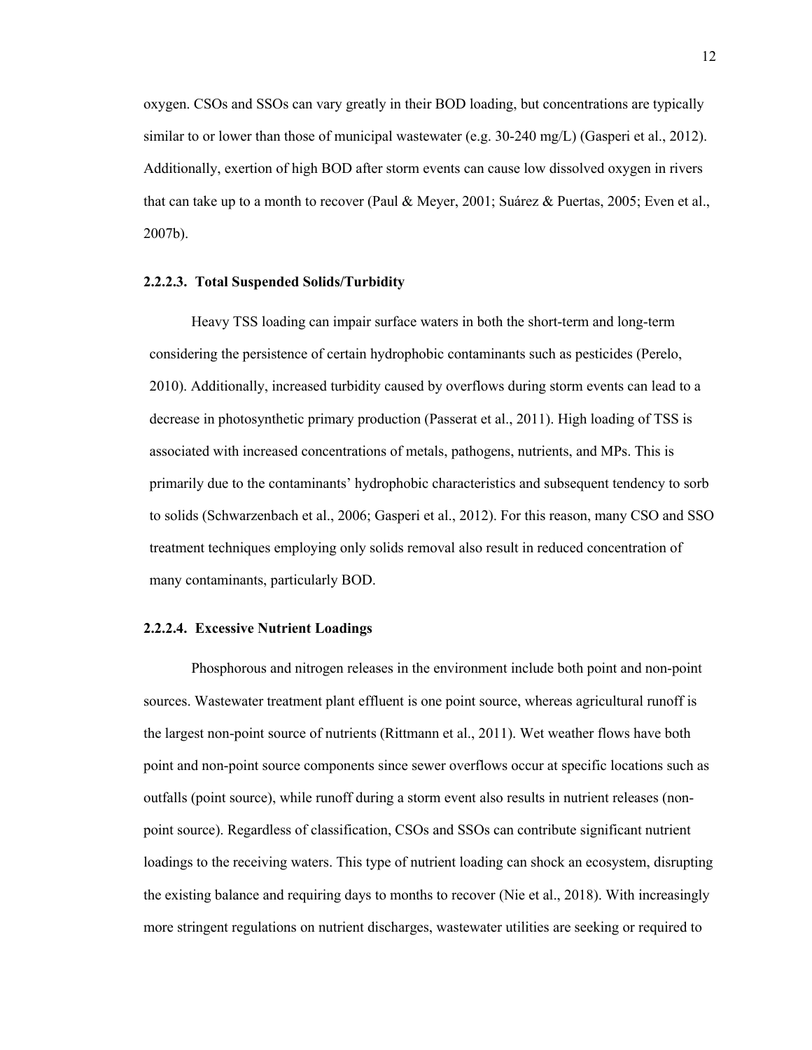oxygen. CSOs and SSOs can vary greatly in their BOD loading, but concentrations are typically similar to or lower than those of municipal wastewater (e.g. 30-240 mg/L) (Gasperi et al., 2012). Additionally, exertion of high BOD after storm events can cause low dissolved oxygen in rivers that can take up to a month to recover (Paul & Meyer, 2001; Suárez & Puertas, 2005; Even et al., 2007b).

#### 2.2.2.3. Total Suspended Solids/Turbidity

Heavy TSS loading can impair surface waters in both the short-term and long-term considering the persistence of certain hydrophobic contaminants such as pesticides (Perelo, 2010). Additionally, increased turbidity caused by overflows during storm events can lead to a decrease in photosynthetic primary production (Passerat et al., 2011). High loading of TSS is associated with increased concentrations of metals, pathogens, nutrients, and MPs. This is primarily due to the contaminants' hydrophobic characteristics and subsequent tendency to sorb to solids (Schwarzenbach et al., 2006; Gasperi et al., 2012). For this reason, many CSO and SSO treatment techniques employing only solids removal also result in reduced concentration of many contaminants, particularly BOD.

#### 2.2.2.4. Excessive Nutrient Loadings

Phosphorous and nitrogen releases in the environment include both point and non-point sources. Wastewater treatment plant effluent is one point source, whereas agricultural runoff is the largest non-point source of nutrients (Rittmann et al., 2011). Wet weather flows have both point and non-point source components since sewer overflows occur at specific locations such as outfalls (point source), while runoff during a storm event also results in nutrient releases (non-point source). Regardless of classification, CSOs and SSOs can contribute significant nutrient loadings to the receiving waters. This type of nutrient loading can shock an ecosystem, disrupting the existing balance and requiring days to months to recover (Nie et al., 2018). With increasingly more stringent regulations on nutrient discharges, wastewater utilities are seeking or required to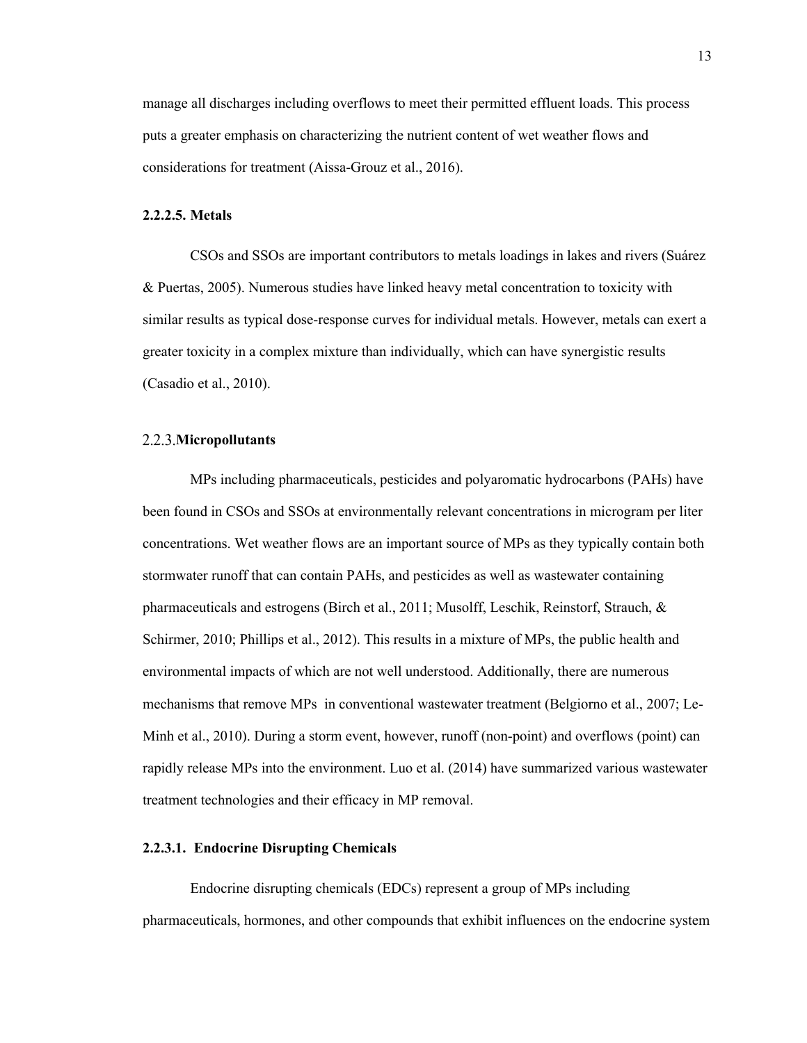manage all discharges including overflows to meet their permitted effluent loads. This process puts a greater emphasis on characterizing the nutrient content of wet weather flows and considerations for treatment (Aissa-Grouz et al., 2016).

#### 2.2.2.5. Metals

CSOs and SSOs are important contributors to metals loadings in lakes and rivers (Suárez & Puertas, 2005). Numerous studies have linked heavy metal concentration to toxicity with similar results as typical dose-response curves for individual metals. However, metals can exert a greater toxicity in a complex mixture than individually, which can have synergistic results (Casadio et al., 2010).

### 2.2.3. Micropollutants

MPs including pharmaceuticals, pesticides and polyaromatic hydrocarbons (PAHs) have been found in CSOs and SSOs at environmentally relevant concentrations in microgram per liter concentrations. Wet weather flows are an important source of MPs as they typically contain both stormwater runoff that can contain PAHs, and pesticides as well as wastewater containing pharmaceuticals and estrogens (Birch et al., 2011; Musolff, Leschik, Reinstorf, Strauch, & Schirmer, 2010; Phillips et al., 2012). This results in a mixture of MPs, the public health and environmental impacts of which are not well understood. Additionally, there are numerous mechanisms that remove MPs in conventional wastewater treatment (Belgiorno et al., 2007; Le-Minh et al., 2010). During a storm event, however, runoff (non-point) and overflows (point) can rapidly release MPs into the environment. Luo et al. (2014) have summarized various wastewater treatment technologies and their efficacy in MP removal.

#### 2.2.3.1. Endocrine Disrupting Chemicals

Endocrine disrupting chemicals (EDCs) represent a group of MPs including pharmaceuticals, hormones, and other compounds that exhibit influences on the endocrine system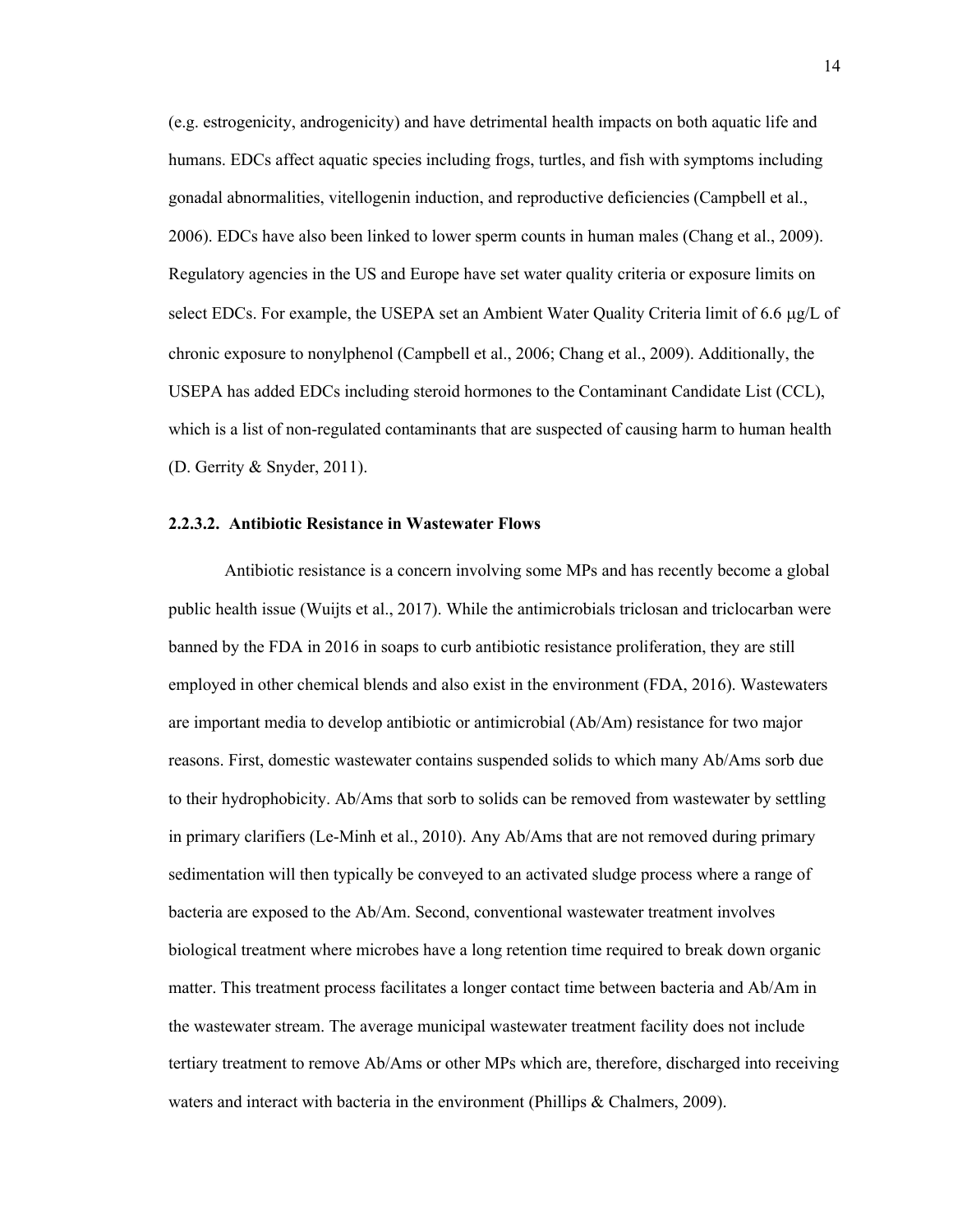(e.g. estrogenicity, androgenicity) and have detrimental health impacts on both aquatic life and humans. EDCs affect aquatic species including frogs, turtles, and fish with symptoms including gonadal abnormalities, vitellogenin induction, and reproductive deficiencies (Campbell et al., 2006). EDCs have also been linked to lower sperm counts in human males (Chang et al., 2009). Regulatory agencies in the US and Europe have set water quality criteria or exposure limits on select EDCs. For example, the USEPA set an Ambient Water Quality Criteria limit of 6.6 μg/L of chronic exposure to nonylphenol (Campbell et al., 2006; Chang et al., 2009). Additionally, the USEPA has added EDCs including steroid hormones to the Contaminant Candidate List (CCL), which is a list of non-regulated contaminants that are suspected of causing harm to human health (D. Gerrity & Snyder, 2011).

#### 2.2.3.2. Antibiotic Resistance in Wastewater Flows

Antibiotic resistance is a concern involving some MPs and has recently become a global public health issue (Wuijts et al., 2017). While the antimicrobials triclosan and triclocarban were banned by the FDA in 2016 in soaps to curb antibiotic resistance proliferation, they are still employed in other chemical blends and also exist in the environment (FDA, 2016). Wastewaters are important media to develop antibiotic or antimicrobial (Ab/Am) resistance for two major reasons. First, domestic wastewater contains suspended solids to which many Ab/Ams sorb due to their hydrophobicity. Ab/Ams that sorb to solids can be removed from wastewater by settling in primary clarifiers (Le-Minh et al., 2010). Any Ab/Ams that are not removed during primary sedimentation will then typically be conveyed to an activated sludge process where a range of bacteria are exposed to the Ab/Am. Second, conventional wastewater treatment involves biological treatment where microbes have a long retention time required to break down organic matter. This treatment process facilitates a longer contact time between bacteria and Ab/Am in the wastewater stream. The average municipal wastewater treatment facility does not include tertiary treatment to remove Ab/Ams or other MPs which are, therefore, discharged into receiving waters and interact with bacteria in the environment (Phillips & Chalmers, 2009).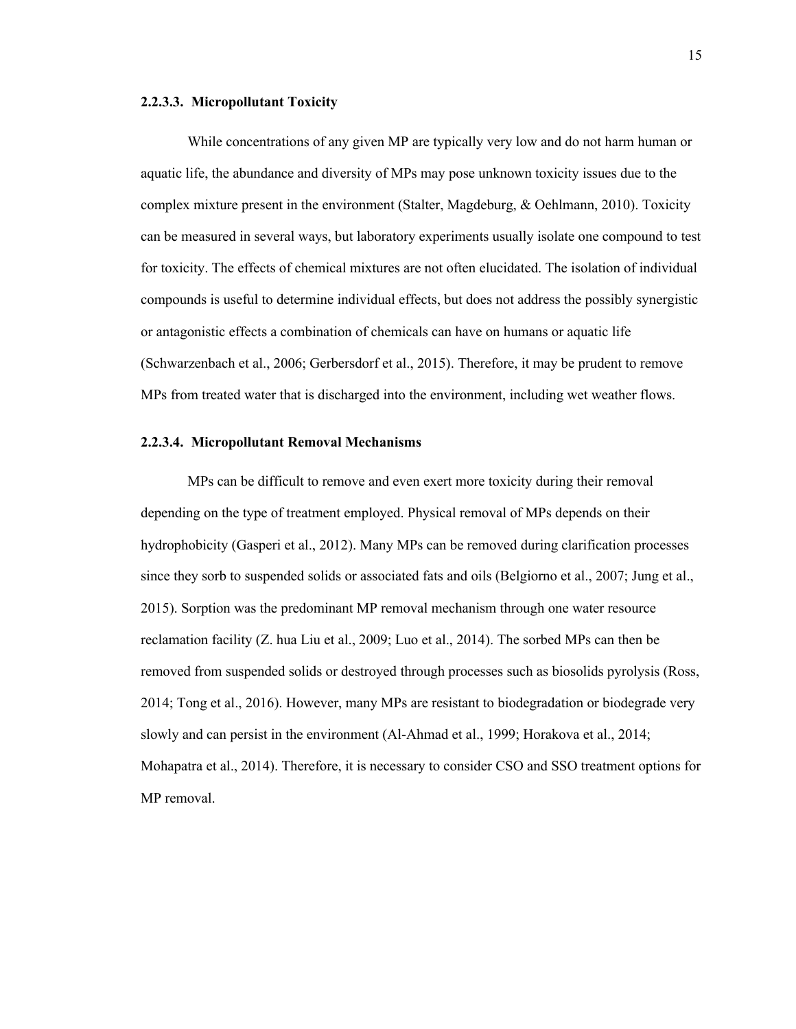#### 2.2.3.3. Micropollutant Toxicity

While concentrations of any given MP are typically very low and do not harm human or aquatic life, the abundance and diversity of MPs may pose unknown toxicity issues due to the complex mixture present in the environment (Stalter, Magdeburg, & Oehlmann, 2010). Toxicity can be measured in several ways, but laboratory experiments usually isolate one compound to test for toxicity. The effects of chemical mixtures are not often elucidated. The isolation of individual compounds is useful to determine individual effects, but does not address the possibly synergistic or antagonistic effects a combination of chemicals can have on humans or aquatic life (Schwarzenbach et al., 2006; Gerbersdorf et al., 2015). Therefore, it may be prudent to remove MPs from treated water that is discharged into the environment, including wet weather flows.

#### 2.2.3.4. Micropollutant Removal Mechanisms

MPs can be difficult to remove and even exert more toxicity during their removal depending on the type of treatment employed. Physical removal of MPs depends on their hydrophobicity (Gasperi et al., 2012). Many MPs can be removed during clarification processes since they sorb to suspended solids or associated fats and oils (Belgiorno et al., 2007; Jung et al., 2015). Sorption was the predominant MP removal mechanism through one water resource reclamation facility (Z. hua Liu et al., 2009; Luo et al., 2014). The sorbed MPs can then be removed from suspended solids or destroyed through processes such as biosolids pyrolysis (Ross, 2014; Tong et al., 2016). However, many MPs are resistant to biodegradation or biodegrade very slowly and can persist in the environment (Al-Ahmad et al., 1999; Horakova et al., 2014; Mohapatra et al., 2014). Therefore, it is necessary to consider CSO and SSO treatment options for MP removal.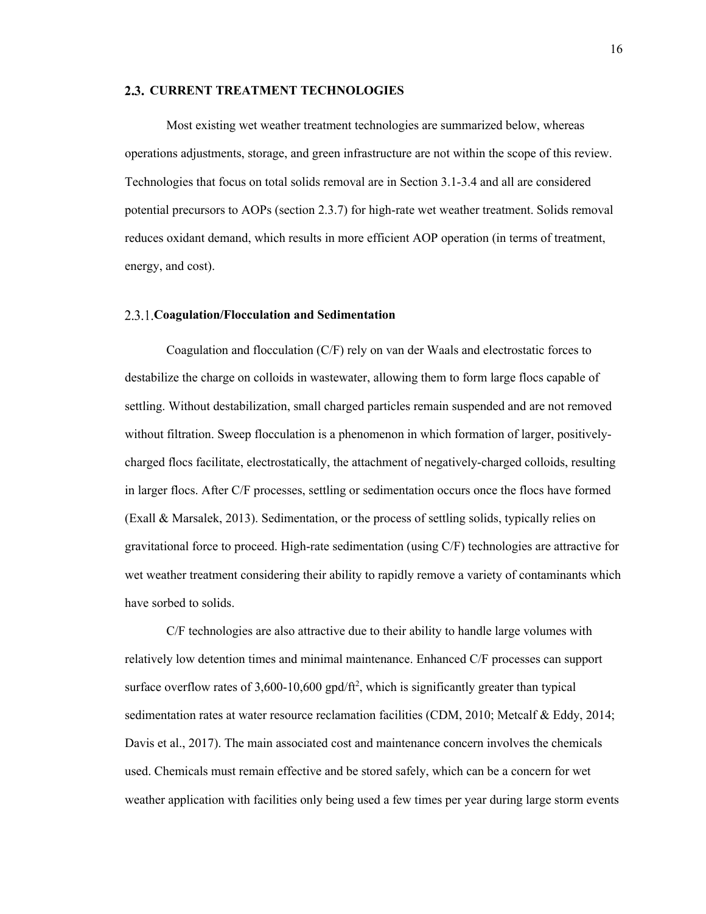## 2.3. CURRENT TREATMENT TECHNOLOGIES

Most existing wet weather treatment technologies are summarized below, whereas operations adjustments, storage, and green infrastructure are not within the scope of this review. Technologies that focus on total solids removal are in Section 3.1-3.4 and all are considered potential precursors to AOPs (section 2.3.7) for high-rate wet weather treatment. Solids removal reduces oxidant demand, which results in more efficient AOP operation (in terms of treatment, energy, and cost).

### 2.3.1. Coagulation/Flocculation and Sedimentation

Coagulation and flocculation (C/F) rely on van der Waals and electrostatic forces to destabilize the charge on colloids in wastewater, allowing them to form large flocs capable of settling. Without destabilization, small charged particles remain suspended and are not removed without filtration. Sweep flocculation is a phenomenon in which formation of larger, positively-charged flocs facilitate, electrostatically, the attachment of negatively-charged colloids, resulting in larger flocs. After C/F processes, settling or sedimentation occurs once the flocs have formed (Exall & Marsalek, 2013). Sedimentation, or the process of settling solids, typically relies on gravitational force to proceed. High-rate sedimentation (using C/F) technologies are attractive for wet weather treatment considering their ability to rapidly remove a variety of contaminants which have sorbed to solids.

C/F technologies are also attractive due to their ability to handle large volumes with relatively low detention times and minimal maintenance. Enhanced C/F processes can support surface overflow rates of 3,600-10,600 gpd/ft$^2$, which is significantly greater than typical sedimentation rates at water resource reclamation facilities (CDM, 2010; Metcalf & Eddy, 2014; Davis et al., 2017). The main associated cost and maintenance concern involves the chemicals used. Chemicals must remain effective and be stored safely, which can be a concern for wet weather application with facilities only being used a few times per year during large storm events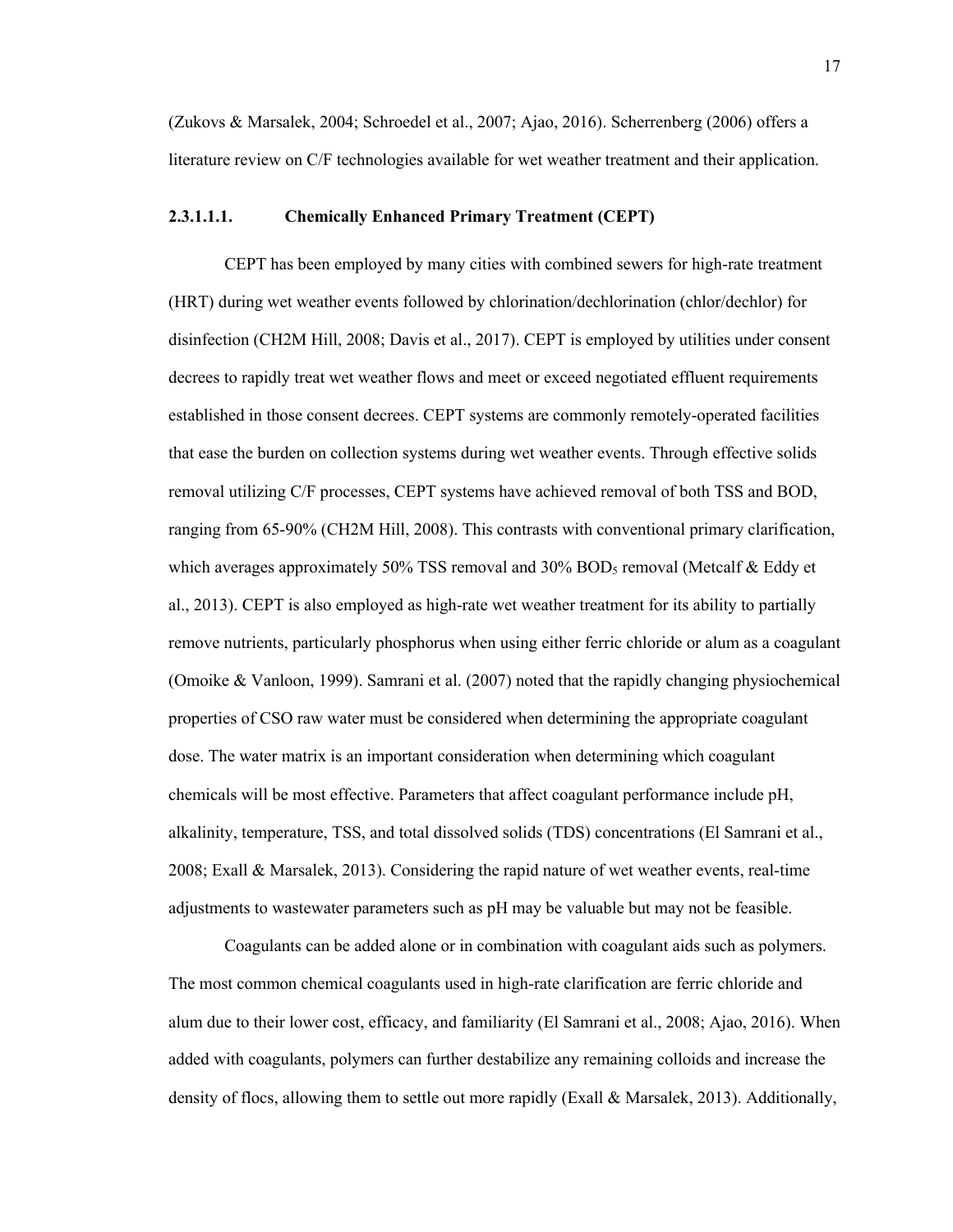(Zukovs & Marsalek, 2004; Schroedel et al., 2007; Ajao, 2016). Scherrenberg (2006) offers a literature review on C/F technologies available for wet weather treatment and their application.

#### 2.3.1.1.1. Chemically Enhanced Primary Treatment (CEPT)

CEPT has been employed by many cities with combined sewers for high-rate treatment (HRT) during wet weather events followed by chlorination/dechlorination (chlor/dechlor) for disinfection (CH2M Hill, 2008; Davis et al., 2017). CEPT is employed by utilities under consent decrees to rapidly treat wet weather flows and meet or exceed negotiated effluent requirements established in those consent decrees. CEPT systems are commonly remotely-operated facilities that ease the burden on collection systems during wet weather events. Through effective solids removal utilizing C/F processes, CEPT systems have achieved removal of both TSS and BOD, ranging from 65-90% (CH2M Hill, 2008). This contrasts with conventional primary clarification, which averages approximately 50% TSS removal and 30% $BOD_5$ removal (Metcalf & Eddy et al., 2013). CEPT is also employed as high-rate wet weather treatment for its ability to partially remove nutrients, particularly phosphorus when using either ferric chloride or alum as a coagulant (Omoike & Vanloon, 1999). Samrani et al. (2007) noted that the rapidly changing physiochemical properties of CSO raw water must be considered when determining the appropriate coagulant dose. The water matrix is an important consideration when determining which coagulant chemicals will be most effective. Parameters that affect coagulant performance include pH, alkalinity, temperature, TSS, and total dissolved solids (TDS) concentrations (El Samrani et al., 2008; Exall & Marsalek, 2013). Considering the rapid nature of wet weather events, real-time adjustments to wastewater parameters such as pH may be valuable but may not be feasible.

Coagulants can be added alone or in combination with coagulant aids such as polymers. The most common chemical coagulants used in high-rate clarification are ferric chloride and alum due to their lower cost, efficacy, and familiarity (El Samrani et al., 2008; Ajao, 2016). When added with coagulants, polymers can further destabilize any remaining colloids and increase the density of flocs, allowing them to settle out more rapidly (Exall & Marsalek, 2013). Additionally,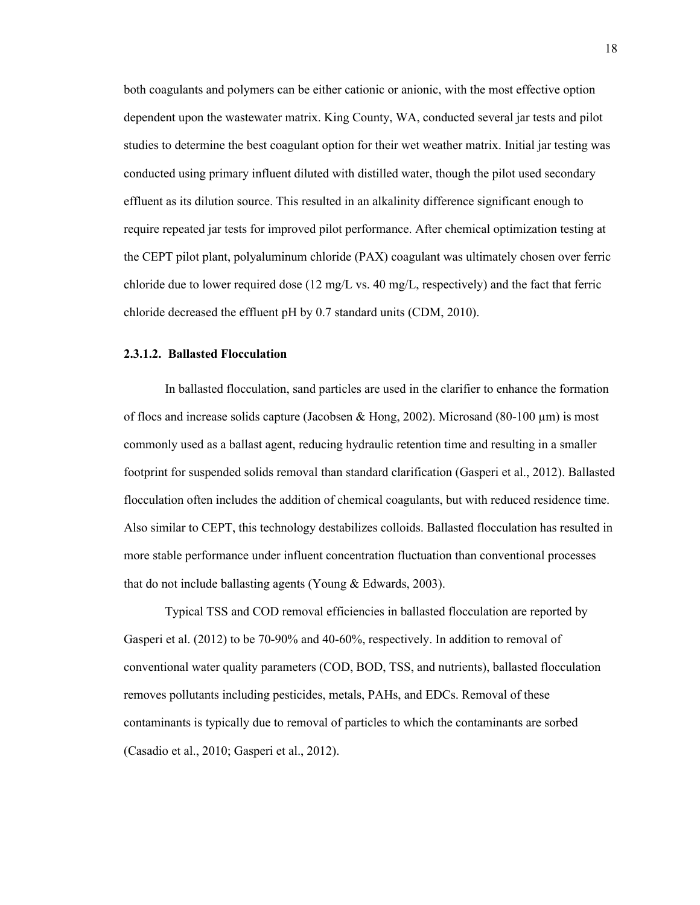both coagulants and polymers can be either cationic or anionic, with the most effective option dependent upon the wastewater matrix. King County, WA, conducted several jar tests and pilot studies to determine the best coagulant option for their wet weather matrix. Initial jar testing was conducted using primary influent diluted with distilled water, though the pilot used secondary effluent as its dilution source. This resulted in an alkalinity difference significant enough to require repeated jar tests for improved pilot performance. After chemical optimization testing at the CEPT pilot plant, polyaluminum chloride (PAX) coagulant was ultimately chosen over ferric chloride due to lower required dose (12 mg/L vs. 40 mg/L, respectively) and the fact that ferric chloride decreased the effluent pH by 0.7 standard units (CDM, 2010).

#### 2.3.1.2. Ballasted Flocculation

In ballasted flocculation, sand particles are used in the clarifier to enhance the formation of flocs and increase solids capture (Jacobsen & Hong, 2002). Microsand (80-100 μm) is most commonly used as a ballast agent, reducing hydraulic retention time and resulting in a smaller footprint for suspended solids removal than standard clarification (Gasperi et al., 2012). Ballasted flocculation often includes the addition of chemical coagulants, but with reduced residence time. Also similar to CEPT, this technology destabilizes colloids. Ballasted flocculation has resulted in more stable performance under influent concentration fluctuation than conventional processes that do not include ballasting agents (Young & Edwards, 2003).

Typical TSS and COD removal efficiencies in ballasted flocculation are reported by Gasperi et al. (2012) to be 70-90% and 40-60%, respectively. In addition to removal of conventional water quality parameters (COD, BOD, TSS, and nutrients), ballasted flocculation removes pollutants including pesticides, metals, PAHs, and EDCs. Removal of these contaminants is typically due to removal of particles to which the contaminants are sorbed (Casadio et al., 2010; Gasperi et al., 2012).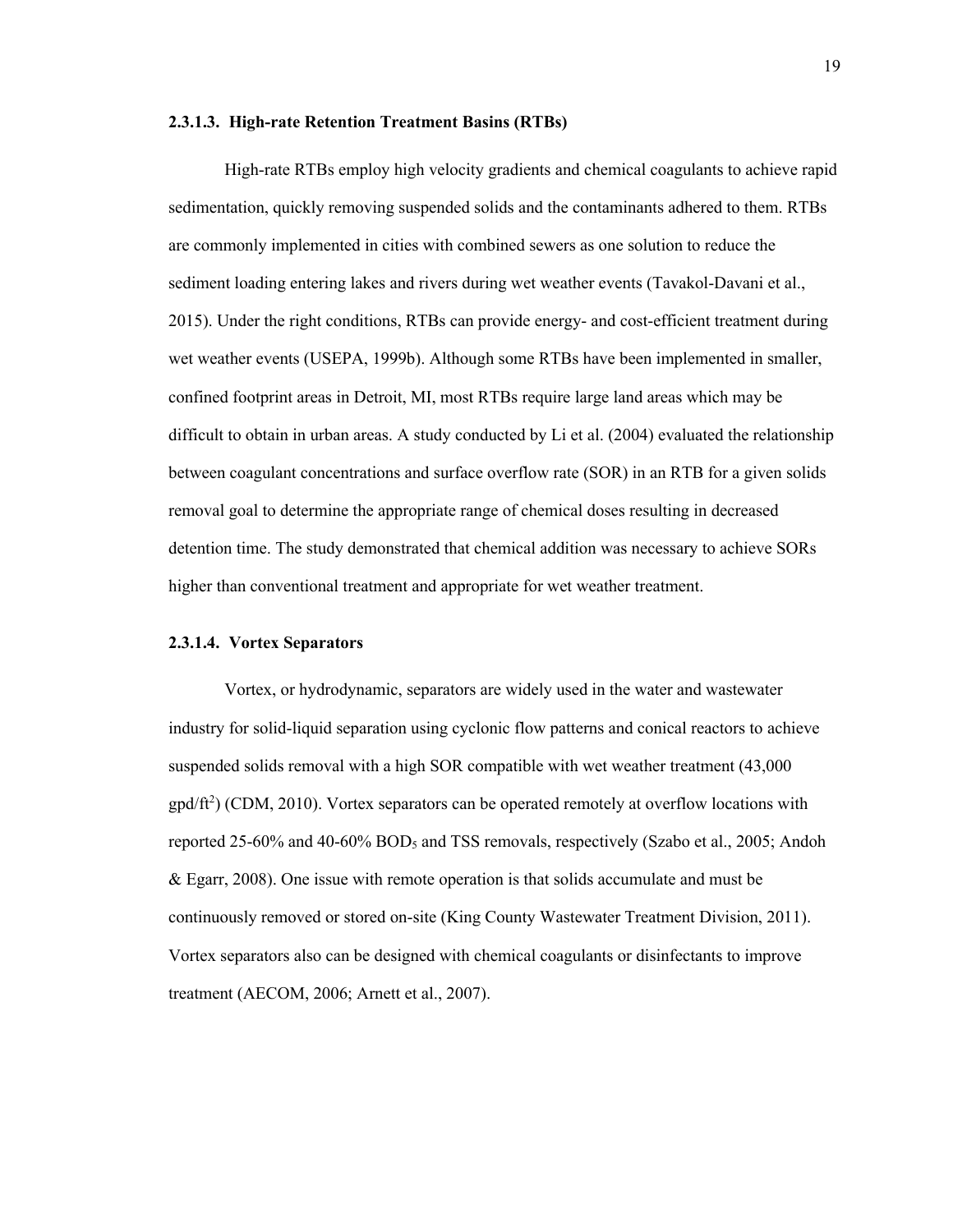#### 2.3.1.3. High-rate Retention Treatment Basins (RTBs)

High-rate RTBs employ high velocity gradients and chemical coagulants to achieve rapid sedimentation, quickly removing suspended solids and the contaminants adhered to them. RTBs are commonly implemented in cities with combined sewers as one solution to reduce the sediment loading entering lakes and rivers during wet weather events (Tavakol-Davani et al., 2015). Under the right conditions, RTBs can provide energy- and cost-efficient treatment during wet weather events (USEPA, 1999b). Although some RTBs have been implemented in smaller, confined footprint areas in Detroit, MI, most RTBs require large land areas which may be difficult to obtain in urban areas. A study conducted by Li et al. (2004) evaluated the relationship between coagulant concentrations and surface overflow rate (SOR) in an RTB for a given solids removal goal to determine the appropriate range of chemical doses resulting in decreased detention time. The study demonstrated that chemical addition was necessary to achieve SORs higher than conventional treatment and appropriate for wet weather treatment.

#### 2.3.1.4. Vortex Separators

Vortex, or hydrodynamic, separators are widely used in the water and wastewater industry for solid-liquid separation using cyclonic flow patterns and conical reactors to achieve suspended solids removal with a high SOR compatible with wet weather treatment (43,000 gpd/ft$^2$) (CDM, 2010). Vortex separators can be operated remotely at overflow locations with reported 25-60% and 40-60% $BOD_5$ and TSS removals, respectively (Szabo et al., 2005; Andoh & Egarr, 2008). One issue with remote operation is that solids accumulate and must be continuously removed or stored on-site (King County Wastewater Treatment Division, 2011). Vortex separators also can be designed with chemical coagulants or disinfectants to improve treatment (AECOM, 2006; Arnett et al., 2007).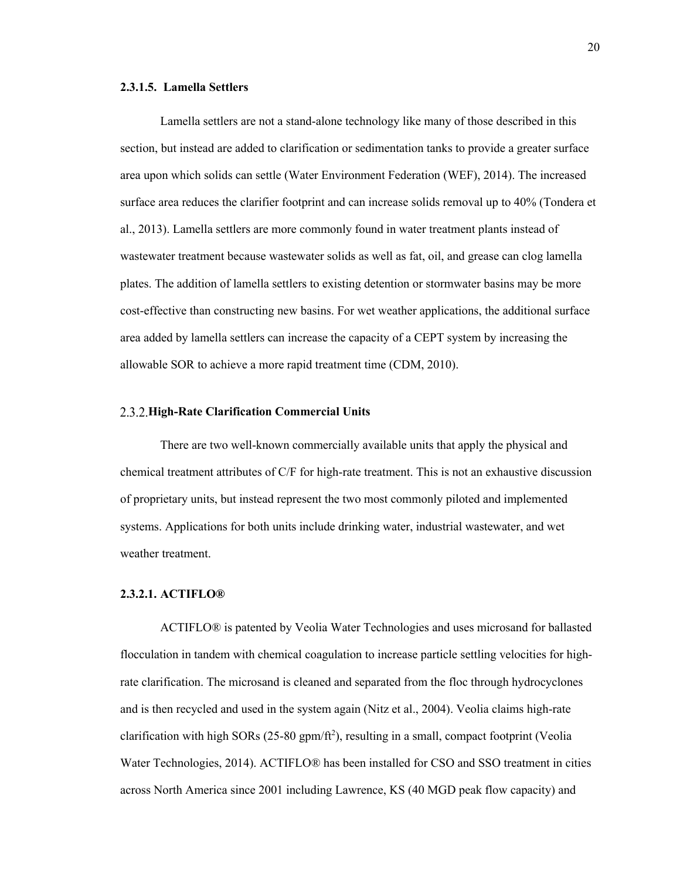#### 2.3.1.5. Lamella Settlers

Lamella settlers are not a stand-alone technology like many of those described in this section, but instead are added to clarification or sedimentation tanks to provide a greater surface area upon which solids can settle (Water Environment Federation (WEF), 2014). The increased surface area reduces the clarifier footprint and can increase solids removal up to 40% (Tondera et al., 2013). Lamella settlers are more commonly found in water treatment plants instead of wastewater treatment because wastewater solids as well as fat, oil, and grease can clog lamella plates. The addition of lamella settlers to existing detention or stormwater basins may be more cost-effective than constructing new basins. For wet weather applications, the additional surface area added by lamella settlers can increase the capacity of a CEPT system by increasing the allowable SOR to achieve a more rapid treatment time (CDM, 2010).

### 2.3.2. High-Rate Clarification Commercial Units

There are two well-known commercially available units that apply the physical and chemical treatment attributes of C/F for high-rate treatment. This is not an exhaustive discussion of proprietary units, but instead represent the two most commonly piloted and implemented systems. Applications for both units include drinking water, industrial wastewater, and wet weather treatment.

#### 2.3.2.1. ACTIFLO®

ACTIFLO® is patented by Veolia Water Technologies and uses microsand for ballasted flocculation in tandem with chemical coagulation to increase particle settling velocities for high-rate clarification. The microsand is cleaned and separated from the floc through hydrocyclones and is then recycled and used in the system again (Nitz et al., 2004). Veolia claims high-rate clarification with high SORs (25-80 gpm/ft$^2$), resulting in a small, compact footprint (Veolia Water Technologies, 2014). ACTIFLO® has been installed for CSO and SSO treatment in cities across North America since 2001 including Lawrence, KS (40 MGD peak flow capacity) and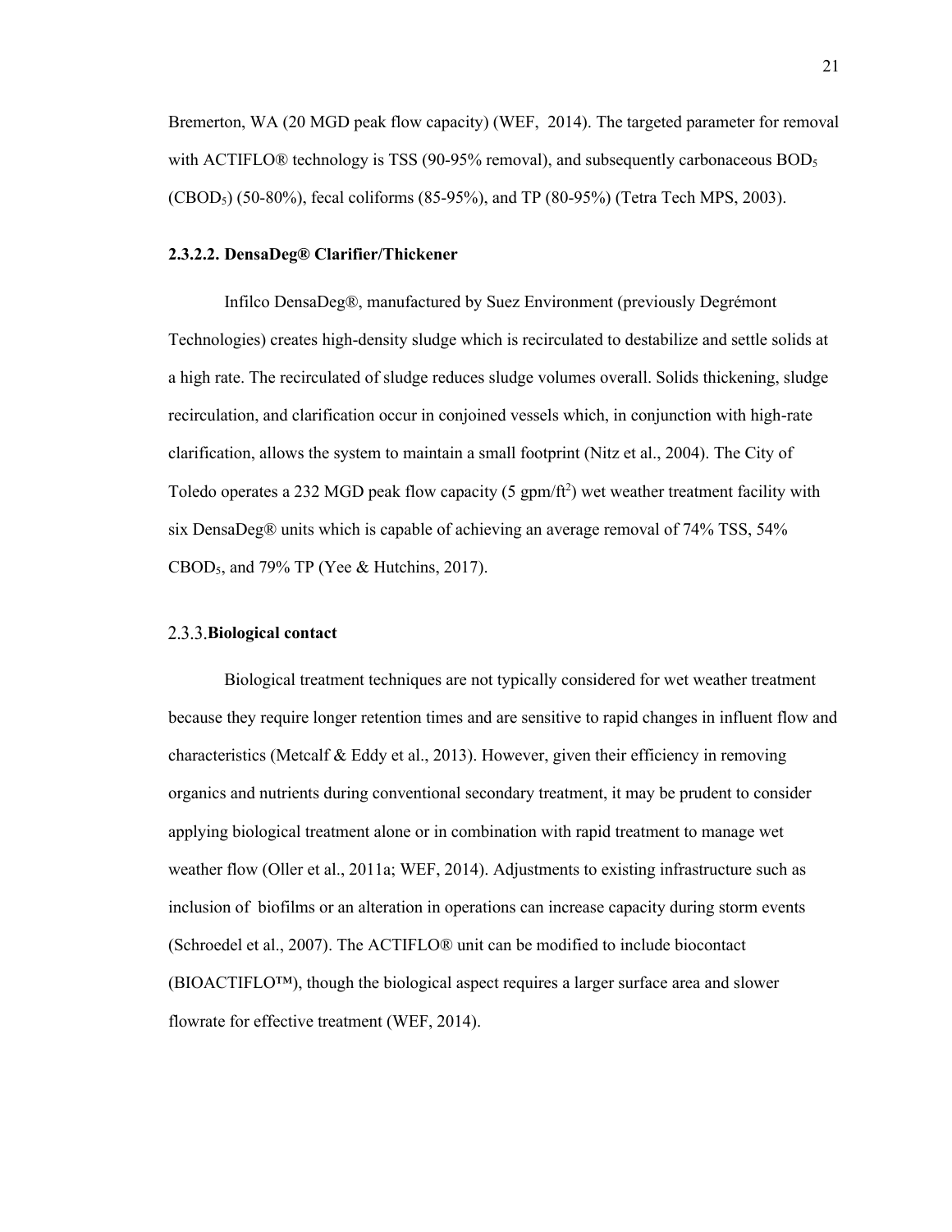Bremerton, WA (20 MGD peak flow capacity) (WEF, 2014). The targeted parameter for removal with ACTIFLO® technology is TSS (90-95% removal), and subsequently carbonaceous $BOD_5$ ($CBOD_5$) (50-80%), fecal coliforms (85-95%), and TP (80-95%) (Tetra Tech MPS, 2003).

#### 2.3.2.2. DensaDeg® Clarifier/Thickener

Infilco DensaDeg®, manufactured by Suez Environment (previously Degrémont Technologies) creates high-density sludge which is recirculated to destabilize and settle solids at a high rate. The recirculated of sludge reduces sludge volumes overall. Solids thickening, sludge recirculation, and clarification occur in conjoined vessels which, in conjunction with high-rate clarification, allows the system to maintain a small footprint (Nitz et al., 2004). The City of Toledo operates a 232 MGD peak flow capacity (5 gpm/$ft^2$) wet weather treatment facility with six DensaDeg® units which is capable of achieving an average removal of 74% TSS, 54% $CBOD_5$, and 79% TP (Yee & Hutchins, 2017).

### 2.3.3. Biological contact

Biological treatment techniques are not typically considered for wet weather treatment because they require longer retention times and are sensitive to rapid changes in influent flow and characteristics (Metcalf & Eddy et al., 2013). However, given their efficiency in removing organics and nutrients during conventional secondary treatment, it may be prudent to consider applying biological treatment alone or in combination with rapid treatment to manage wet weather flow (Oller et al., 2011a; WEF, 2014). Adjustments to existing infrastructure such as inclusion of biofilms or an alteration in operations can increase capacity during storm events (Schroedel et al., 2007). The ACTIFLO® unit can be modified to include biocontact (BIOACTIFLO™), though the biological aspect requires a larger surface area and slower flowrate for effective treatment (WEF, 2014).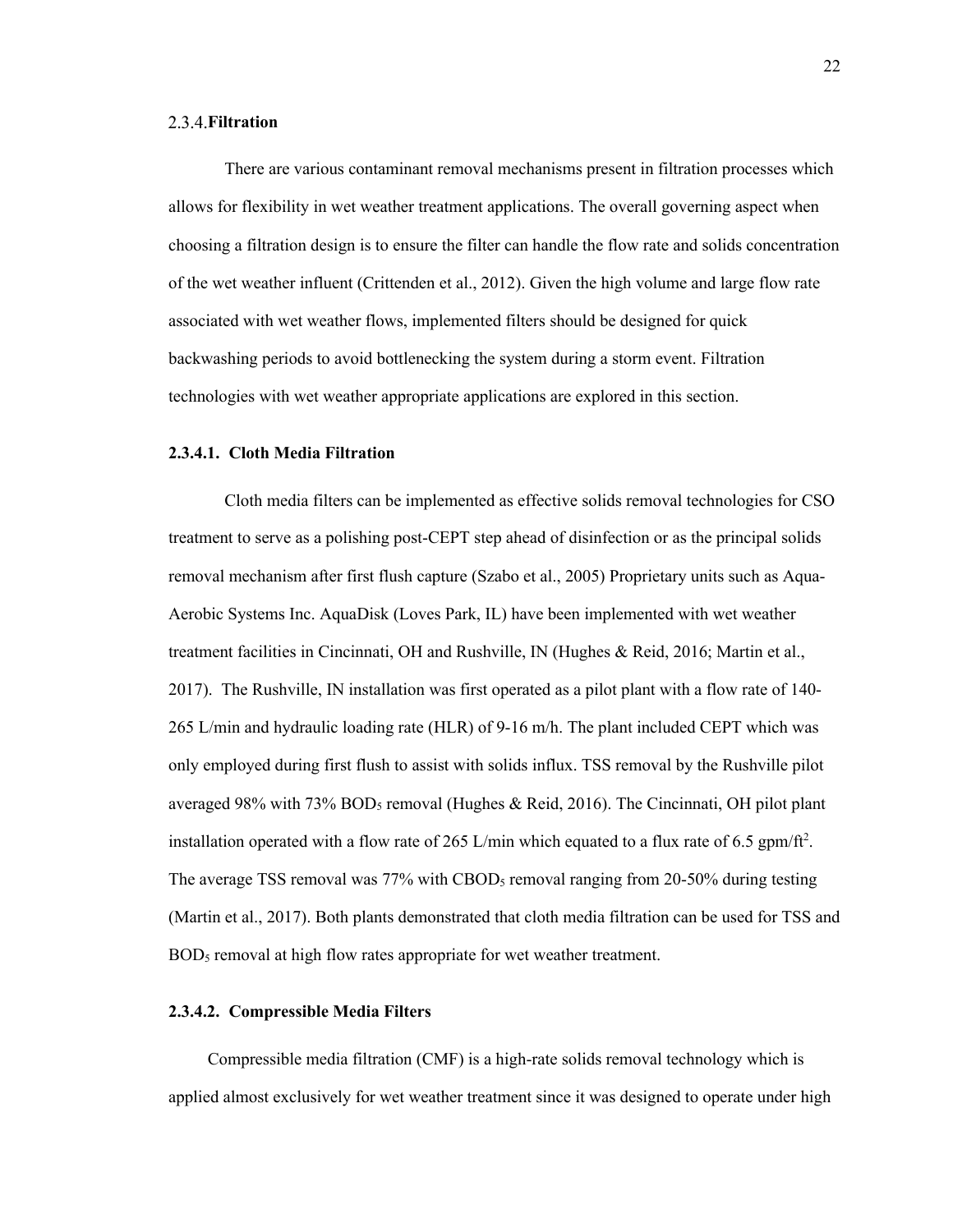### 2.3.4. Filtration

There are various contaminant removal mechanisms present in filtration processes which allows for flexibility in wet weather treatment applications. The overall governing aspect when choosing a filtration design is to ensure the filter can handle the flow rate and solids concentration of the wet weather influent (Crittenden et al., 2012). Given the high volume and large flow rate associated with wet weather flows, implemented filters should be designed for quick backwashing periods to avoid bottlenecking the system during a storm event. Filtration technologies with wet weather appropriate applications are explored in this section.

#### 2.3.4.1. Cloth Media Filtration

Cloth media filters can be implemented as effective solids removal technologies for CSO treatment to serve as a polishing post-CEPT step ahead of disinfection or as the principal solids removal mechanism after first flush capture (Szabo et al., 2005) Proprietary units such as Aqua-Aerobic Systems Inc. AquaDisk (Loves Park, IL) have been implemented with wet weather treatment facilities in Cincinnati, OH and Rushville, IN (Hughes & Reid, 2016; Martin et al., 2017). The Rushville, IN installation was first operated as a pilot plant with a flow rate of 140-265 L/min and hydraulic loading rate (HLR) of 9-16 m/h. The plant included CEPT which was only employed during first flush to assist with solids influx. TSS removal by the Rushville pilot averaged 98% with 73% $BOD_5$ removal (Hughes & Reid, 2016). The Cincinnati, OH pilot plant installation operated with a flow rate of 265 L/min which equated to a flux rate of 6.5 gpm/$ft^2$. The average TSS removal was 77% with $CBOD_5$ removal ranging from 20-50% during testing (Martin et al., 2017). Both plants demonstrated that cloth media filtration can be used for TSS and $BOD_5$ removal at high flow rates appropriate for wet weather treatment.

#### 2.3.4.2. Compressible Media Filters

Compressible media filtration (CMF) is a high-rate solids removal technology which is applied almost exclusively for wet weather treatment since it was designed to operate under high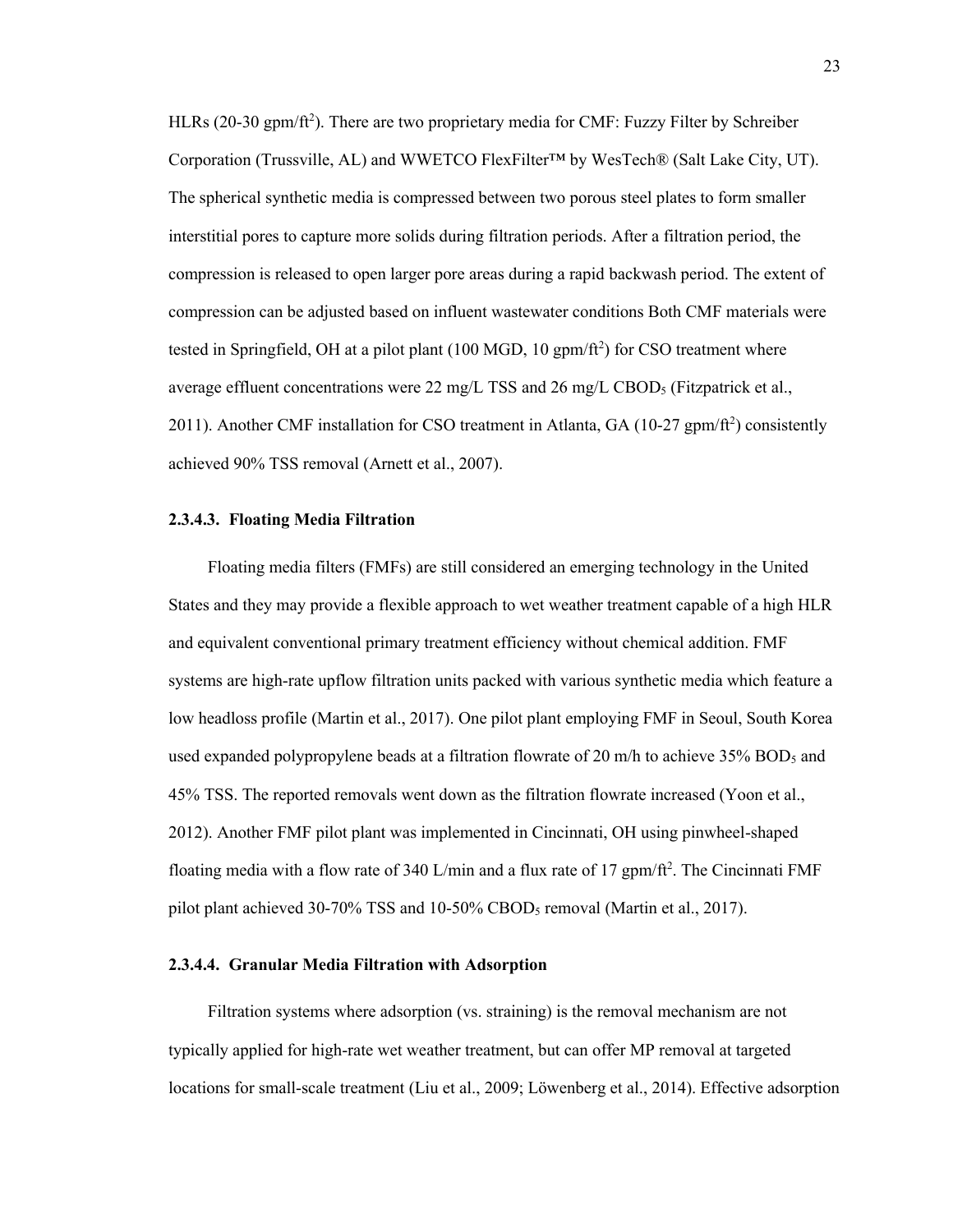HLRs (20-30 gpm/ft$^2$). There are two proprietary media for CMF: Fuzzy Filter by Schreiber Corporation (Trussville, AL) and WWETCO FlexFilter™ by WesTech® (Salt Lake City, UT). The spherical synthetic media is compressed between two porous steel plates to form smaller interstitial pores to capture more solids during filtration periods. After a filtration period, the compression is released to open larger pore areas during a rapid backwash period. The extent of compression can be adjusted based on influent wastewater conditions Both CMF materials were tested in Springfield, OH at a pilot plant (100 MGD, 10 gpm/ft$^2$) for CSO treatment where average effluent concentrations were 22 mg/L TSS and 26 mg/L $CBOD_5$ (Fitzpatrick et al., 2011). Another CMF installation for CSO treatment in Atlanta, GA (10-27 gpm/ft$^2$) consistently achieved 90% TSS removal (Arnett et al., 2007).

#### 2.3.4.3. Floating Media Filtration

Floating media filters (FMFs) are still considered an emerging technology in the United States and they may provide a flexible approach to wet weather treatment capable of a high HLR and equivalent conventional primary treatment efficiency without chemical addition. FMF systems are high-rate upflow filtration units packed with various synthetic media which feature a low headloss profile (Martin et al., 2017). One pilot plant employing FMF in Seoul, South Korea used expanded polypropylene beads at a filtration flowrate of 20 m/h to achieve 35% $BOD_5$ and 45% TSS. The reported removals went down as the filtration flowrate increased (Yoon et al., 2012). Another FMF pilot plant was implemented in Cincinnati, OH using pinwheel-shaped floating media with a flow rate of 340 L/min and a flux rate of 17 gpm/ft$^2$. The Cincinnati FMF pilot plant achieved 30-70% TSS and 10-50% $CBOD_5$ removal (Martin et al., 2017).

#### 2.3.4.4. Granular Media Filtration with Adsorption

Filtration systems where adsorption (vs. straining) is the removal mechanism are not typically applied for high-rate wet weather treatment, but can offer MP removal at targeted locations for small-scale treatment (Liu et al., 2009; Löwenberg et al., 2014). Effective adsorption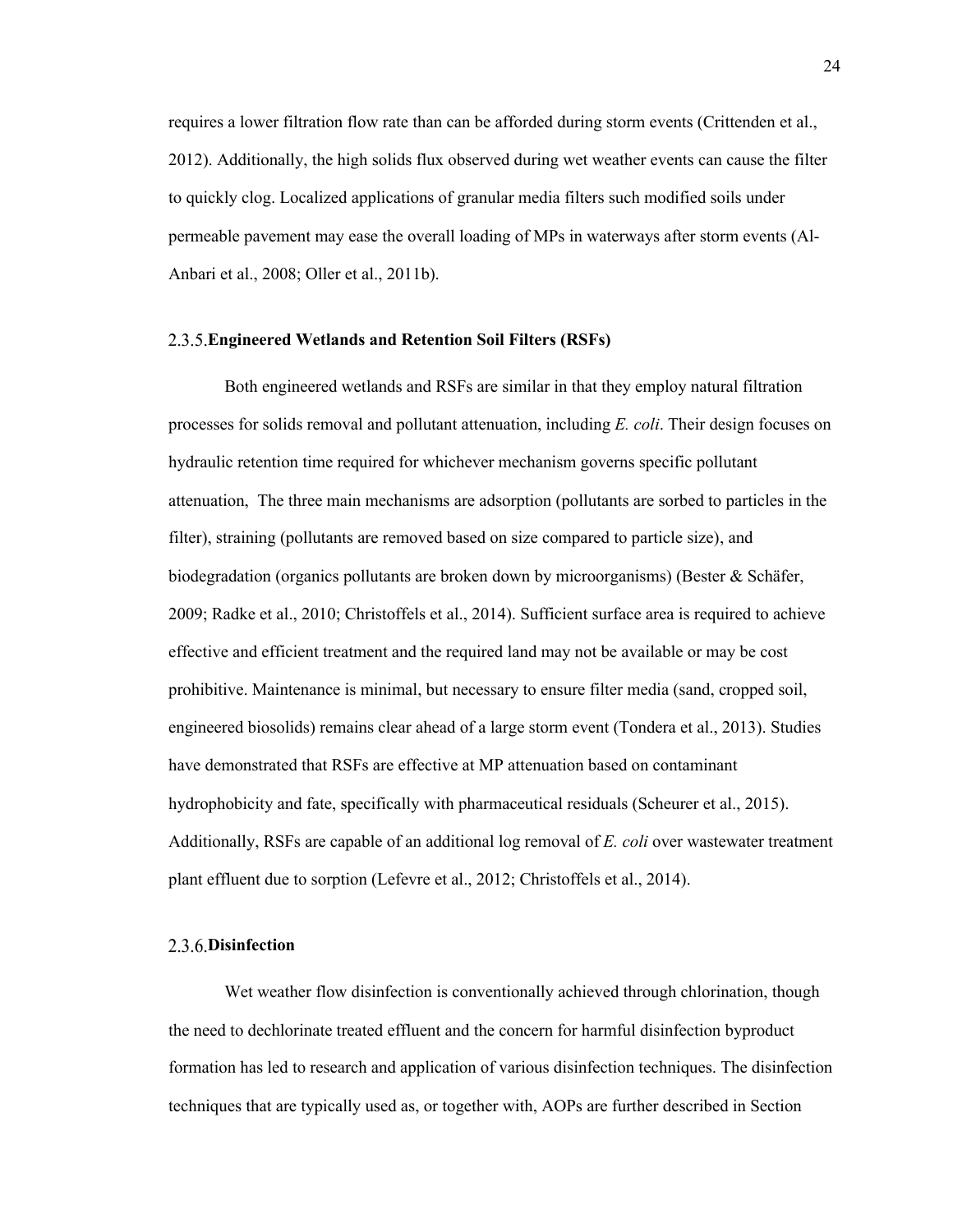requires a lower filtration flow rate than can be afforded during storm events (Crittenden et al., 2012). Additionally, the high solids flux observed during wet weather events can cause the filter to quickly clog. Localized applications of granular media filters such modified soils under permeable pavement may ease the overall loading of MPs in waterways after storm events (Al-Anbari et al., 2008; Oller et al., 2011b).

### 2.3.5. Engineered Wetlands and Retention Soil Filters (RSFs)

Both engineered wetlands and RSFs are similar in that they employ natural filtration processes for solids removal and pollutant attenuation, including *E. coli*. Their design focuses on hydraulic retention time required for whichever mechanism governs specific pollutant attenuation,  The three main mechanisms are adsorption (pollutants are sorbed to particles in the filter), straining (pollutants are removed based on size compared to particle size), and biodegradation (organics pollutants are broken down by microorganisms) (Bester & Schäfer, 2009; Radke et al., 2010; Christoffels et al., 2014). Sufficient surface area is required to achieve effective and efficient treatment and the required land may not be available or may be cost prohibitive. Maintenance is minimal, but necessary to ensure filter media (sand, cropped soil, engineered biosolids) remains clear ahead of a large storm event (Tondera et al., 2013). Studies have demonstrated that RSFs are effective at MP attenuation based on contaminant hydrophobicity and fate, specifically with pharmaceutical residuals (Scheurer et al., 2015). Additionally, RSFs are capable of an additional log removal of *E. coli* over wastewater treatment plant effluent due to sorption (Lefevre et al., 2012; Christoffels et al., 2014).

### 2.3.6. Disinfection

Wet weather flow disinfection is conventionally achieved through chlorination, though the need to dechlorinate treated effluent and the concern for harmful disinfection byproduct formation has led to research and application of various disinfection techniques. The disinfection techniques that are typically used as, or together with, AOPs are further described in Section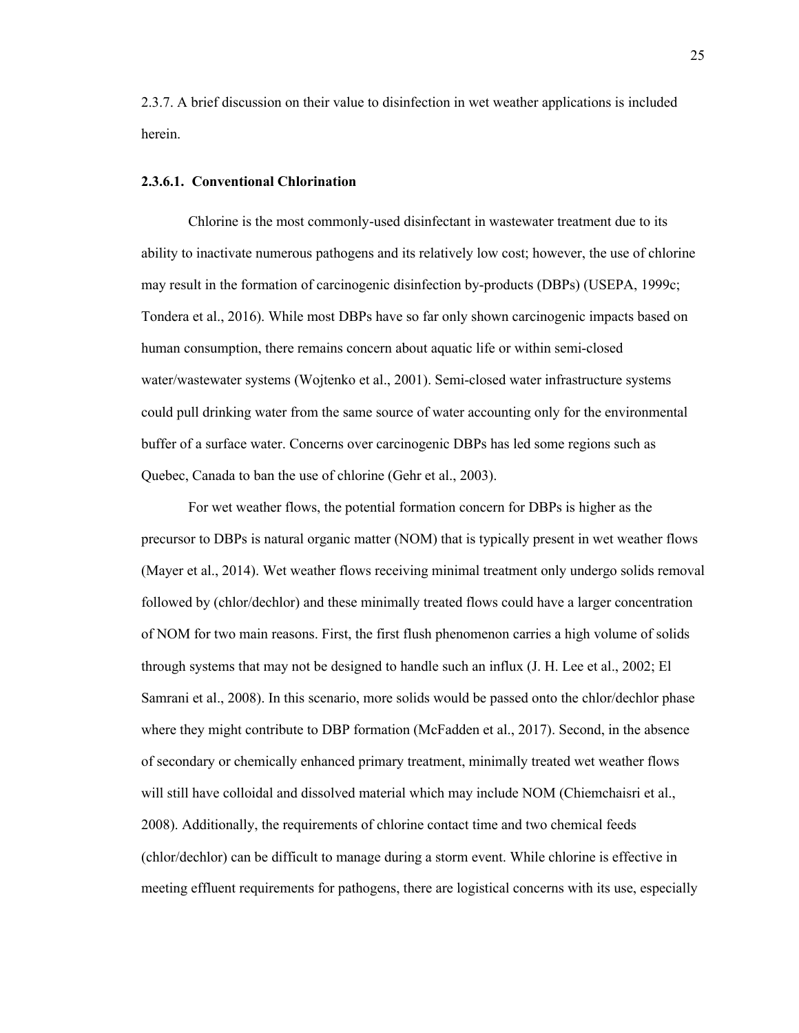2.3.7. A brief discussion on their value to disinfection in wet weather applications is included herein.

#### 2.3.6.1. Conventional Chlorination

Chlorine is the most commonly-used disinfectant in wastewater treatment due to its ability to inactivate numerous pathogens and its relatively low cost; however, the use of chlorine may result in the formation of carcinogenic disinfection by-products (DBPs) (USEPA, 1999c; Tondera et al., 2016). While most DBPs have so far only shown carcinogenic impacts based on human consumption, there remains concern about aquatic life or within semi-closed water/wastewater systems (Wojtenko et al., 2001). Semi-closed water infrastructure systems could pull drinking water from the same source of water accounting only for the environmental buffer of a surface water. Concerns over carcinogenic DBPs has led some regions such as Quebec, Canada to ban the use of chlorine (Gehr et al., 2003).

For wet weather flows, the potential formation concern for DBPs is higher as the precursor to DBPs is natural organic matter (NOM) that is typically present in wet weather flows (Mayer et al., 2014). Wet weather flows receiving minimal treatment only undergo solids removal followed by (chlor/dechlor) and these minimally treated flows could have a larger concentration of NOM for two main reasons. First, the first flush phenomenon carries a high volume of solids through systems that may not be designed to handle such an influx (J. H. Lee et al., 2002; El Samrani et al., 2008). In this scenario, more solids would be passed onto the chlor/dechlor phase where they might contribute to DBP formation (McFadden et al., 2017). Second, in the absence of secondary or chemically enhanced primary treatment, minimally treated wet weather flows will still have colloidal and dissolved material which may include NOM (Chiemchaisri et al., 2008). Additionally, the requirements of chlorine contact time and two chemical feeds (chlor/dechlor) can be difficult to manage during a storm event. While chlorine is effective in meeting effluent requirements for pathogens, there are logistical concerns with its use, especially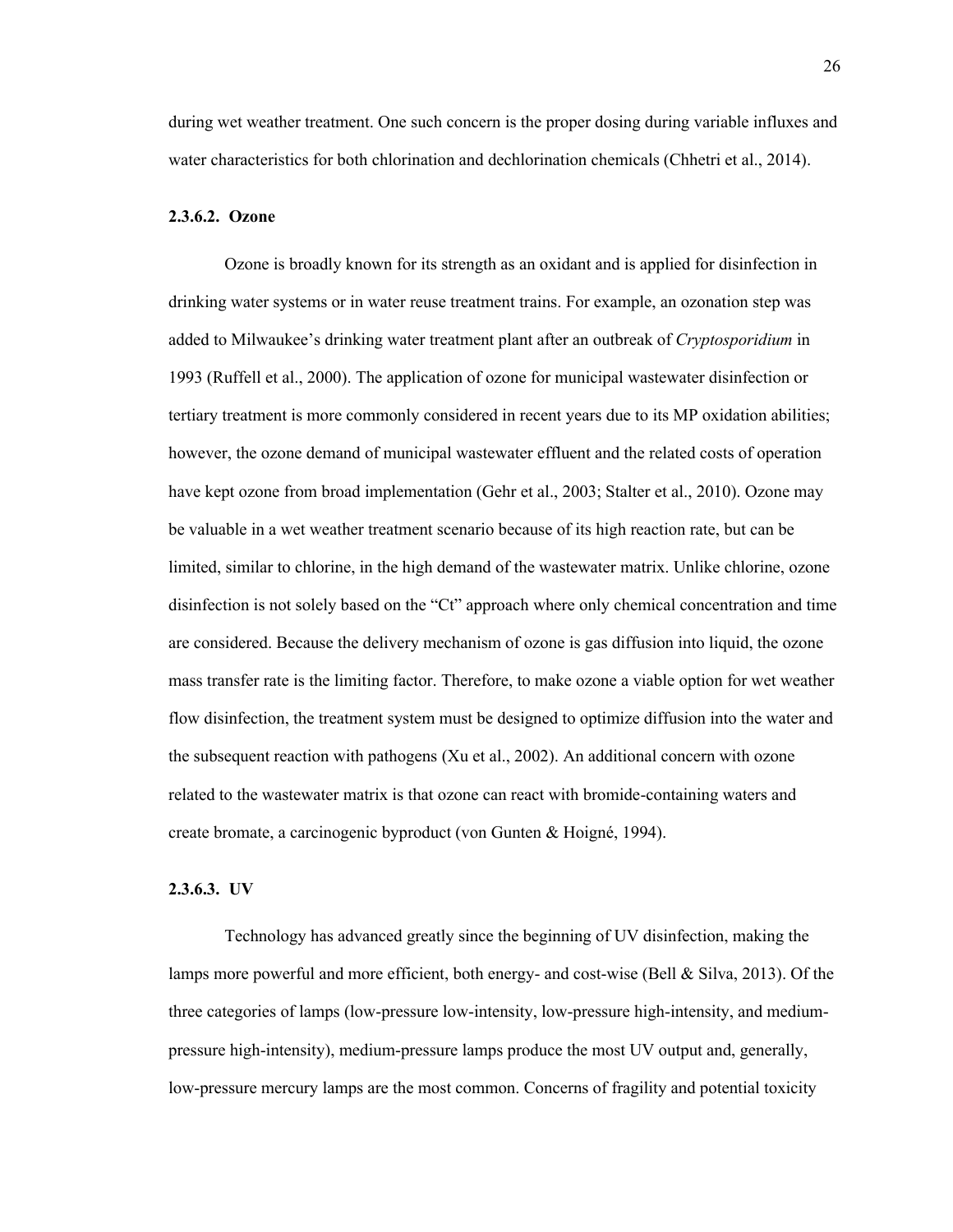during wet weather treatment. One such concern is the proper dosing during variable influxes and water characteristics for both chlorination and dechlorination chemicals (Chhetri et al., 2014).

#### 2.3.6.2. Ozone

Ozone is broadly known for its strength as an oxidant and is applied for disinfection in drinking water systems or in water reuse treatment trains. For example, an ozonation step was added to Milwaukee's drinking water treatment plant after an outbreak of *Cryptosporidium* in 1993 (Ruffell et al., 2000). The application of ozone for municipal wastewater disinfection or tertiary treatment is more commonly considered in recent years due to its MP oxidation abilities; however, the ozone demand of municipal wastewater effluent and the related costs of operation have kept ozone from broad implementation (Gehr et al., 2003; Stalter et al., 2010). Ozone may be valuable in a wet weather treatment scenario because of its high reaction rate, but can be limited, similar to chlorine, in the high demand of the wastewater matrix. Unlike chlorine, ozone disinfection is not solely based on the "Ct" approach where only chemical concentration and time are considered. Because the delivery mechanism of ozone is gas diffusion into liquid, the ozone mass transfer rate is the limiting factor. Therefore, to make ozone a viable option for wet weather flow disinfection, the treatment system must be designed to optimize diffusion into the water and the subsequent reaction with pathogens (Xu et al., 2002). An additional concern with ozone related to the wastewater matrix is that ozone can react with bromide-containing waters and create bromate, a carcinogenic byproduct (von Gunten & Hoigné, 1994).

#### 2.3.6.3. UV

Technology has advanced greatly since the beginning of UV disinfection, making the lamps more powerful and more efficient, both energy- and cost-wise (Bell & Silva, 2013). Of the three categories of lamps (low-pressure low-intensity, low-pressure high-intensity, and medium-pressure high-intensity), medium-pressure lamps produce the most UV output and, generally, low-pressure mercury lamps are the most common. Concerns of fragility and potential toxicity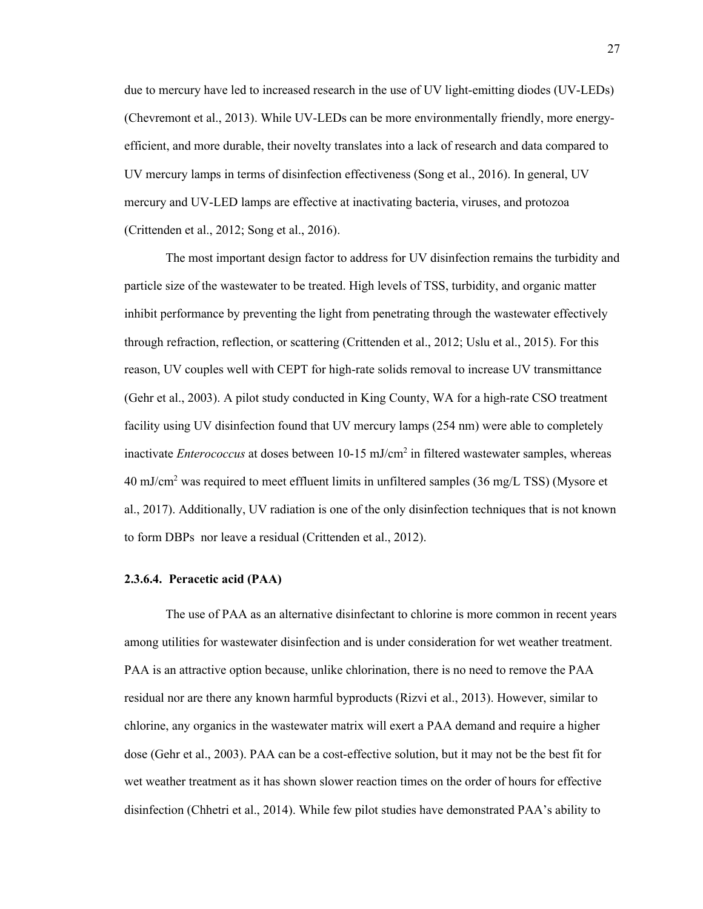due to mercury have led to increased research in the use of UV light-emitting diodes (UV-LEDs) (Chevremont et al., 2013). While UV-LEDs can be more environmentally friendly, more energy-efficient, and more durable, their novelty translates into a lack of research and data compared to UV mercury lamps in terms of disinfection effectiveness (Song et al., 2016). In general, UV mercury and UV-LED lamps are effective at inactivating bacteria, viruses, and protozoa (Crittenden et al., 2012; Song et al., 2016).

The most important design factor to address for UV disinfection remains the turbidity and particle size of the wastewater to be treated. High levels of TSS, turbidity, and organic matter inhibit performance by preventing the light from penetrating through the wastewater effectively through refraction, reflection, or scattering (Crittenden et al., 2012; Uslu et al., 2015). For this reason, UV couples well with CEPT for high-rate solids removal to increase UV transmittance (Gehr et al., 2003). A pilot study conducted in King County, WA for a high-rate CSO treatment facility using UV disinfection found that UV mercury lamps (254 nm) were able to completely inactivate *Enterococcus* at doses between 10-15 mJ/cm$^2$ in filtered wastewater samples, whereas 40 mJ/cm$^2$ was required to meet effluent limits in unfiltered samples (36 mg/L TSS) (Mysore et al., 2017). Additionally, UV radiation is one of the only disinfection techniques that is not known to form DBPs nor leave a residual (Crittenden et al., 2012).

#### 2.3.6.4. Peracetic acid (PAA)

The use of PAA as an alternative disinfectant to chlorine is more common in recent years among utilities for wastewater disinfection and is under consideration for wet weather treatment. PAA is an attractive option because, unlike chlorination, there is no need to remove the PAA residual nor are there any known harmful byproducts (Rizvi et al., 2013). However, similar to chlorine, any organics in the wastewater matrix will exert a PAA demand and require a higher dose (Gehr et al., 2003). PAA can be a cost-effective solution, but it may not be the best fit for wet weather treatment as it has shown slower reaction times on the order of hours for effective disinfection (Chhetri et al., 2014). While few pilot studies have demonstrated PAA's ability to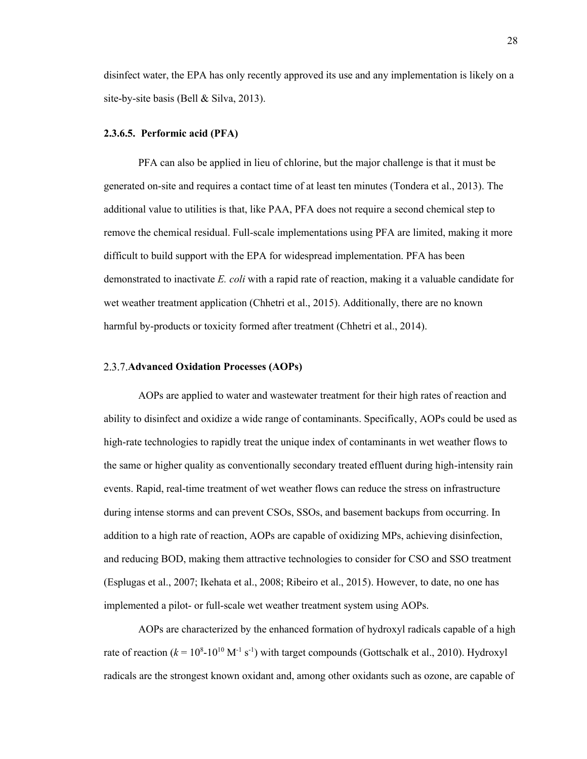disinfect water, the EPA has only recently approved its use and any implementation is likely on a site-by-site basis (Bell & Silva, 2013).

#### 2.3.6.5. Performic acid (PFA)

PFA can also be applied in lieu of chlorine, but the major challenge is that it must be generated on-site and requires a contact time of at least ten minutes (Tondera et al., 2013). The additional value to utilities is that, like PAA, PFA does not require a second chemical step to remove the chemical residual. Full-scale implementations using PFA are limited, making it more difficult to build support with the EPA for widespread implementation. PFA has been demonstrated to inactivate *E. coli* with a rapid rate of reaction, making it a valuable candidate for wet weather treatment application (Chhetri et al., 2015). Additionally, there are no known harmful by-products or toxicity formed after treatment (Chhetri et al., 2014).

### 2.3.7. Advanced Oxidation Processes (AOPs)

AOPs are applied to water and wastewater treatment for their high rates of reaction and ability to disinfect and oxidize a wide range of contaminants. Specifically, AOPs could be used as high-rate technologies to rapidly treat the unique index of contaminants in wet weather flows to the same or higher quality as conventionally secondary treated effluent during high-intensity rain events. Rapid, real-time treatment of wet weather flows can reduce the stress on infrastructure during intense storms and can prevent CSOs, SSOs, and basement backups from occurring. In addition to a high rate of reaction, AOPs are capable of oxidizing MPs, achieving disinfection, and reducing BOD, making them attractive technologies to consider for CSO and SSO treatment (Esplugas et al., 2007; Ikehata et al., 2008; Ribeiro et al., 2015). However, to date, no one has implemented a pilot- or full-scale wet weather treatment system using AOPs.

AOPs are characterized by the enhanced formation of hydroxyl radicals capable of a high rate of reaction ($k = 10^{8}$-$10^{10}$ $M^{-1}$ $s^{-1}$) with target compounds (Gottschalk et al., 2010). Hydroxyl radicals are the strongest known oxidant and, among other oxidants such as ozone, are capable of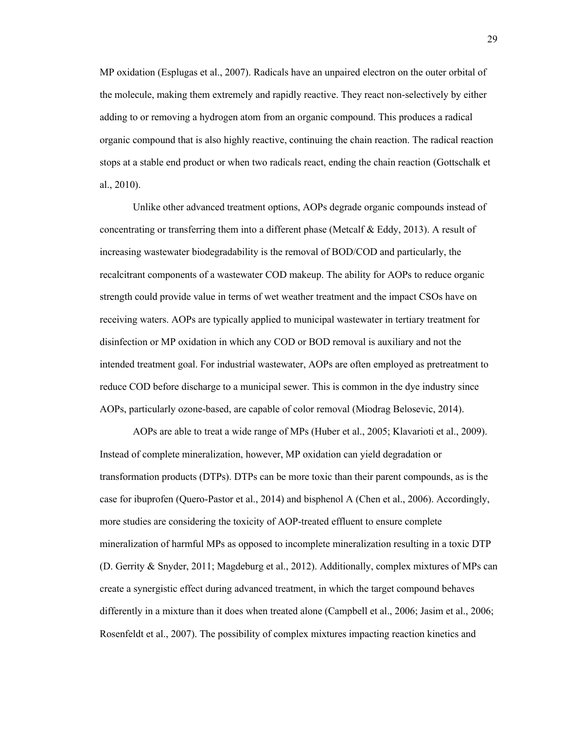MP oxidation (Esplugas et al., 2007). Radicals have an unpaired electron on the outer orbital of the molecule, making them extremely and rapidly reactive. They react non-selectively by either adding to or removing a hydrogen atom from an organic compound. This produces a radical organic compound that is also highly reactive, continuing the chain reaction. The radical reaction stops at a stable end product or when two radicals react, ending the chain reaction (Gottschalk et al., 2010).

Unlike other advanced treatment options, AOPs degrade organic compounds instead of concentrating or transferring them into a different phase (Metcalf & Eddy, 2013). A result of increasing wastewater biodegradability is the removal of BOD/COD and particularly, the recalcitrant components of a wastewater COD makeup. The ability for AOPs to reduce organic strength could provide value in terms of wet weather treatment and the impact CSOs have on receiving waters. AOPs are typically applied to municipal wastewater in tertiary treatment for disinfection or MP oxidation in which any COD or BOD removal is auxiliary and not the intended treatment goal. For industrial wastewater, AOPs are often employed as pretreatment to reduce COD before discharge to a municipal sewer. This is common in the dye industry since AOPs, particularly ozone-based, are capable of color removal (Miodrag Belosevic, 2014).

AOPs are able to treat a wide range of MPs (Huber et al., 2005; Klavarioti et al., 2009). Instead of complete mineralization, however, MP oxidation can yield degradation or transformation products (DTPs). DTPs can be more toxic than their parent compounds, as is the case for ibuprofen (Quero-Pastor et al., 2014) and bisphenol A (Chen et al., 2006). Accordingly, more studies are considering the toxicity of AOP-treated effluent to ensure complete mineralization of harmful MPs as opposed to incomplete mineralization resulting in a toxic DTP (D. Gerrity & Snyder, 2011; Magdeburg et al., 2012). Additionally, complex mixtures of MPs can create a synergistic effect during advanced treatment, in which the target compound behaves differently in a mixture than it does when treated alone (Campbell et al., 2006; Jasim et al., 2006; Rosenfeldt et al., 2007). The possibility of complex mixtures impacting reaction kinetics and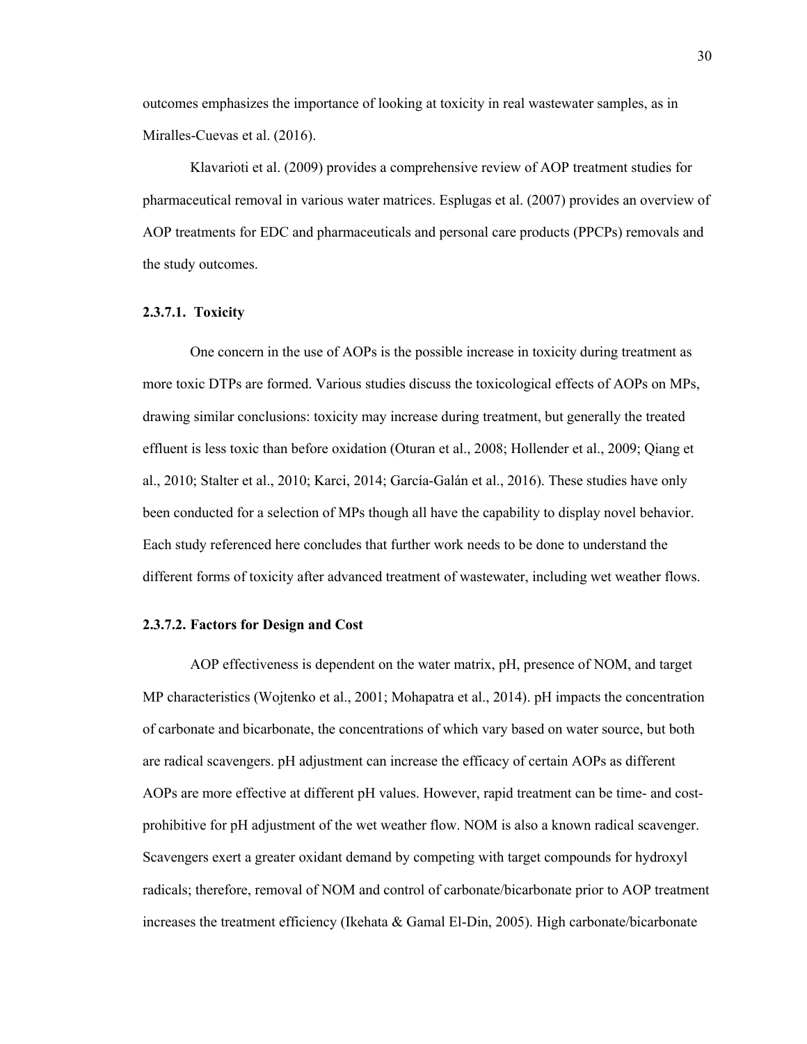outcomes emphasizes the importance of looking at toxicity in real wastewater samples, as in Miralles-Cuevas et al. (2016).

Klavarioti et al. (2009) provides a comprehensive review of AOP treatment studies for pharmaceutical removal in various water matrices. Esplugas et al. (2007) provides an overview of AOP treatments for EDC and pharmaceuticals and personal care products (PPCPs) removals and the study outcomes.

#### 2.3.7.1. Toxicity

One concern in the use of AOPs is the possible increase in toxicity during treatment as more toxic DTPs are formed. Various studies discuss the toxicological effects of AOPs on MPs, drawing similar conclusions: toxicity may increase during treatment, but generally the treated effluent is less toxic than before oxidation (Oturan et al., 2008; Hollender et al., 2009; Qiang et al., 2010; Stalter et al., 2010; Karci, 2014; García-Galán et al., 2016). These studies have only been conducted for a selection of MPs though all have the capability to display novel behavior. Each study referenced here concludes that further work needs to be done to understand the different forms of toxicity after advanced treatment of wastewater, including wet weather flows.

#### 2.3.7.2. Factors for Design and Cost

AOP effectiveness is dependent on the water matrix, pH, presence of NOM, and target MP characteristics (Wojtenko et al., 2001; Mohapatra et al., 2014). pH impacts the concentration of carbonate and bicarbonate, the concentrations of which vary based on water source, but both are radical scavengers. pH adjustment can increase the efficacy of certain AOPs as different AOPs are more effective at different pH values. However, rapid treatment can be time- and cost-prohibitive for pH adjustment of the wet weather flow. NOM is also a known radical scavenger. Scavengers exert a greater oxidant demand by competing with target compounds for hydroxyl radicals; therefore, removal of NOM and control of carbonate/bicarbonate prior to AOP treatment increases the treatment efficiency (Ikehata & Gamal El-Din, 2005). High carbonate/bicarbonate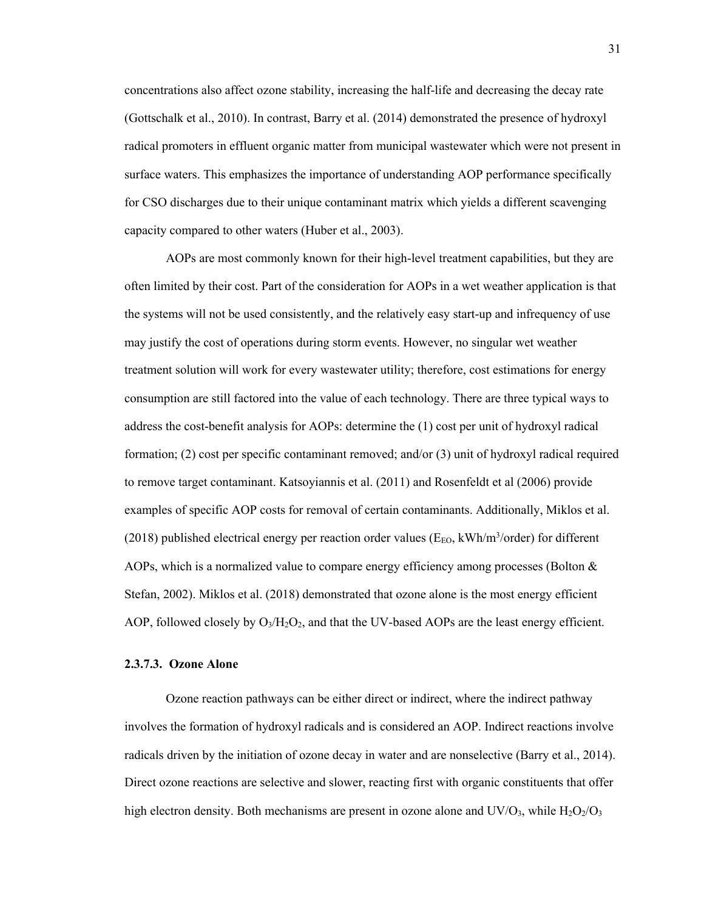concentrations also affect ozone stability, increasing the half-life and decreasing the decay rate (Gottschalk et al., 2010). In contrast, Barry et al. (2014) demonstrated the presence of hydroxyl radical promoters in effluent organic matter from municipal wastewater which were not present in surface waters. This emphasizes the importance of understanding AOP performance specifically for CSO discharges due to their unique contaminant matrix which yields a different scavenging capacity compared to other waters (Huber et al., 2003).

AOPs are most commonly known for their high-level treatment capabilities, but they are often limited by their cost. Part of the consideration for AOPs in a wet weather application is that the systems will not be used consistently, and the relatively easy start-up and infrequency of use may justify the cost of operations during storm events. However, no singular wet weather treatment solution will work for every wastewater utility; therefore, cost estimations for energy consumption are still factored into the value of each technology. There are three typical ways to address the cost-benefit analysis for AOPs: determine the (1) cost per unit of hydroxyl radical formation; (2) cost per specific contaminant removed; and/or (3) unit of hydroxyl radical required to remove target contaminant. Katsoyiannis et al. (2011) and Rosenfeldt et al (2006) provide examples of specific AOP costs for removal of certain contaminants. Additionally, Miklos et al. (2018) published electrical energy per reaction order values ($E_{EO}$, kWh/m$^3$/order) for different AOPs, which is a normalized value to compare energy efficiency among processes (Bolton & Stefan, 2002). Miklos et al. (2018) demonstrated that ozone alone is the most energy efficient AOP, followed closely by $O_3/H_2O_2$, and that the UV-based AOPs are the least energy efficient.

#### 2.3.7.3. Ozone Alone

Ozone reaction pathways can be either direct or indirect, where the indirect pathway involves the formation of hydroxyl radicals and is considered an AOP. Indirect reactions involve radicals driven by the initiation of ozone decay in water and are nonselective (Barry et al., 2014). Direct ozone reactions are selective and slower, reacting first with organic constituents that offer high electron density. Both mechanisms are present in ozone alone and UV/$O_3$, while $H_2O_2/O_3$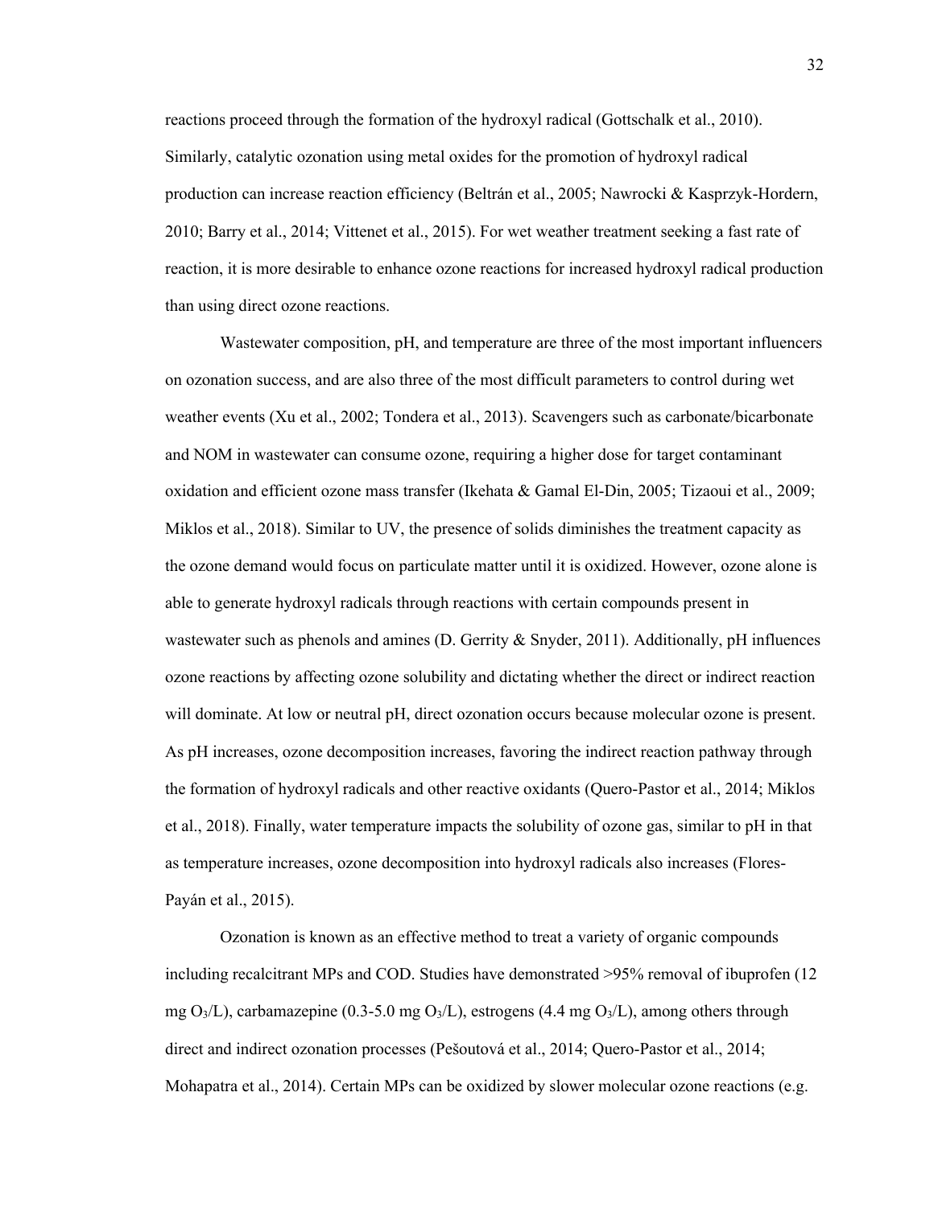reactions proceed through the formation of the hydroxyl radical (Gottschalk et al., 2010). Similarly, catalytic ozonation using metal oxides for the promotion of hydroxyl radical production can increase reaction efficiency (Beltrán et al., 2005; Nawrocki & Kasprzyk-Hordern, 2010; Barry et al., 2014; Vittenet et al., 2015). For wet weather treatment seeking a fast rate of reaction, it is more desirable to enhance ozone reactions for increased hydroxyl radical production than using direct ozone reactions.

Wastewater composition, pH, and temperature are three of the most important influencers on ozonation success, and are also three of the most difficult parameters to control during wet weather events (Xu et al., 2002; Tondera et al., 2013). Scavengers such as carbonate/bicarbonate and NOM in wastewater can consume ozone, requiring a higher dose for target contaminant oxidation and efficient ozone mass transfer (Ikehata & Gamal El-Din, 2005; Tizaoui et al., 2009; Miklos et al., 2018). Similar to UV, the presence of solids diminishes the treatment capacity as the ozone demand would focus on particulate matter until it is oxidized. However, ozone alone is able to generate hydroxyl radicals through reactions with certain compounds present in wastewater such as phenols and amines (D. Gerrity & Snyder, 2011). Additionally, pH influences ozone reactions by affecting ozone solubility and dictating whether the direct or indirect reaction will dominate. At low or neutral pH, direct ozonation occurs because molecular ozone is present. As pH increases, ozone decomposition increases, favoring the indirect reaction pathway through the formation of hydroxyl radicals and other reactive oxidants (Quero-Pastor et al., 2014; Miklos et al., 2018). Finally, water temperature impacts the solubility of ozone gas, similar to pH in that as temperature increases, ozone decomposition into hydroxyl radicals also increases (Flores-Payán et al., 2015).

Ozonation is known as an effective method to treat a variety of organic compounds including recalcitrant MPs and COD. Studies have demonstrated >95% removal of ibuprofen (12 mg $O_3$/L), carbamazepine (0.3-5.0 mg $O_3$/L), estrogens (4.4 mg $O_3$/L), among others through direct and indirect ozonation processes (Pešoutová et al., 2014; Quero-Pastor et al., 2014; Mohapatra et al., 2014). Certain MPs can be oxidized by slower molecular ozone reactions (e.g.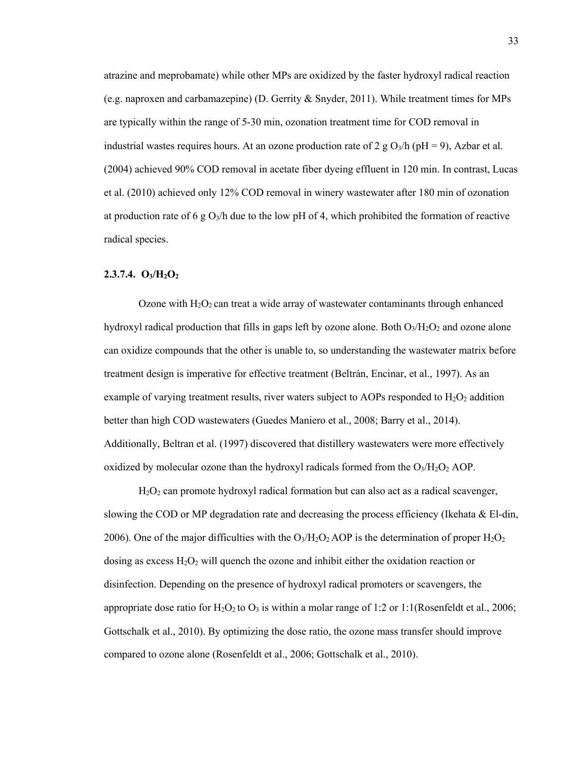atrazine and meprobamate) while other MPs are oxidized by the faster hydroxyl radical reaction (e.g. naproxen and carbamazepine) (D. Gerrity & Snyder, 2011). While treatment times for MPs are typically within the range of 5-30 min, ozonation treatment time for COD removal in industrial wastes requires hours. At an ozone production rate of 2 g $O_3$/h (pH = 9), Azbar et al. (2004) achieved 90% COD removal in acetate fiber dyeing effluent in 120 min. In contrast, Lucas et al. (2010) achieved only 12% COD removal in winery wastewater after 180 min of ozonation at production rate of 6 g $O_3$/h due to the low pH of 4, which prohibited the formation of reactive radical species.

#### 2.3.7.4. $O_3/H_2O_2$

Ozone with $H_2O_2$ can treat a wide array of wastewater contaminants through enhanced hydroxyl radical production that fills in gaps left by ozone alone. Both $O_3/H_2O_2$ and ozone alone can oxidize compounds that the other is unable to, so understanding the wastewater matrix before treatment design is imperative for effective treatment (Beltrán, Encinar, et al., 1997). As an example of varying treatment results, river waters subject to AOPs responded to $H_2O_2$ addition better than high COD wastewaters (Guedes Maniero et al., 2008; Barry et al., 2014). Additionally, Beltran et al. (1997) discovered that distillery wastewaters were more effectively oxidized by molecular ozone than the hydroxyl radicals formed from the $O_3/H_2O_2$ AOP.

$H_2O_2$ can promote hydroxyl radical formation but can also act as a radical scavenger, slowing the COD or MP degradation rate and decreasing the process efficiency (Ikehata & El-din, 2006). One of the major difficulties with the $O_3/H_2O_2$ AOP is the determination of proper $H_2O_2$ dosing as excess $H_2O_2$ will quench the ozone and inhibit either the oxidation reaction or disinfection. Depending on the presence of hydroxyl radical promoters or scavengers, the appropriate dose ratio for $H_2O_2$ to $O_3$ is within a molar range of 1:2 or 1:1(Rosenfeldt et al., 2006; Gottschalk et al., 2010). By optimizing the dose ratio, the ozone mass transfer should improve compared to ozone alone (Rosenfeldt et al., 2006; Gottschalk et al., 2010).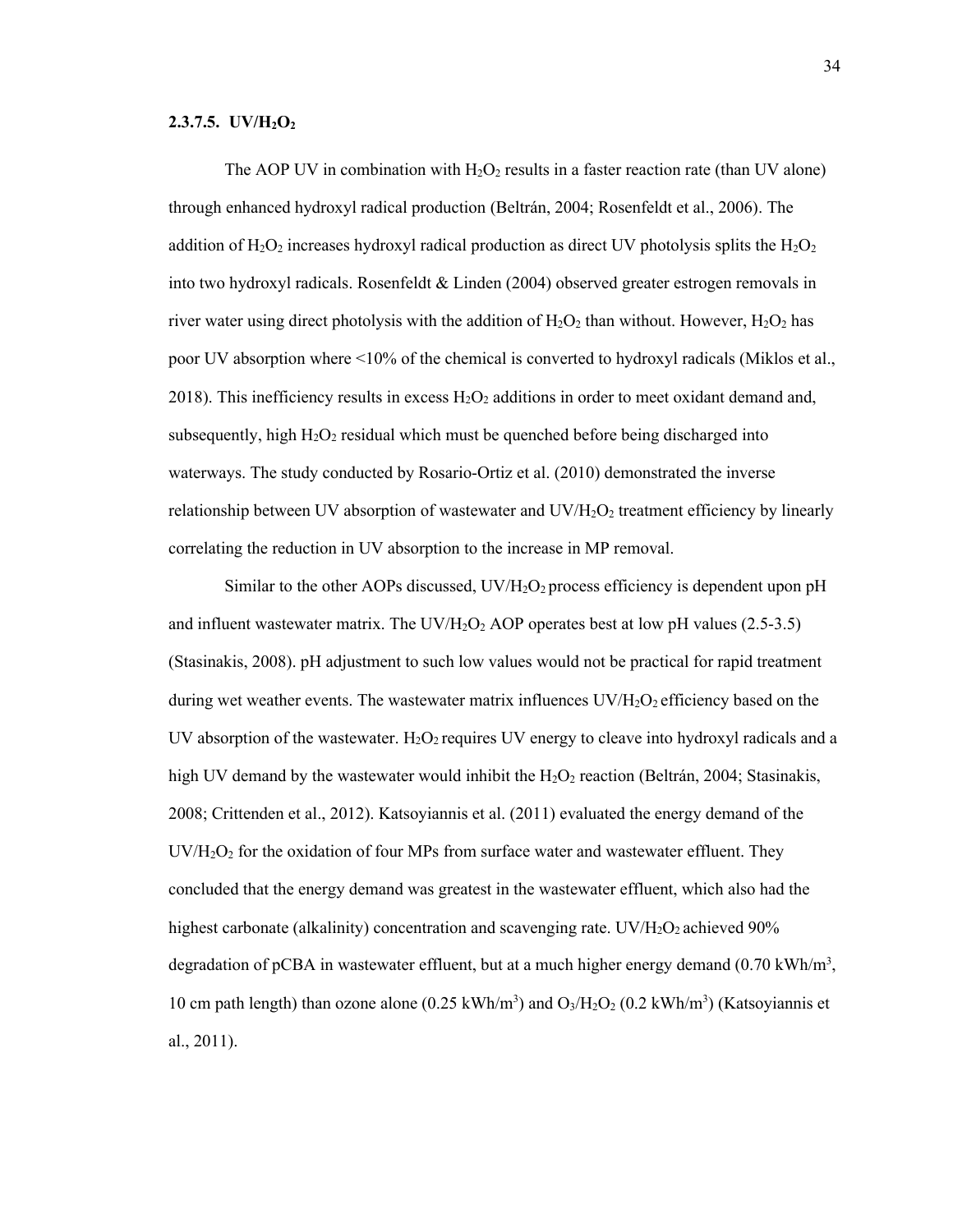#### 2.3.7.5. UV/$H_2O_2$

The AOP UV in combination with $H_2O_2$ results in a faster reaction rate (than UV alone) through enhanced hydroxyl radical production (Beltrán, 2004; Rosenfeldt et al., 2006). The addition of $H_2O_2$ increases hydroxyl radical production as direct UV photolysis splits the $H_2O_2$ into two hydroxyl radicals. Rosenfeldt & Linden (2004) observed greater estrogen removals in river water using direct photolysis with the addition of $H_2O_2$ than without. However, $H_2O_2$ has poor UV absorption where <10% of the chemical is converted to hydroxyl radicals (Miklos et al., 2018). This inefficiency results in excess $H_2O_2$ additions in order to meet oxidant demand and, subsequently, high $H_2O_2$ residual which must be quenched before being discharged into waterways. The study conducted by Rosario-Ortiz et al. (2010) demonstrated the inverse relationship between UV absorption of wastewater and UV/$H_2O_2$ treatment efficiency by linearly correlating the reduction in UV absorption to the increase in MP removal.

Similar to the other AOPs discussed, UV/$H_2O_2$ process efficiency is dependent upon pH and influent wastewater matrix. The UV/$H_2O_2$ AOP operates best at low pH values (2.5-3.5) (Stasinakis, 2008). pH adjustment to such low values would not be practical for rapid treatment during wet weather events. The wastewater matrix influences UV/$H_2O_2$ efficiency based on the UV absorption of the wastewater. $H_2O_2$ requires UV energy to cleave into hydroxyl radicals and a high UV demand by the wastewater would inhibit the $H_2O_2$ reaction (Beltrán, 2004; Stasinakis, 2008; Crittenden et al., 2012). Katsoyiannis et al. (2011) evaluated the energy demand of the UV/$H_2O_2$ for the oxidation of four MPs from surface water and wastewater effluent. They concluded that the energy demand was greatest in the wastewater effluent, which also had the highest carbonate (alkalinity) concentration and scavenging rate. UV/$H_2O_2$ achieved 90% degradation of pCBA in wastewater effluent, but at a much higher energy demand (0.70 $kWh/m^3$, 10 cm path length) than ozone alone (0.25 $kWh/m^3$) and $O_3$/$H_2O_2$ (0.2 $kWh/m^3$) (Katsoyiannis et al., 2011).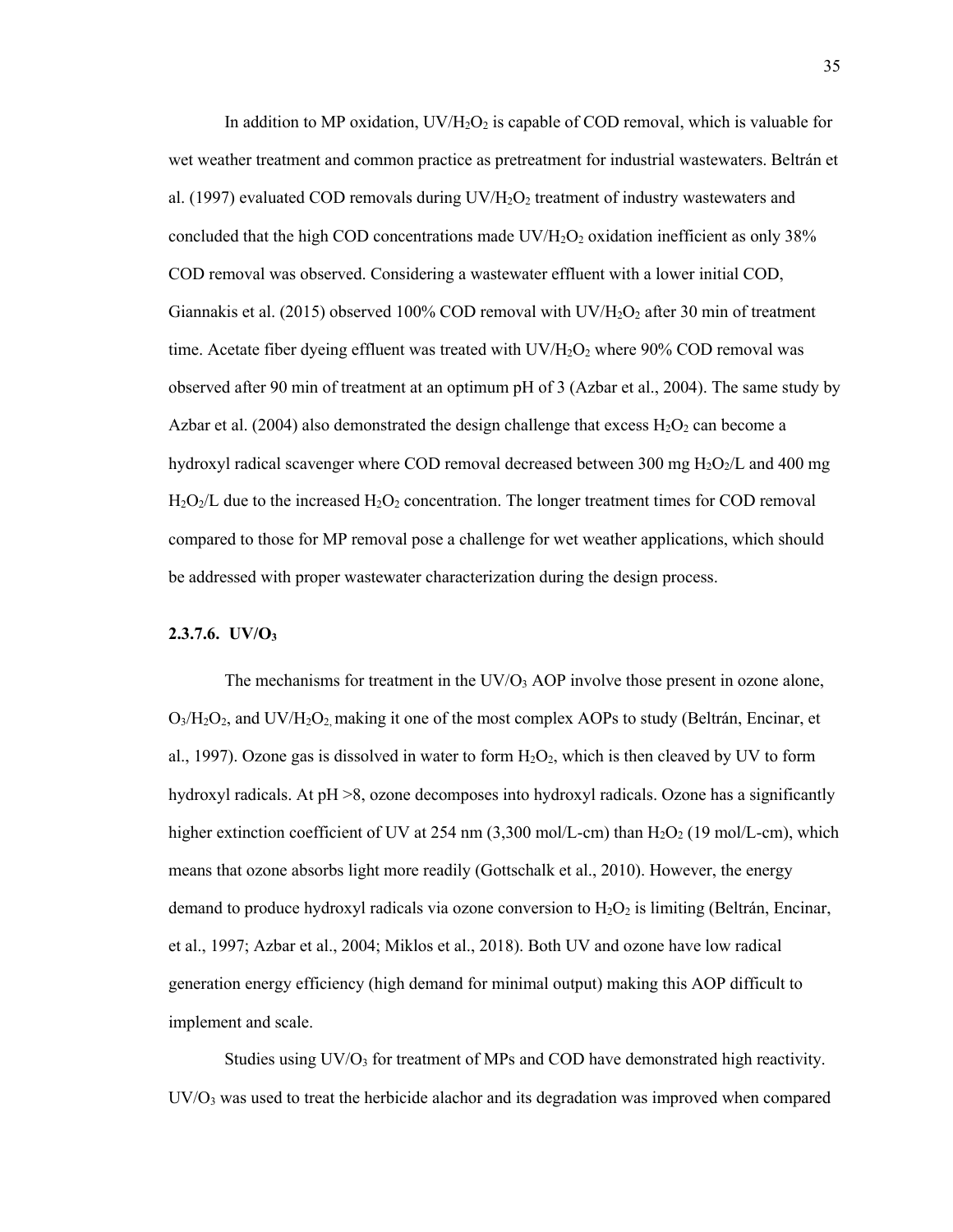In addition to MP oxidation, $UV/H_2O_2$ is capable of COD removal, which is valuable for wet weather treatment and common practice as pretreatment for industrial wastewaters. Beltrán et al. (1997) evaluated COD removals during $UV/H_2O_2$ treatment of industry wastewaters and concluded that the high COD concentrations made $UV/H_2O_2$ oxidation inefficient as only 38% COD removal was observed. Considering a wastewater effluent with a lower initial COD, Giannakis et al. (2015) observed 100% COD removal with $UV/H_2O_2$ after 30 min of treatment time. Acetate fiber dyeing effluent was treated with $UV/H_2O_2$ where 90% COD removal was observed after 90 min of treatment at an optimum pH of 3 (Azbar et al., 2004). The same study by Azbar et al. (2004) also demonstrated the design challenge that excess $H_2O_2$ can become a hydroxyl radical scavenger where COD removal decreased between 300 mg $H_2O_2$/L and 400 mg $H_2O_2$/L due to the increased $H_2O_2$ concentration. The longer treatment times for COD removal compared to those for MP removal pose a challenge for wet weather applications, which should be addressed with proper wastewater characterization during the design process.

#### 2.3.7.6. $UV/O_3$

The mechanisms for treatment in the $UV/O_3$ AOP involve those present in ozone alone, $O_3/H_2O_2$, and $UV/H_2O_2$, making it one of the most complex AOPs to study (Beltrán, Encinar, et al., 1997). Ozone gas is dissolved in water to form $H_2O_2$, which is then cleaved by UV to form hydroxyl radicals. At pH >8, ozone decomposes into hydroxyl radicals. Ozone has a significantly higher extinction coefficient of UV at 254 nm (3,300 mol/L-cm) than $H_2O_2$ (19 mol/L-cm), which means that ozone absorbs light more readily (Gottschalk et al., 2010). However, the energy demand to produce hydroxyl radicals via ozone conversion to $H_2O_2$ is limiting (Beltrán, Encinar, et al., 1997; Azbar et al., 2004; Miklos et al., 2018). Both UV and ozone have low radical generation energy efficiency (high demand for minimal output) making this AOP difficult to implement and scale.

Studies using $UV/O_3$ for treatment of MPs and COD have demonstrated high reactivity. $UV/O_3$ was used to treat the herbicide alachor and its degradation was improved when compared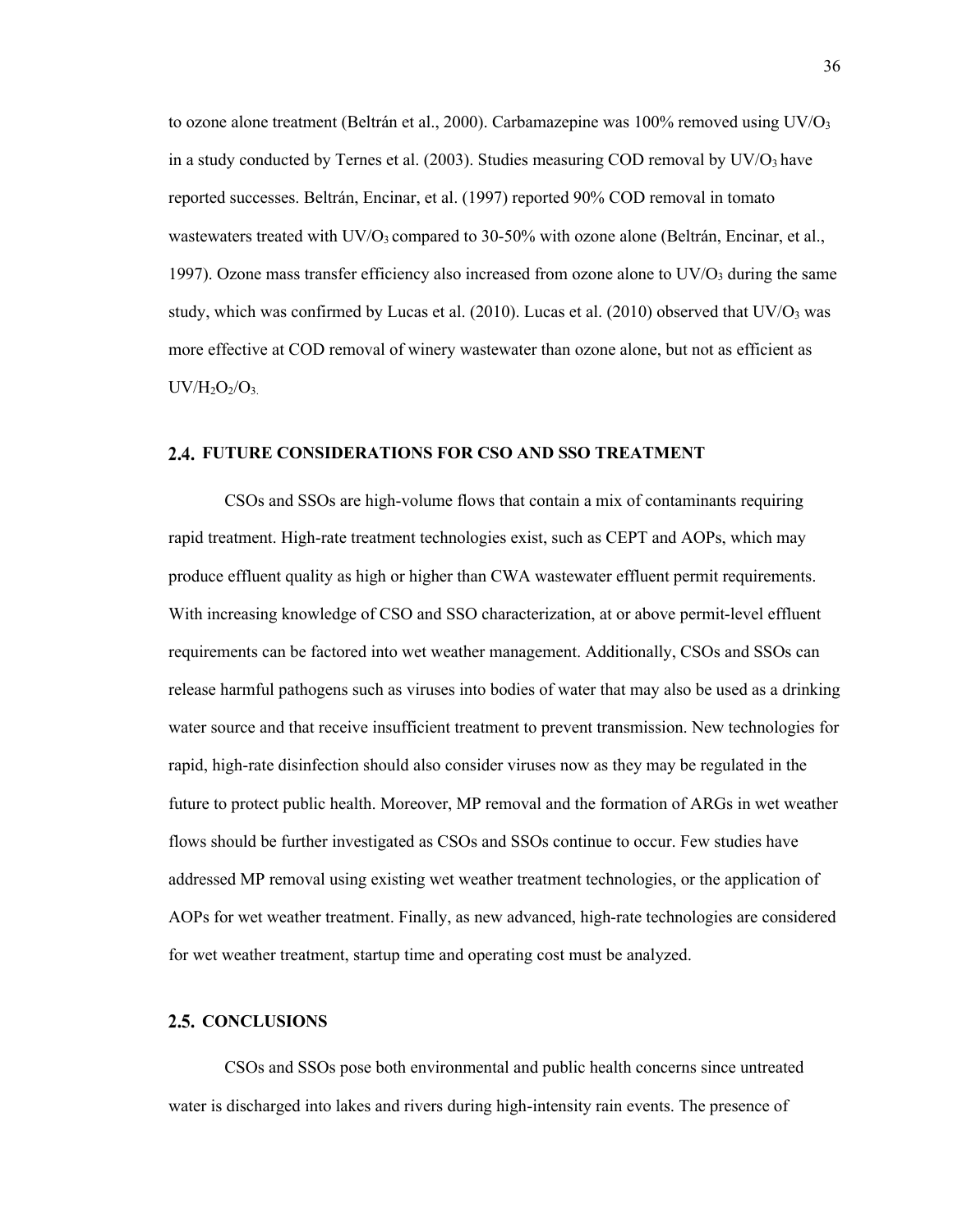to ozone alone treatment (Beltrán et al., 2000). Carbamazepine was 100% removed using UV/$O_3$ in a study conducted by Ternes et al. (2003). Studies measuring COD removal by UV/$O_3$ have reported successes. Beltrán, Encinar, et al. (1997) reported 90% COD removal in tomato wastewaters treated with UV/$O_3$ compared to 30-50% with ozone alone (Beltrán, Encinar, et al., 1997). Ozone mass transfer efficiency also increased from ozone alone to UV/$O_3$ during the same study, which was confirmed by Lucas et al. (2010). Lucas et al. (2010) observed that UV/$O_3$ was more effective at COD removal of winery wastewater than ozone alone, but not as efficient as UV/$H_2O_2$/$O_3$.

## 2.4. FUTURE CONSIDERATIONS FOR CSO AND SSO TREATMENT

CSOs and SSOs are high-volume flows that contain a mix of contaminants requiring rapid treatment. High-rate treatment technologies exist, such as CEPT and AOPs, which may produce effluent quality as high or higher than CWA wastewater effluent permit requirements. With increasing knowledge of CSO and SSO characterization, at or above permit-level effluent requirements can be factored into wet weather management. Additionally, CSOs and SSOs can release harmful pathogens such as viruses into bodies of water that may also be used as a drinking water source and that receive insufficient treatment to prevent transmission. New technologies for rapid, high-rate disinfection should also consider viruses now as they may be regulated in the future to protect public health. Moreover, MP removal and the formation of ARGs in wet weather flows should be further investigated as CSOs and SSOs continue to occur. Few studies have addressed MP removal using existing wet weather treatment technologies, or the application of AOPs for wet weather treatment. Finally, as new advanced, high-rate technologies are considered for wet weather treatment, startup time and operating cost must be analyzed.

## 2.5. CONCLUSIONS

CSOs and SSOs pose both environmental and public health concerns since untreated water is discharged into lakes and rivers during high-intensity rain events. The presence of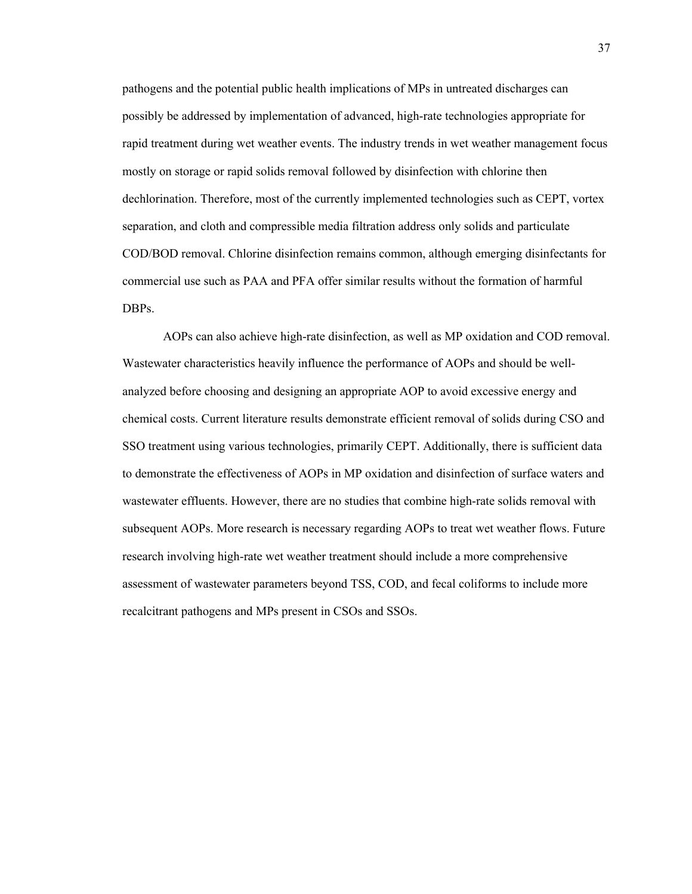pathogens and the potential public health implications of MPs in untreated discharges can possibly be addressed by implementation of advanced, high-rate technologies appropriate for rapid treatment during wet weather events. The industry trends in wet weather management focus mostly on storage or rapid solids removal followed by disinfection with chlorine then dechlorination. Therefore, most of the currently implemented technologies such as CEPT, vortex separation, and cloth and compressible media filtration address only solids and particulate COD/BOD removal. Chlorine disinfection remains common, although emerging disinfectants for commercial use such as PAA and PFA offer similar results without the formation of harmful DBPs.

AOPs can also achieve high-rate disinfection, as well as MP oxidation and COD removal. Wastewater characteristics heavily influence the performance of AOPs and should be well-analyzed before choosing and designing an appropriate AOP to avoid excessive energy and chemical costs. Current literature results demonstrate efficient removal of solids during CSO and SSO treatment using various technologies, primarily CEPT. Additionally, there is sufficient data to demonstrate the effectiveness of AOPs in MP oxidation and disinfection of surface waters and wastewater effluents. However, there are no studies that combine high-rate solids removal with subsequent AOPs. More research is necessary regarding AOPs to treat wet weather flows. Future research involving high-rate wet weather treatment should include a more comprehensive assessment of wastewater parameters beyond TSS, COD, and fecal coliforms to include more recalcitrant pathogens and MPs present in CSOs and SSOs.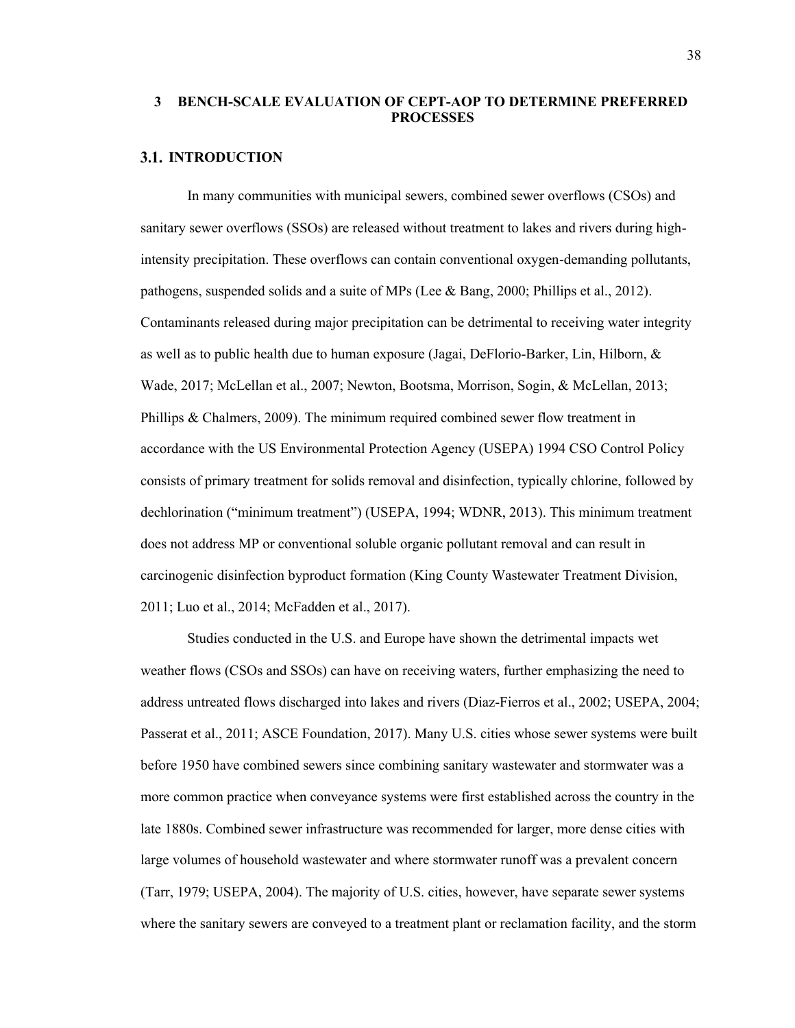# 3 BENCH-SCALE EVALUATION OF CEPT-AOP TO DETERMINE PREFERRED PROCESSES

## 3.1. INTRODUCTION

In many communities with municipal sewers, combined sewer overflows (CSOs) and sanitary sewer overflows (SSOs) are released without treatment to lakes and rivers during high-intensity precipitation. These overflows can contain conventional oxygen-demanding pollutants, pathogens, suspended solids and a suite of MPs (Lee & Bang, 2000; Phillips et al., 2012). Contaminants released during major precipitation can be detrimental to receiving water integrity as well as to public health due to human exposure (Jagai, DeFlorio-Barker, Lin, Hilborn, & Wade, 2017; McLellan et al., 2007; Newton, Bootsma, Morrison, Sogin, & McLellan, 2013; Phillips & Chalmers, 2009). The minimum required combined sewer flow treatment in accordance with the US Environmental Protection Agency (USEPA) 1994 CSO Control Policy consists of primary treatment for solids removal and disinfection, typically chlorine, followed by dechlorination ("minimum treatment") (USEPA, 1994; WDNR, 2013). This minimum treatment does not address MP or conventional soluble organic pollutant removal and can result in carcinogenic disinfection byproduct formation (King County Wastewater Treatment Division, 2011; Luo et al., 2014; McFadden et al., 2017).

Studies conducted in the U.S. and Europe have shown the detrimental impacts wet weather flows (CSOs and SSOs) can have on receiving waters, further emphasizing the need to address untreated flows discharged into lakes and rivers (Diaz-Fierros et al., 2002; USEPA, 2004; Passerat et al., 2011; ASCE Foundation, 2017). Many U.S. cities whose sewer systems were built before 1950 have combined sewers since combining sanitary wastewater and stormwater was a more common practice when conveyance systems were first established across the country in the late 1880s. Combined sewer infrastructure was recommended for larger, more dense cities with large volumes of household wastewater and where stormwater runoff was a prevalent concern (Tarr, 1979; USEPA, 2004). The majority of U.S. cities, however, have separate sewer systems where the sanitary sewers are conveyed to a treatment plant or reclamation facility, and the storm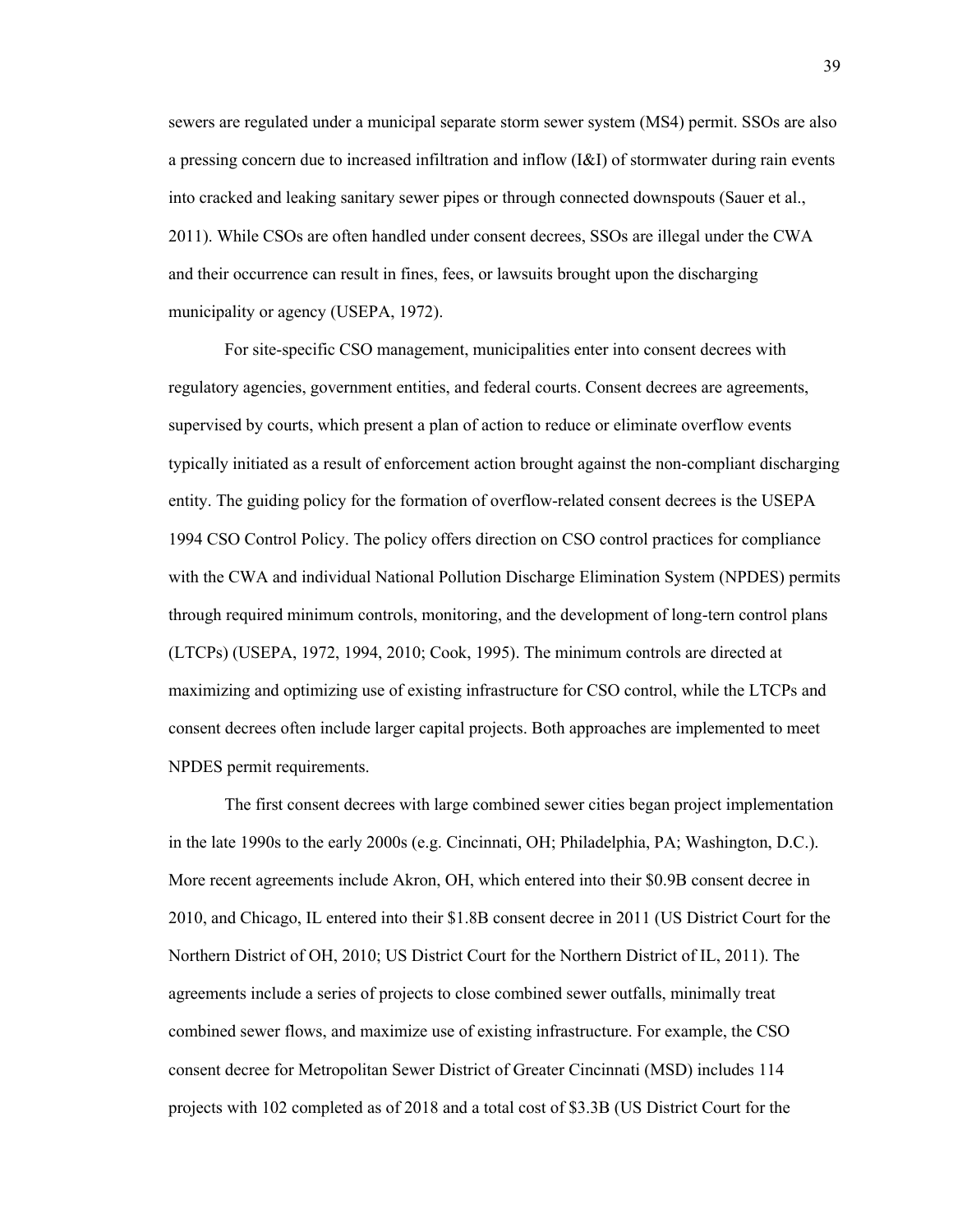sewers are regulated under a municipal separate storm sewer system (MS4) permit. SSOs are also a pressing concern due to increased infiltration and inflow (I&I) of stormwater during rain events into cracked and leaking sanitary sewer pipes or through connected downspouts (Sauer et al., 2011). While CSOs are often handled under consent decrees, SSOs are illegal under the CWA and their occurrence can result in fines, fees, or lawsuits brought upon the discharging municipality or agency (USEPA, 1972).

For site-specific CSO management, municipalities enter into consent decrees with regulatory agencies, government entities, and federal courts. Consent decrees are agreements, supervised by courts, which present a plan of action to reduce or eliminate overflow events typically initiated as a result of enforcement action brought against the non-compliant discharging entity. The guiding policy for the formation of overflow-related consent decrees is the USEPA 1994 CSO Control Policy. The policy offers direction on CSO control practices for compliance with the CWA and individual National Pollution Discharge Elimination System (NPDES) permits through required minimum controls, monitoring, and the development of long-tern control plans (LTCPs) (USEPA, 1972, 1994, 2010; Cook, 1995). The minimum controls are directed at maximizing and optimizing use of existing infrastructure for CSO control, while the LTCPs and consent decrees often include larger capital projects. Both approaches are implemented to meet NPDES permit requirements.

The first consent decrees with large combined sewer cities began project implementation in the late 1990s to the early 2000s (e.g. Cincinnati, OH; Philadelphia, PA; Washington, D.C.). More recent agreements include Akron, OH, which entered into their $0.9B consent decree in 2010, and Chicago, IL entered into their $1.8B consent decree in 2011 (US District Court for the Northern District of OH, 2010; US District Court for the Northern District of IL, 2011). The agreements include a series of projects to close combined sewer outfalls, minimally treat combined sewer flows, and maximize use of existing infrastructure. For example, the CSO consent decree for Metropolitan Sewer District of Greater Cincinnati (MSD) includes 114 projects with 102 completed as of 2018 and a total cost of $3.3B (US District Court for the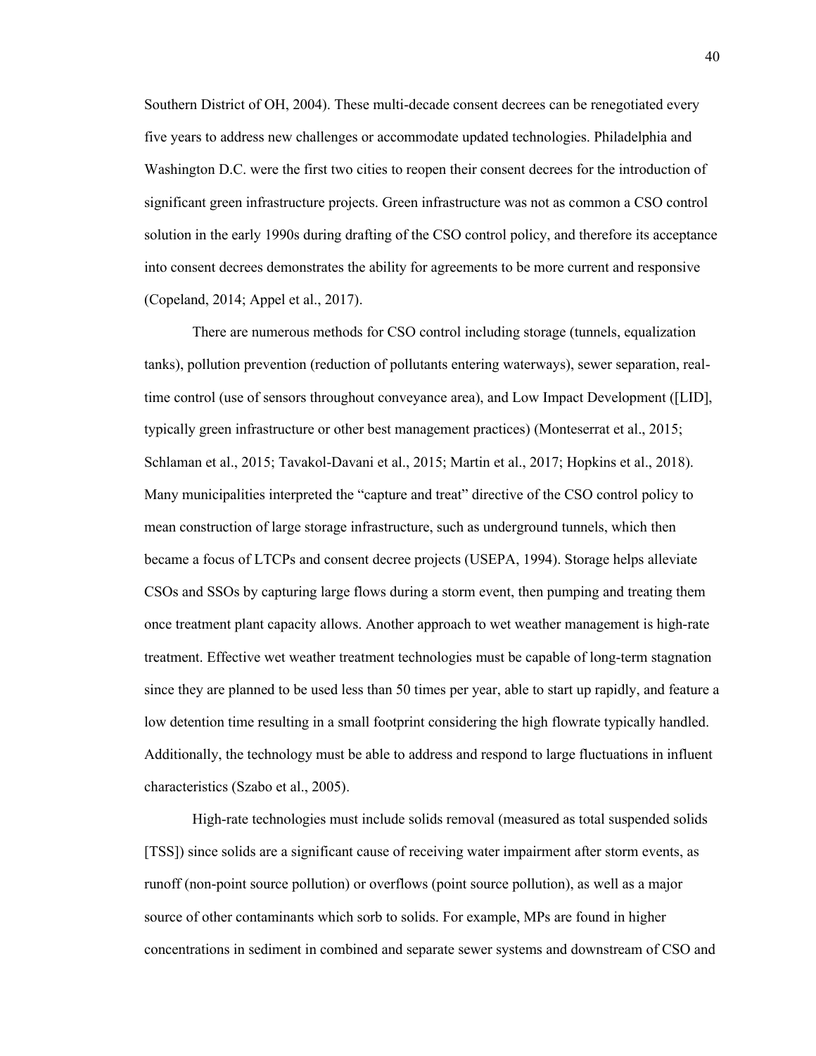Southern District of OH, 2004). These multi-decade consent decrees can be renegotiated every five years to address new challenges or accommodate updated technologies. Philadelphia and Washington D.C. were the first two cities to reopen their consent decrees for the introduction of significant green infrastructure projects. Green infrastructure was not as common a CSO control solution in the early 1990s during drafting of the CSO control policy, and therefore its acceptance into consent decrees demonstrates the ability for agreements to be more current and responsive (Copeland, 2014; Appel et al., 2017).

There are numerous methods for CSO control including storage (tunnels, equalization tanks), pollution prevention (reduction of pollutants entering waterways), sewer separation, real-time control (use of sensors throughout conveyance area), and Low Impact Development ([LID], typically green infrastructure or other best management practices) (Monteserrat et al., 2015; Schlaman et al., 2015; Tavakol-Davani et al., 2015; Martin et al., 2017; Hopkins et al., 2018). Many municipalities interpreted the "capture and treat" directive of the CSO control policy to mean construction of large storage infrastructure, such as underground tunnels, which then became a focus of LTCPs and consent decree projects (USEPA, 1994). Storage helps alleviate CSOs and SSOs by capturing large flows during a storm event, then pumping and treating them once treatment plant capacity allows. Another approach to wet weather management is high-rate treatment. Effective wet weather treatment technologies must be capable of long-term stagnation since they are planned to be used less than 50 times per year, able to start up rapidly, and feature a low detention time resulting in a small footprint considering the high flowrate typically handled. Additionally, the technology must be able to address and respond to large fluctuations in influent characteristics (Szabo et al., 2005).

High-rate technologies must include solids removal (measured as total suspended solids [TSS]) since solids are a significant cause of receiving water impairment after storm events, as runoff (non-point source pollution) or overflows (point source pollution), as well as a major source of other contaminants which sorb to solids. For example, MPs are found in higher concentrations in sediment in combined and separate sewer systems and downstream of CSO and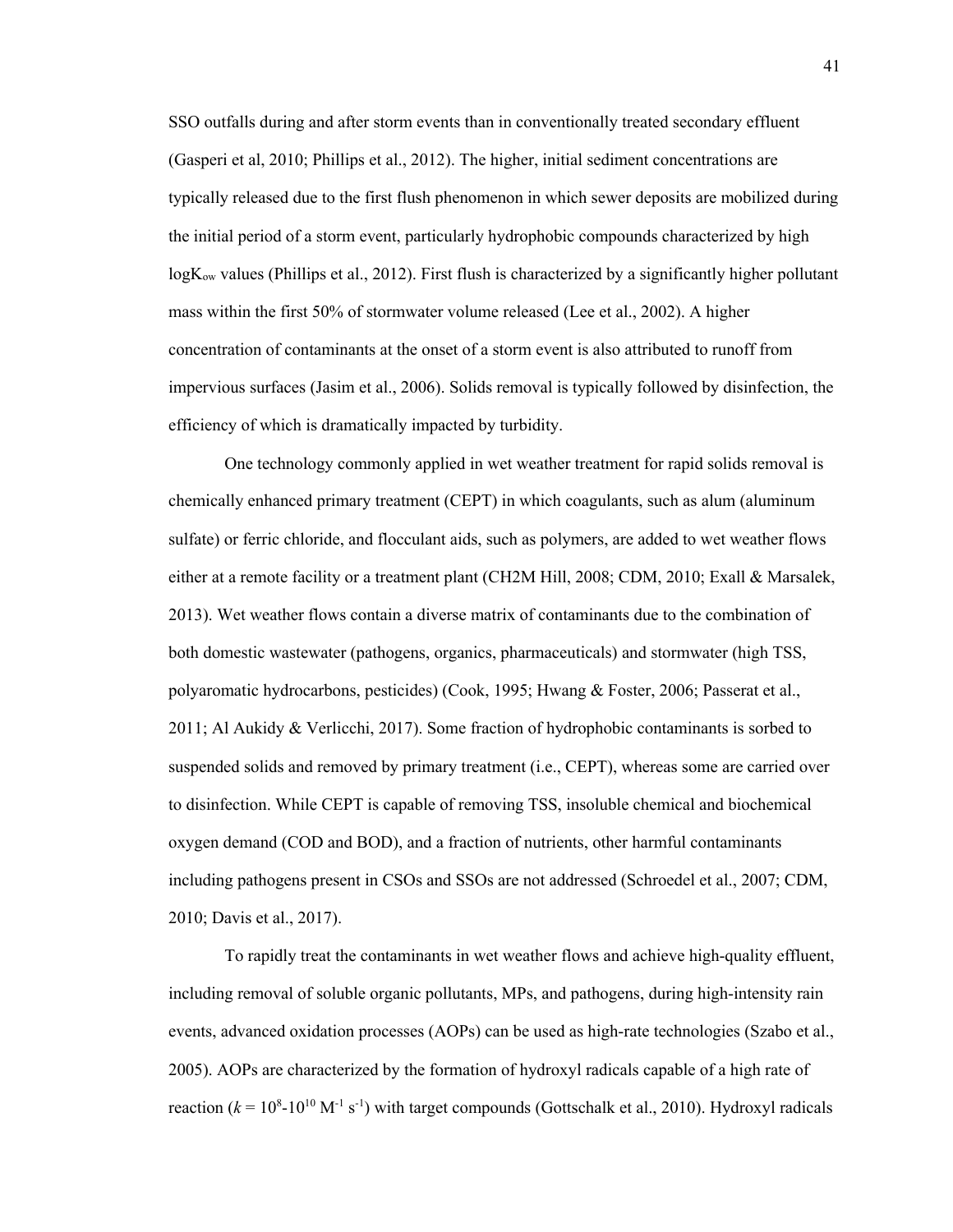SSO outfalls during and after storm events than in conventionally treated secondary effluent (Gasperi et al, 2010; Phillips et al., 2012). The higher, initial sediment concentrations are typically released due to the first flush phenomenon in which sewer deposits are mobilized during the initial period of a storm event, particularly hydrophobic compounds characterized by high $\log K_{ow}$ values (Phillips et al., 2012). First flush is characterized by a significantly higher pollutant mass within the first 50% of stormwater volume released (Lee et al., 2002). A higher concentration of contaminants at the onset of a storm event is also attributed to runoff from impervious surfaces (Jasim et al., 2006). Solids removal is typically followed by disinfection, the efficiency of which is dramatically impacted by turbidity.

One technology commonly applied in wet weather treatment for rapid solids removal is chemically enhanced primary treatment (CEPT) in which coagulants, such as alum (aluminum sulfate) or ferric chloride, and flocculant aids, such as polymers, are added to wet weather flows either at a remote facility or a treatment plant (CH2M Hill, 2008; CDM, 2010; Exall & Marsalek, 2013). Wet weather flows contain a diverse matrix of contaminants due to the combination of both domestic wastewater (pathogens, organics, pharmaceuticals) and stormwater (high TSS, polyaromatic hydrocarbons, pesticides) (Cook, 1995; Hwang & Foster, 2006; Passerat et al., 2011; Al Aukidy & Verlicchi, 2017). Some fraction of hydrophobic contaminants is sorbed to suspended solids and removed by primary treatment (i.e., CEPT), whereas some are carried over to disinfection. While CEPT is capable of removing TSS, insoluble chemical and biochemical oxygen demand (COD and BOD), and a fraction of nutrients, other harmful contaminants including pathogens present in CSOs and SSOs are not addressed (Schroedel et al., 2007; CDM, 2010; Davis et al., 2017).

To rapidly treat the contaminants in wet weather flows and achieve high-quality effluent, including removal of soluble organic pollutants, MPs, and pathogens, during high-intensity rain events, advanced oxidation processes (AOPs) can be used as high-rate technologies (Szabo et al., 2005). AOPs are characterized by the formation of hydroxyl radicals capable of a high rate of reaction ($k = 10^8$-$10^{10}$ $M^{-1}$ $s^{-1}$) with target compounds (Gottschalk et al., 2010). Hydroxyl radicals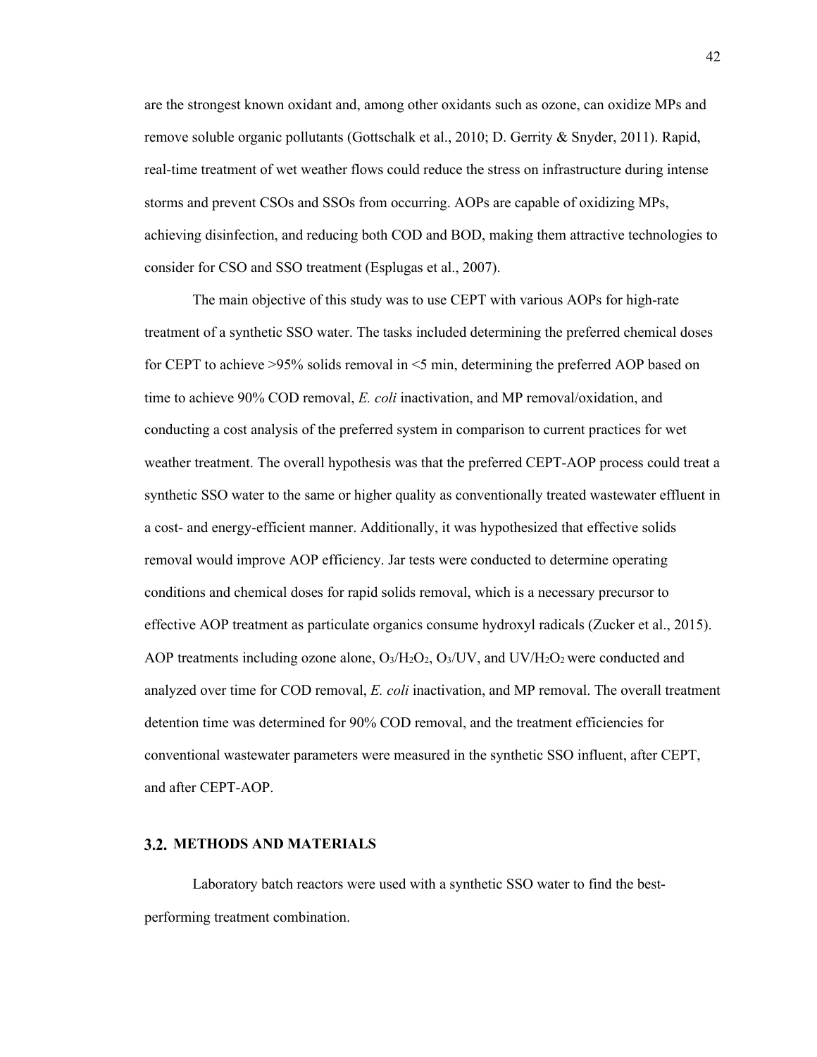are the strongest known oxidant and, among other oxidants such as ozone, can oxidize MPs and remove soluble organic pollutants (Gottschalk et al., 2010; D. Gerrity & Snyder, 2011). Rapid, real-time treatment of wet weather flows could reduce the stress on infrastructure during intense storms and prevent CSOs and SSOs from occurring. AOPs are capable of oxidizing MPs, achieving disinfection, and reducing both COD and BOD, making them attractive technologies to consider for CSO and SSO treatment (Esplugas et al., 2007).

The main objective of this study was to use CEPT with various AOPs for high-rate treatment of a synthetic SSO water. The tasks included determining the preferred chemical doses for CEPT to achieve >95% solids removal in <5 min, determining the preferred AOP based on time to achieve 90% COD removal, *E. coli* inactivation, and MP removal/oxidation, and conducting a cost analysis of the preferred system in comparison to current practices for wet weather treatment. The overall hypothesis was that the preferred CEPT-AOP process could treat a synthetic SSO water to the same or higher quality as conventionally treated wastewater effluent in a cost- and energy-efficient manner. Additionally, it was hypothesized that effective solids removal would improve AOP efficiency. Jar tests were conducted to determine operating conditions and chemical doses for rapid solids removal, which is a necessary precursor to effective AOP treatment as particulate organics consume hydroxyl radicals (Zucker et al., 2015). AOP treatments including ozone alone, $O_3/H_2O_2$, $O_3$/UV, and UV/$H_2O_2$ were conducted and analyzed over time for COD removal, *E. coli* inactivation, and MP removal. The overall treatment detention time was determined for 90% COD removal, and the treatment efficiencies for conventional wastewater parameters were measured in the synthetic SSO influent, after CEPT, and after CEPT-AOP.

## 3.2. METHODS AND MATERIALS

Laboratory batch reactors were used with a synthetic SSO water to find the best-performing treatment combination.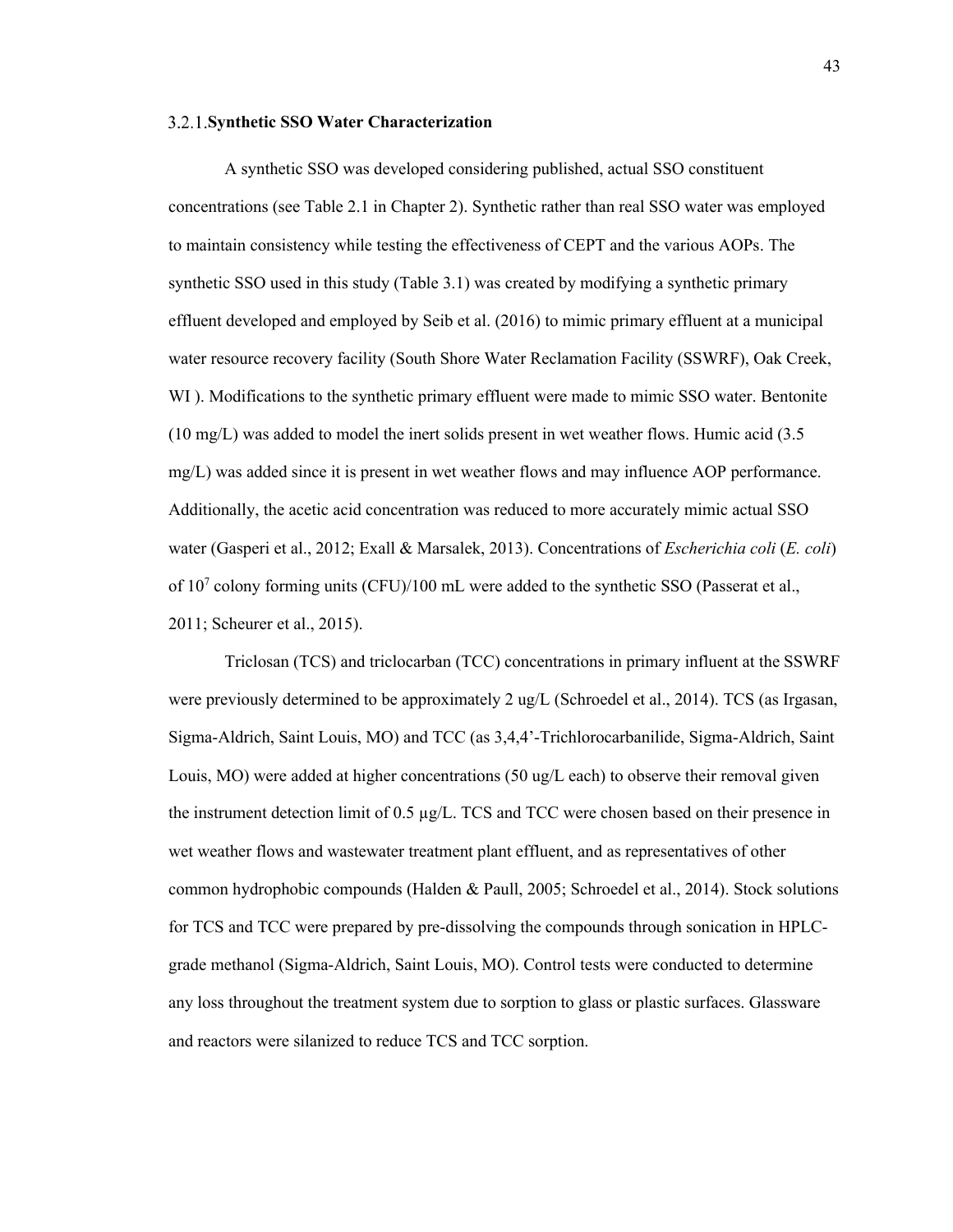### 3.2.1. Synthetic SSO Water Characterization

A synthetic SSO was developed considering published, actual SSO constituent concentrations (see Table 2.1 in Chapter 2). Synthetic rather than real SSO water was employed to maintain consistency while testing the effectiveness of CEPT and the various AOPs. The synthetic SSO used in this study (Table 3.1) was created by modifying a synthetic primary effluent developed and employed by Seib et al. (2016) to mimic primary effluent at a municipal water resource recovery facility (South Shore Water Reclamation Facility (SSWRF), Oak Creek, WI ). Modifications to the synthetic primary effluent were made to mimic SSO water. Bentonite (10 mg/L) was added to model the inert solids present in wet weather flows. Humic acid (3.5 mg/L) was added since it is present in wet weather flows and may influence AOP performance. Additionally, the acetic acid concentration was reduced to more accurately mimic actual SSO water (Gasperi et al., 2012; Exall & Marsalek, 2013). Concentrations of *Escherichia coli* (*E. coli*) of $10^7$ colony forming units (CFU)/100 mL were added to the synthetic SSO (Passerat et al., 2011; Scheurer et al., 2015).

Triclosan (TCS) and triclocarban (TCC) concentrations in primary influent at the SSWRF were previously determined to be approximately 2 ug/L (Schroedel et al., 2014). TCS (as Irgasan, Sigma-Aldrich, Saint Louis, MO) and TCC (as 3,4,4'-Trichlorocarbanilide, Sigma-Aldrich, Saint Louis, MO) were added at higher concentrations (50 ug/L each) to observe their removal given the instrument detection limit of 0.5 μg/L. TCS and TCC were chosen based on their presence in wet weather flows and wastewater treatment plant effluent, and as representatives of other common hydrophobic compounds (Halden & Paull, 2005; Schroedel et al., 2014). Stock solutions for TCS and TCC were prepared by pre-dissolving the compounds through sonication in HPLC-grade methanol (Sigma-Aldrich, Saint Louis, MO). Control tests were conducted to determine any loss throughout the treatment system due to sorption to glass or plastic surfaces. Glassware and reactors were silanized to reduce TCS and TCC sorption.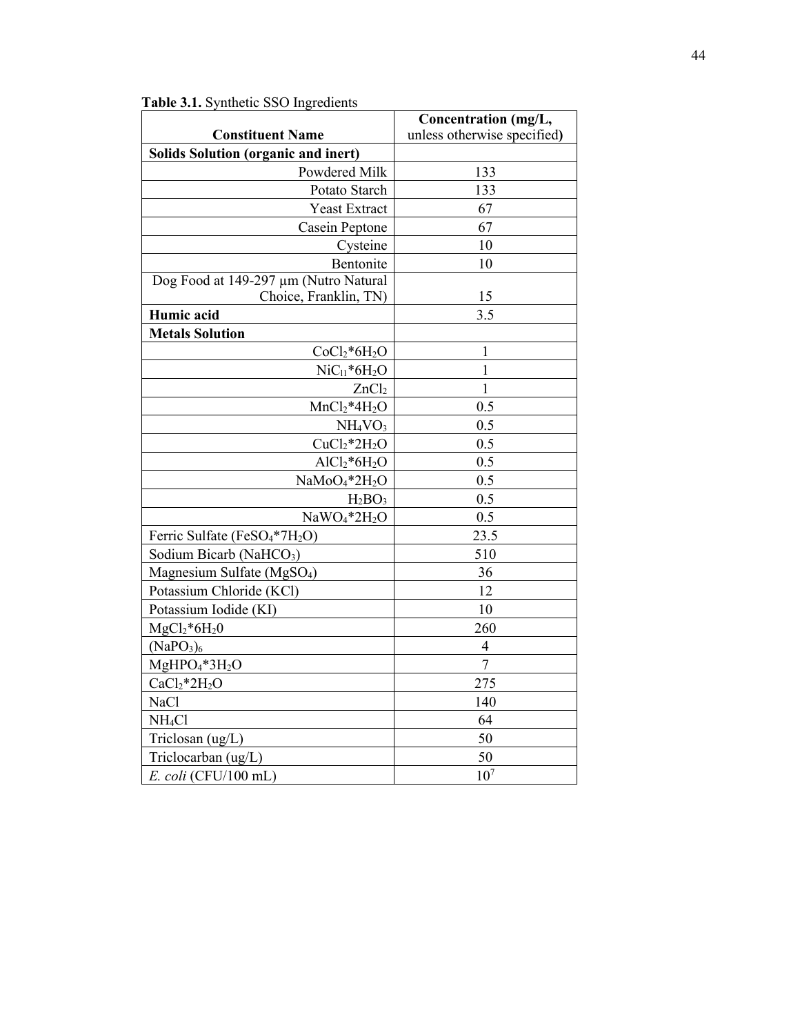**Table 3.1.** Synthetic SSO Ingredients

| Constituent Name | Concentration (mg/L, unless otherwise specified) |
|---|---|
| **Solids Solution (organic and inert)** | |
| Powdered Milk | 133 |
| Potato Starch | 133 |
| Yeast Extract | 67 |
| Casein Peptone | 67 |
| Cysteine | 10 |
| Bentonite | 10 |
| Dog Food at 149-297 µm (Nutro Natural Choice, Franklin, TN) | 15 |
| **Humic acid** | 3.5 |
| **Metals Solution** | |
| $CoCl_2$*$6H_2O$ | 1 |
| $NiC_{l1}$*$6H_2O$ | 1 |
| $ZnCl_2$ | 1 |
| $MnCl_2$*$4H_2O$ | 0.5 |
| $NH_4VO_3$ | 0.5 |
| $CuCl_2$*$2H_2O$ | 0.5 |
| $AlCl_2$*$6H_2O$ | 0.5 |
| $NaMoO_4$*$2H_2O$ | 0.5 |
| $H_2BO_3$ | 0.5 |
| $NaWO_4$*$2H_2O$ | 0.5 |
| Ferric Sulfate ($FeSO_4$*$7H_2O$) | 23.5 |
| Sodium Bicarb ($NaHCO_3$) | 510 |
| Magnesium Sulfate ($MgSO_4$) | 36 |
| Potassium Chloride (KCl) | 12 |
| Potassium Iodide (KI) | 10 |
| $MgCl_2$*$6H_20$ | 260 |
| $(NaPO_3)_6$ | 4 |
| $MgHPO_4$*$3H_2O$ | 7 |
| $CaCl_2$*$2H_2O$ | 275 |
| NaCl | 140 |
| $NH_4Cl$ | 64 |
| Triclosan (ug/L) | 50 |
| Triclocarban (ug/L) | 50 |
| *E. coli* (CFU/100 mL) | $10^7$ |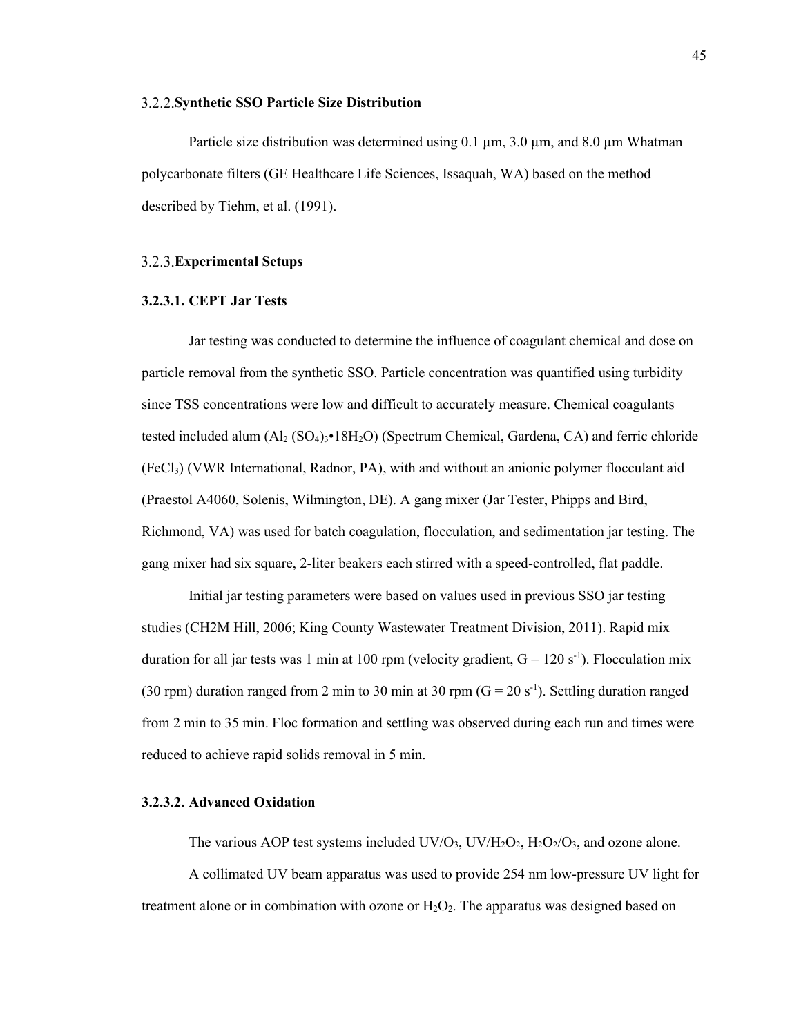### 3.2.2. Synthetic SSO Particle Size Distribution

Particle size distribution was determined using 0.1 μm, 3.0 μm, and 8.0 μm Whatman polycarbonate filters (GE Healthcare Life Sciences, Issaquah, WA) based on the method described by Tiehm, et al. (1991).

### 3.2.3. Experimental Setups

#### 3.2.3.1. CEPT Jar Tests

Jar testing was conducted to determine the influence of coagulant chemical and dose on particle removal from the synthetic SSO. Particle concentration was quantified using turbidity since TSS concentrations were low and difficult to accurately measure. Chemical coagulants tested included alum ($Al_2(SO_4)_3 \cdot 18H_2O$) (Spectrum Chemical, Gardena, CA) and ferric chloride ($FeCl_3$) (VWR International, Radnor, PA), with and without an anionic polymer flocculant aid (Praestol A4060, Solenis, Wilmington, DE). A gang mixer (Jar Tester, Phipps and Bird, Richmond, VA) was used for batch coagulation, flocculation, and sedimentation jar testing. The gang mixer had six square, 2-liter beakers each stirred with a speed-controlled, flat paddle.

Initial jar testing parameters were based on values used in previous SSO jar testing studies (CH2M Hill, 2006; King County Wastewater Treatment Division, 2011). Rapid mix duration for all jar tests was 1 min at 100 rpm (velocity gradient, $G = 120\ s^{-1}$). Flocculation mix (30 rpm) duration ranged from 2 min to 30 min at 30 rpm ($G = 20\ s^{-1}$). Settling duration ranged from 2 min to 35 min. Floc formation and settling was observed during each run and times were reduced to achieve rapid solids removal in 5 min.

#### 3.2.3.2. Advanced Oxidation

The various AOP test systems included $UV/O_3$, $UV/H_2O_2$, $H_2O_2/O_3$, and ozone alone.

A collimated UV beam apparatus was used to provide 254 nm low-pressure UV light for treatment alone or in combination with ozone or $H_2O_2$. The apparatus was designed based on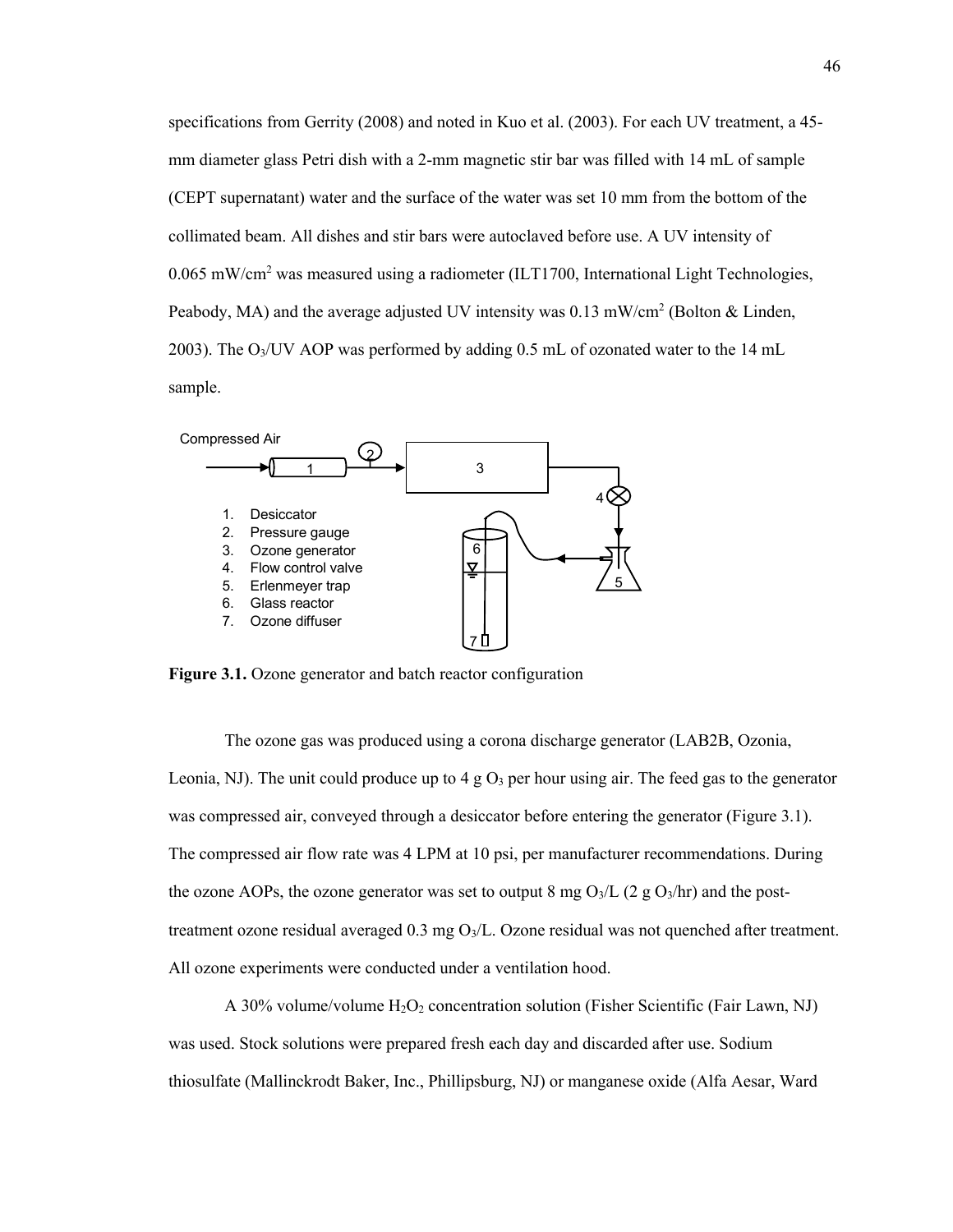specifications from Gerrity (2008) and noted in Kuo et al. (2003). For each UV treatment, a 45-mm diameter glass Petri dish with a 2-mm magnetic stir bar was filled with 14 mL of sample (CEPT supernatant) water and the surface of the water was set 10 mm from the bottom of the collimated beam. All dishes and stir bars were autoclaved before use. A UV intensity of 0.065 $mW/cm^2$ was measured using a radiometer (ILT1700, International Light Technologies, Peabody, MA) and the average adjusted UV intensity was 0.13 $mW/cm^2$ (Bolton & Linden, 2003). The $O_3$/UV AOP was performed by adding 0.5 mL of ozonated water to the 14 mL sample.

Compressed Air

1. Desiccator
2. Pressure gauge
3. Ozone generator
4. Flow control valve
5. Erlenmeyer trap
6. Glass reactor
7. Ozone diffuser

**Figure 3.1.** Ozone generator and batch reactor configuration

The ozone gas was produced using a corona discharge generator (LAB2B, Ozonia, Leonia, NJ). The unit could produce up to 4 g $O_3$ per hour using air. The feed gas to the generator was compressed air, conveyed through a desiccator before entering the generator (Figure 3.1). The compressed air flow rate was 4 LPM at 10 psi, per manufacturer recommendations. During the ozone AOPs, the ozone generator was set to output 8 mg $O_3$/L (2 g $O_3$/hr) and the post-treatment ozone residual averaged 0.3 mg $O_3$/L. Ozone residual was not quenched after treatment. All ozone experiments were conducted under a ventilation hood.

A 30% volume/volume $H_2O_2$ concentration solution (Fisher Scientific (Fair Lawn, NJ) was used. Stock solutions were prepared fresh each day and discarded after use. Sodium thiosulfate (Mallinckrodt Baker, Inc., Phillipsburg, NJ) or manganese oxide (Alfa Aesar, Ward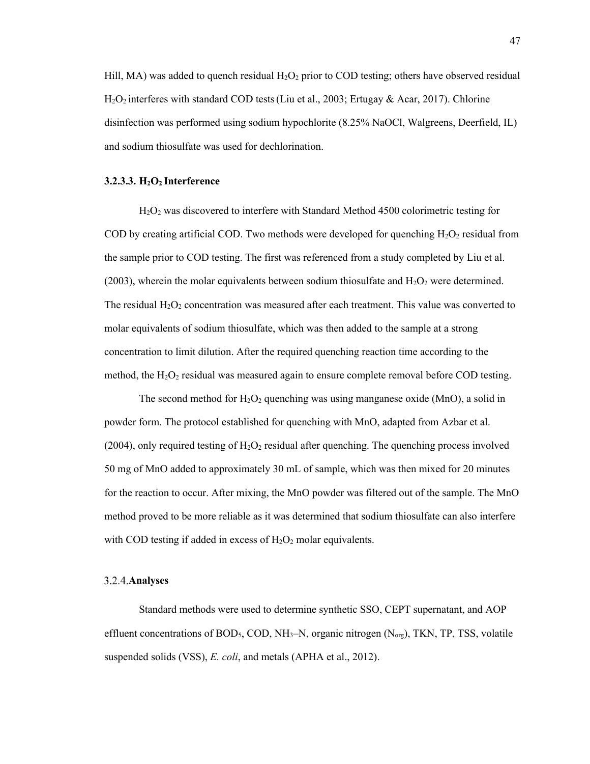Hill, MA) was added to quench residual $H_2O_2$ prior to COD testing; others have observed residual $H_2O_2$ interferes with standard COD tests (Liu et al., 2003; Ertugay & Acar, 2017). Chlorine disinfection was performed using sodium hypochlorite (8.25% NaOCl, Walgreens, Deerfield, IL) and sodium thiosulfate was used for dechlorination.

#### 3.2.3.3. $H_2O_2$ Interference

$H_2O_2$ was discovered to interfere with Standard Method 4500 colorimetric testing for COD by creating artificial COD. Two methods were developed for quenching $H_2O_2$ residual from the sample prior to COD testing. The first was referenced from a study completed by Liu et al. (2003), wherein the molar equivalents between sodium thiosulfate and $H_2O_2$ were determined. The residual $H_2O_2$ concentration was measured after each treatment. This value was converted to molar equivalents of sodium thiosulfate, which was then added to the sample at a strong concentration to limit dilution. After the required quenching reaction time according to the method, the $H_2O_2$ residual was measured again to ensure complete removal before COD testing.

The second method for $H_2O_2$ quenching was using manganese oxide (MnO), a solid in powder form. The protocol established for quenching with MnO, adapted from Azbar et al. (2004), only required testing of $H_2O_2$ residual after quenching. The quenching process involved 50 mg of MnO added to approximately 30 mL of sample, which was then mixed for 20 minutes for the reaction to occur. After mixing, the MnO powder was filtered out of the sample. The MnO method proved to be more reliable as it was determined that sodium thiosulfate can also interfere with COD testing if added in excess of $H_2O_2$ molar equivalents.

### 3.2.4. Analyses

Standard methods were used to determine synthetic SSO, CEPT supernatant, and AOP effluent concentrations of $BOD_5$, COD, $NH_3$–N, organic nitrogen ($N_{org}$), TKN, TP, TSS, volatile suspended solids (VSS), *E. coli*, and metals (APHA et al., 2012).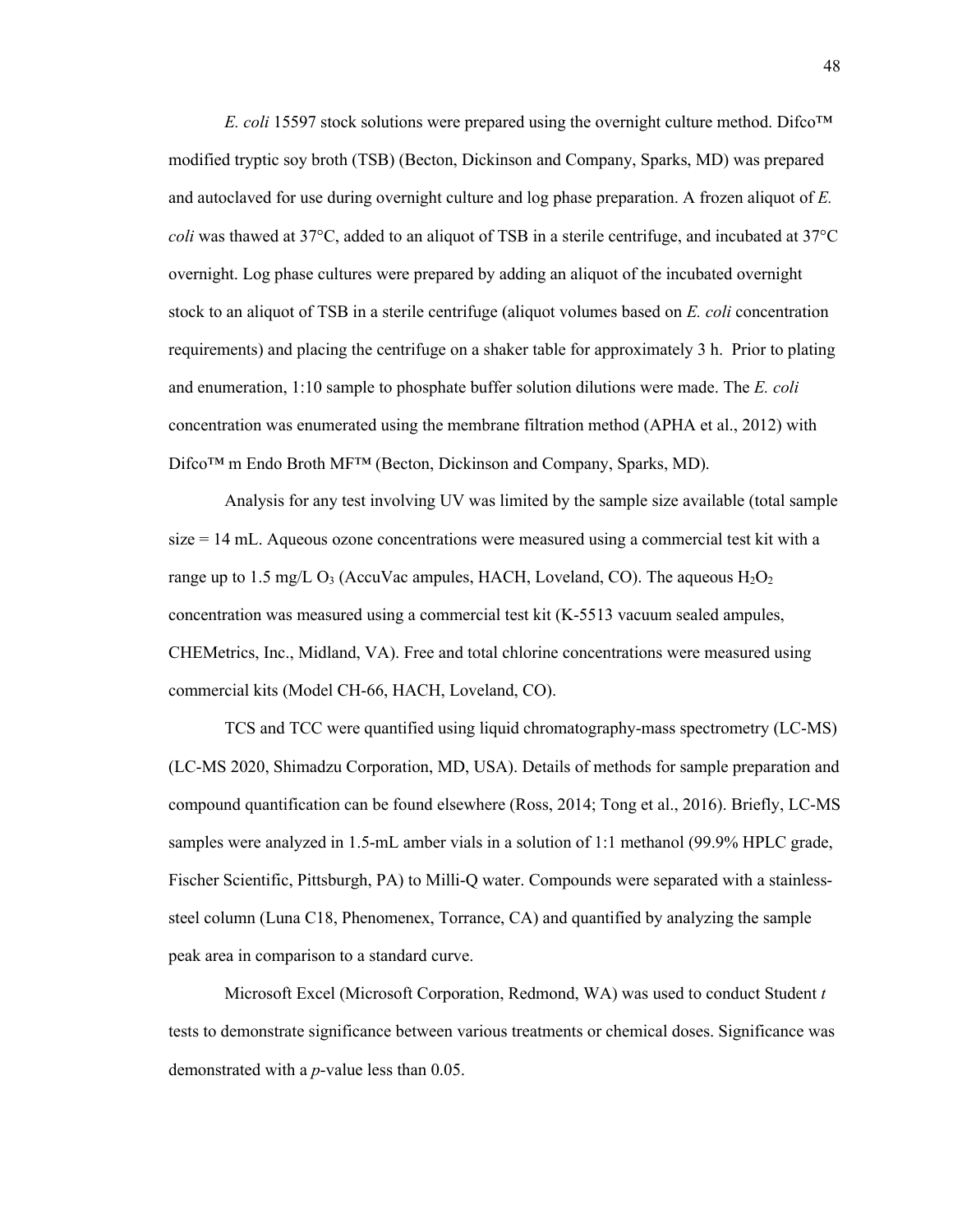*E. coli* 15597 stock solutions were prepared using the overnight culture method. Difco™ modified tryptic soy broth (TSB) (Becton, Dickinson and Company, Sparks, MD) was prepared and autoclaved for use during overnight culture and log phase preparation. A frozen aliquot of *E. coli* was thawed at 37°C, added to an aliquot of TSB in a sterile centrifuge, and incubated at 37°C overnight. Log phase cultures were prepared by adding an aliquot of the incubated overnight stock to an aliquot of TSB in a sterile centrifuge (aliquot volumes based on *E. coli* concentration requirements) and placing the centrifuge on a shaker table for approximately 3 h. Prior to plating and enumeration, 1:10 sample to phosphate buffer solution dilutions were made. The *E. coli* concentration was enumerated using the membrane filtration method (APHA et al., 2012) with Difco™ m Endo Broth MF™ (Becton, Dickinson and Company, Sparks, MD).

Analysis for any test involving UV was limited by the sample size available (total sample size = 14 mL. Aqueous ozone concentrations were measured using a commercial test kit with a range up to 1.5 mg/L $O_3$ (AccuVac ampules, HACH, Loveland, CO). The aqueous $H_2O_2$ concentration was measured using a commercial test kit (K-5513 vacuum sealed ampules, CHEMetrics, Inc., Midland, VA). Free and total chlorine concentrations were measured using commercial kits (Model CH-66, HACH, Loveland, CO).

TCS and TCC were quantified using liquid chromatography-mass spectrometry (LC-MS) (LC-MS 2020, Shimadzu Corporation, MD, USA). Details of methods for sample preparation and compound quantification can be found elsewhere (Ross, 2014; Tong et al., 2016). Briefly, LC-MS samples were analyzed in 1.5-mL amber vials in a solution of 1:1 methanol (99.9% HPLC grade, Fischer Scientific, Pittsburgh, PA) to Milli-Q water. Compounds were separated with a stainless-steel column (Luna C18, Phenomenex, Torrance, CA) and quantified by analyzing the sample peak area in comparison to a standard curve.

Microsoft Excel (Microsoft Corporation, Redmond, WA) was used to conduct Student *t* tests to demonstrate significance between various treatments or chemical doses. Significance was demonstrated with a *p*-value less than 0.05.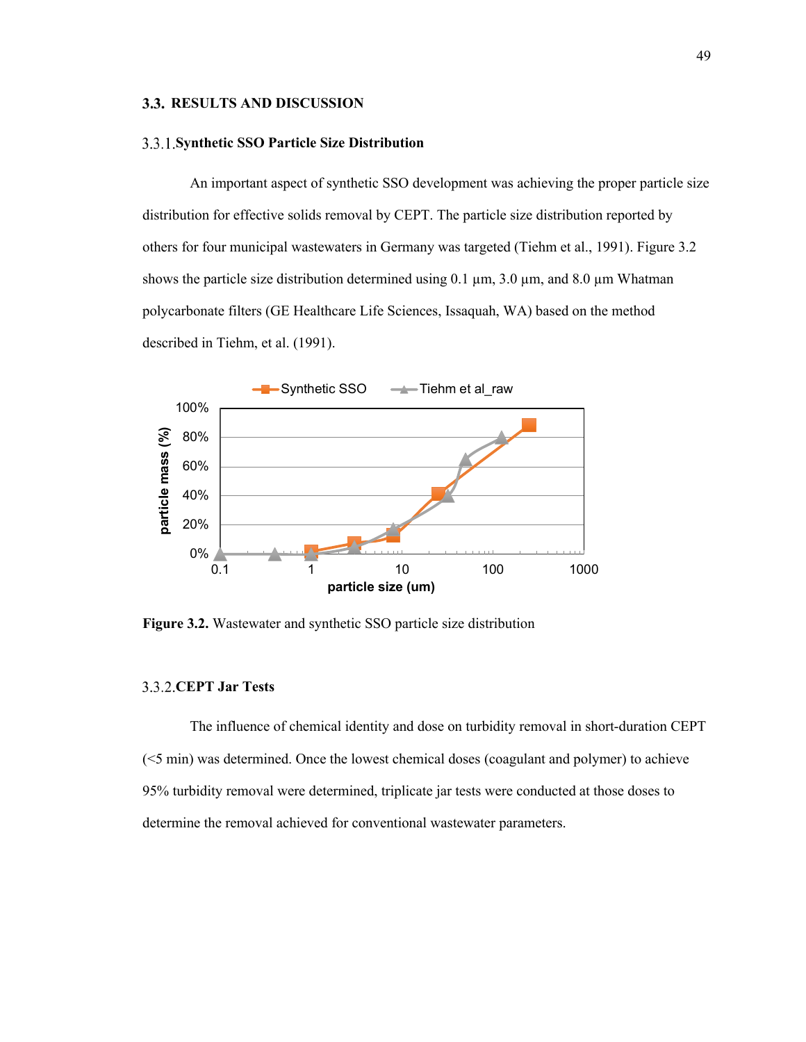## 3.3. RESULTS AND DISCUSSION

### 3.3.1. Synthetic SSO Particle Size Distribution

An important aspect of synthetic SSO development was achieving the proper particle size distribution for effective solids removal by CEPT. The particle size distribution reported by others for four municipal wastewaters in Germany was targeted (Tiehm et al., 1991). Figure 3.2 shows the particle size distribution determined using 0.1 µm, 3.0 µm, and 8.0 µm Whatman polycarbonate filters (GE Healthcare Life Sciences, Issaquah, WA) based on the method described in Tiehm, et al. (1991).

**Figure 3.2.** Wastewater and synthetic SSO particle size distribution

### 3.3.2. CEPT Jar Tests

The influence of chemical identity and dose on turbidity removal in short-duration CEPT (<5 min) was determined. Once the lowest chemical doses (coagulant and polymer) to achieve 95% turbidity removal were determined, triplicate jar tests were conducted at those doses to determine the removal achieved for conventional wastewater parameters.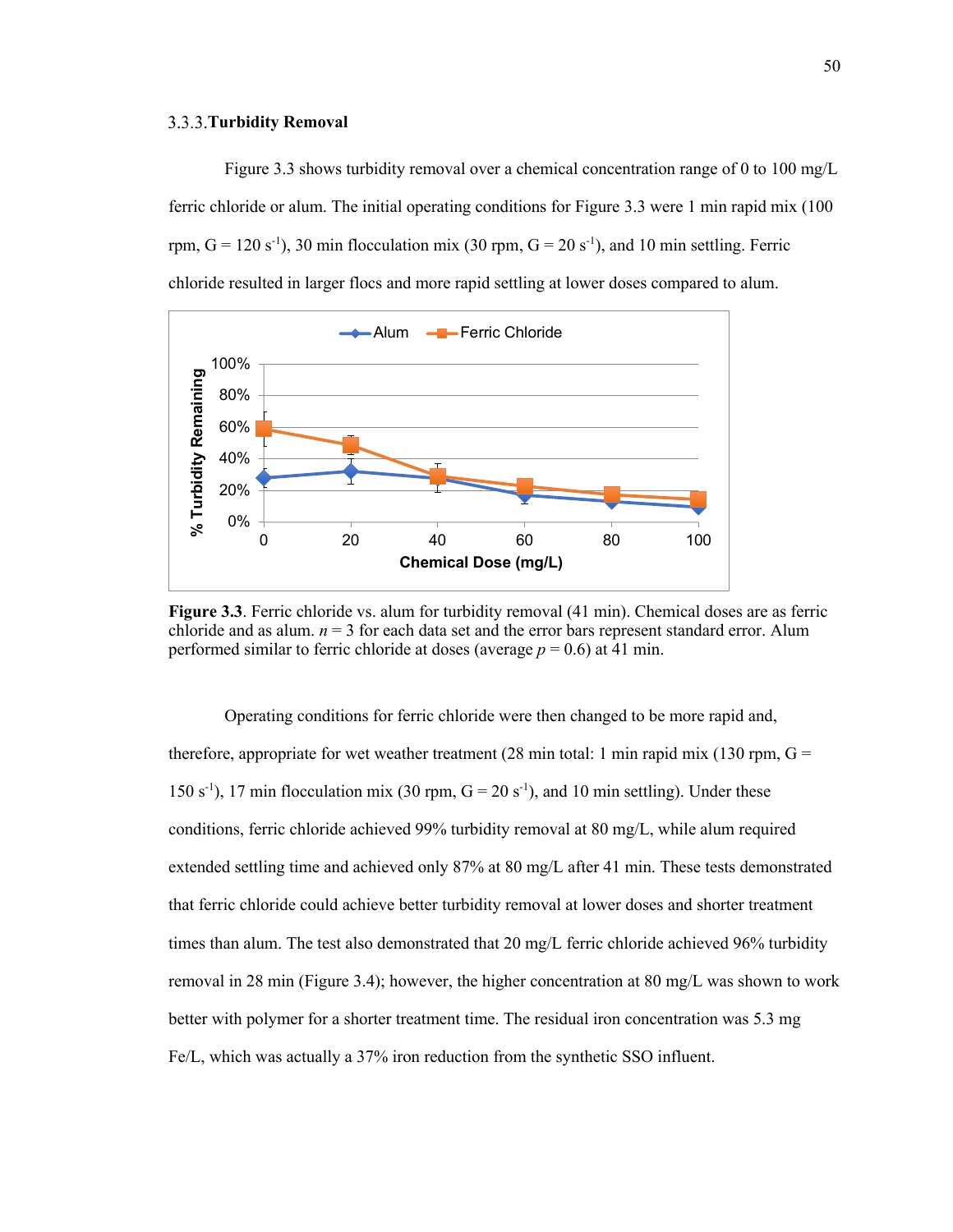### 3.3.3. Turbidity Removal

Figure 3.3 shows turbidity removal over a chemical concentration range of 0 to 100 mg/L ferric chloride or alum. The initial operating conditions for Figure 3.3 were 1 min rapid mix (100 rpm, G = 120 $s^{-1}$), 30 min flocculation mix (30 rpm, G = 20 $s^{-1}$), and 10 min settling. Ferric chloride resulted in larger flocs and more rapid settling at lower doses compared to alum.

**Figure 3.3**. Ferric chloride vs. alum for turbidity removal (41 min). Chemical doses are as ferric chloride and as alum. $n = 3$ for each data set and the error bars represent standard error. Alum performed similar to ferric chloride at doses (average $p = 0.6$) at 41 min.

Operating conditions for ferric chloride were then changed to be more rapid and, therefore, appropriate for wet weather treatment (28 min total: 1 min rapid mix (130 rpm, G = 150 $s^{-1}$), 17 min flocculation mix (30 rpm, G = 20 $s^{-1}$), and 10 min settling). Under these conditions, ferric chloride achieved 99% turbidity removal at 80 mg/L, while alum required extended settling time and achieved only 87% at 80 mg/L after 41 min. These tests demonstrated that ferric chloride could achieve better turbidity removal at lower doses and shorter treatment times than alum. The test also demonstrated that 20 mg/L ferric chloride achieved 96% turbidity removal in 28 min (Figure 3.4); however, the higher concentration at 80 mg/L was shown to work better with polymer for a shorter treatment time. The residual iron concentration was 5.3 mg Fe/L, which was actually a 37% iron reduction from the synthetic SSO influent.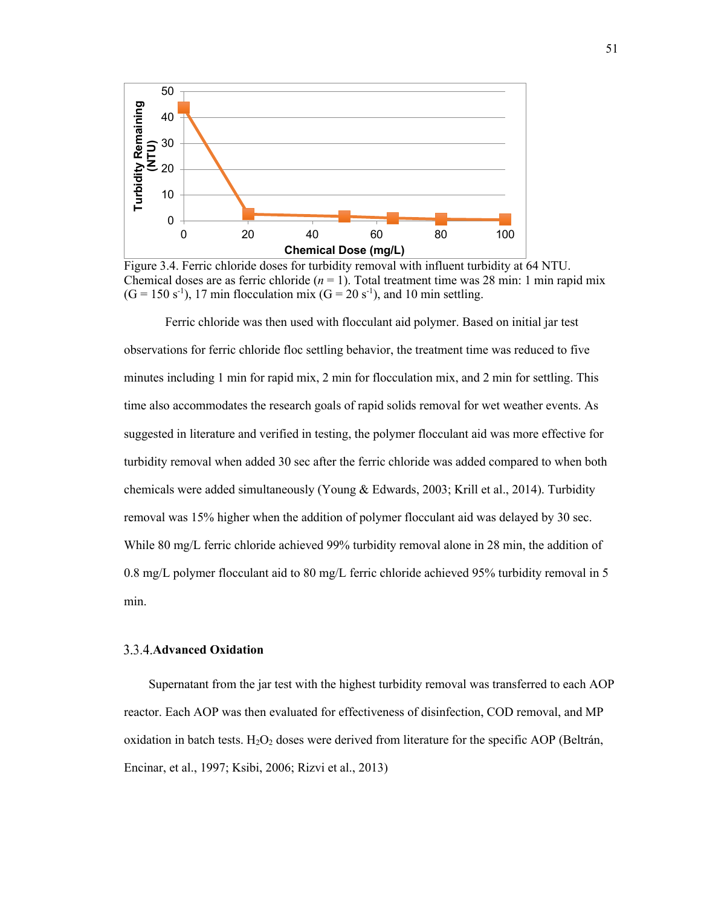Figure 3.4. Ferric chloride doses for turbidity removal with influent turbidity at 64 NTU. Chemical doses are as ferric chloride ($n = 1$). Total treatment time was 28 min: 1 min rapid mix ($G = 150\ s^{-1}$), 17 min flocculation mix ($G = 20\ s^{-1}$), and 10 min settling.

Ferric chloride was then used with flocculant aid polymer. Based on initial jar test observations for ferric chloride floc settling behavior, the treatment time was reduced to five minutes including 1 min for rapid mix, 2 min for flocculation mix, and 2 min for settling. This time also accommodates the research goals of rapid solids removal for wet weather events. As suggested in literature and verified in testing, the polymer flocculant aid was more effective for turbidity removal when added 30 sec after the ferric chloride was added compared to when both chemicals were added simultaneously (Young & Edwards, 2003; Krill et al., 2014). Turbidity removal was 15% higher when the addition of polymer flocculant aid was delayed by 30 sec. While 80 mg/L ferric chloride achieved 99% turbidity removal alone in 28 min, the addition of 0.8 mg/L polymer flocculant aid to 80 mg/L ferric chloride achieved 95% turbidity removal in 5 min.

### 3.3.4. Advanced Oxidation

Supernatant from the jar test with the highest turbidity removal was transferred to each AOP reactor. Each AOP was then evaluated for effectiveness of disinfection, COD removal, and MP oxidation in batch tests. $H_2O_2$ doses were derived from literature for the specific AOP (Beltrán, Encinar, et al., 1997; Ksibi, 2006; Rizvi et al., 2013)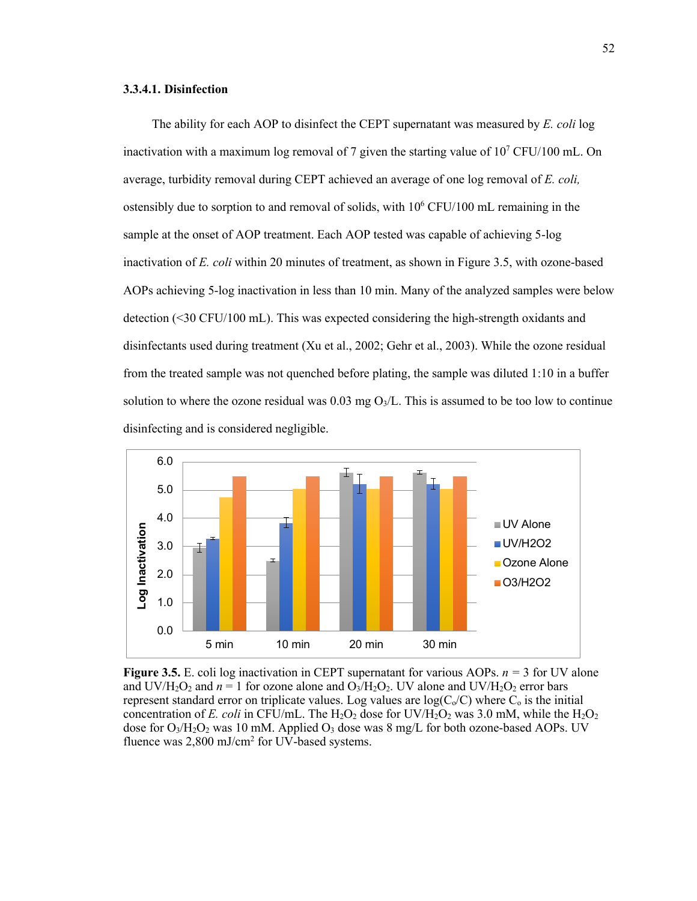#### 3.3.4.1. Disinfection

The ability for each AOP to disinfect the CEPT supernatant was measured by *E. coli* log inactivation with a maximum log removal of 7 given the starting value of $10^7$ CFU/100 mL. On average, turbidity removal during CEPT achieved an average of one log removal of *E. coli,* ostensibly due to sorption to and removal of solids, with $10^6$ CFU/100 mL remaining in the sample at the onset of AOP treatment. Each AOP tested was capable of achieving 5-log inactivation of *E. coli* within 20 minutes of treatment, as shown in Figure 3.5, with ozone-based AOPs achieving 5-log inactivation in less than 10 min. Many of the analyzed samples were below detection (<30 CFU/100 mL). This was expected considering the high-strength oxidants and disinfectants used during treatment (Xu et al., 2002; Gehr et al., 2003). While the ozone residual from the treated sample was not quenched before plating, the sample was diluted 1:10 in a buffer solution to where the ozone residual was 0.03 mg $O_3$/L. This is assumed to be too low to continue disinfecting and is considered negligible.

**Figure 3.5.** E. coli log inactivation in CEPT supernatant for various AOPs. $n = 3$ for UV alone and UV/$H_2O_2$ and $n = 1$ for ozone alone and $O_3$/$H_2O_2$. UV alone and UV/$H_2O_2$ error bars represent standard error on triplicate values. Log values are $\log(C_o/C)$ where $C_o$ is the initial concentration of *E. coli* in CFU/mL. The $H_2O_2$ dose for UV/$H_2O_2$ was 3.0 mM, while the $H_2O_2$ dose for $O_3$/$H_2O_2$ was 10 mM. Applied $O_3$ dose was 8 mg/L for both ozone-based AOPs. UV fluence was 2,800 mJ/cm$^2$ for UV-based systems.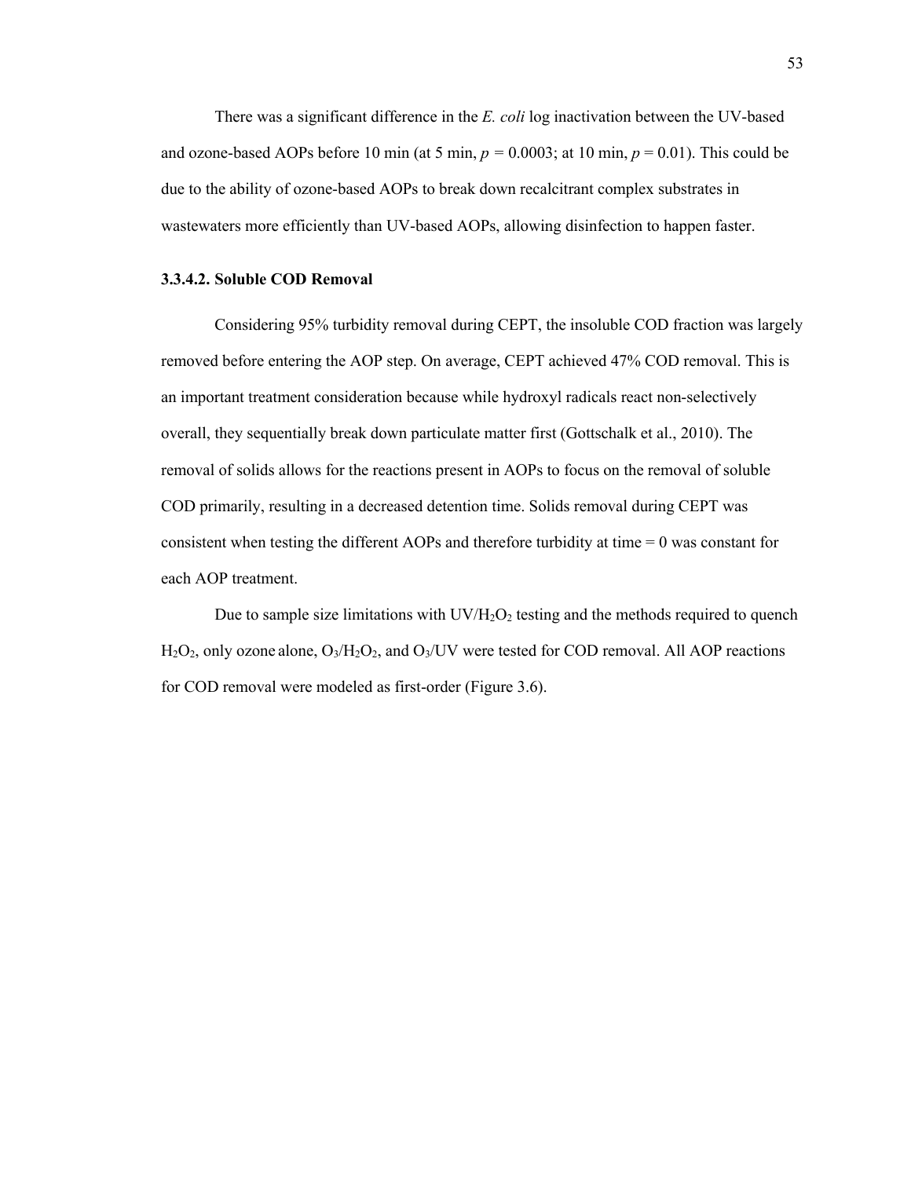There was a significant difference in the *E. coli* log inactivation between the UV-based and ozone-based AOPs before 10 min (at 5 min, $p = 0.0003$; at 10 min, $p = 0.01$). This could be due to the ability of ozone-based AOPs to break down recalcitrant complex substrates in wastewaters more efficiently than UV-based AOPs, allowing disinfection to happen faster.

#### 3.3.4.2. Soluble COD Removal

Considering 95% turbidity removal during CEPT, the insoluble COD fraction was largely removed before entering the AOP step. On average, CEPT achieved 47% COD removal. This is an important treatment consideration because while hydroxyl radicals react non-selectively overall, they sequentially break down particulate matter first (Gottschalk et al., 2010). The removal of solids allows for the reactions present in AOPs to focus on the removal of soluble COD primarily, resulting in a decreased detention time. Solids removal during CEPT was consistent when testing the different AOPs and therefore turbidity at time = 0 was constant for each AOP treatment.

Due to sample size limitations with UV/$H_2O_2$ testing and the methods required to quench $H_2O_2$, only ozone alone, $O_3$/$H_2O_2$, and $O_3$/UV were tested for COD removal. All AOP reactions for COD removal were modeled as first-order (Figure 3.6).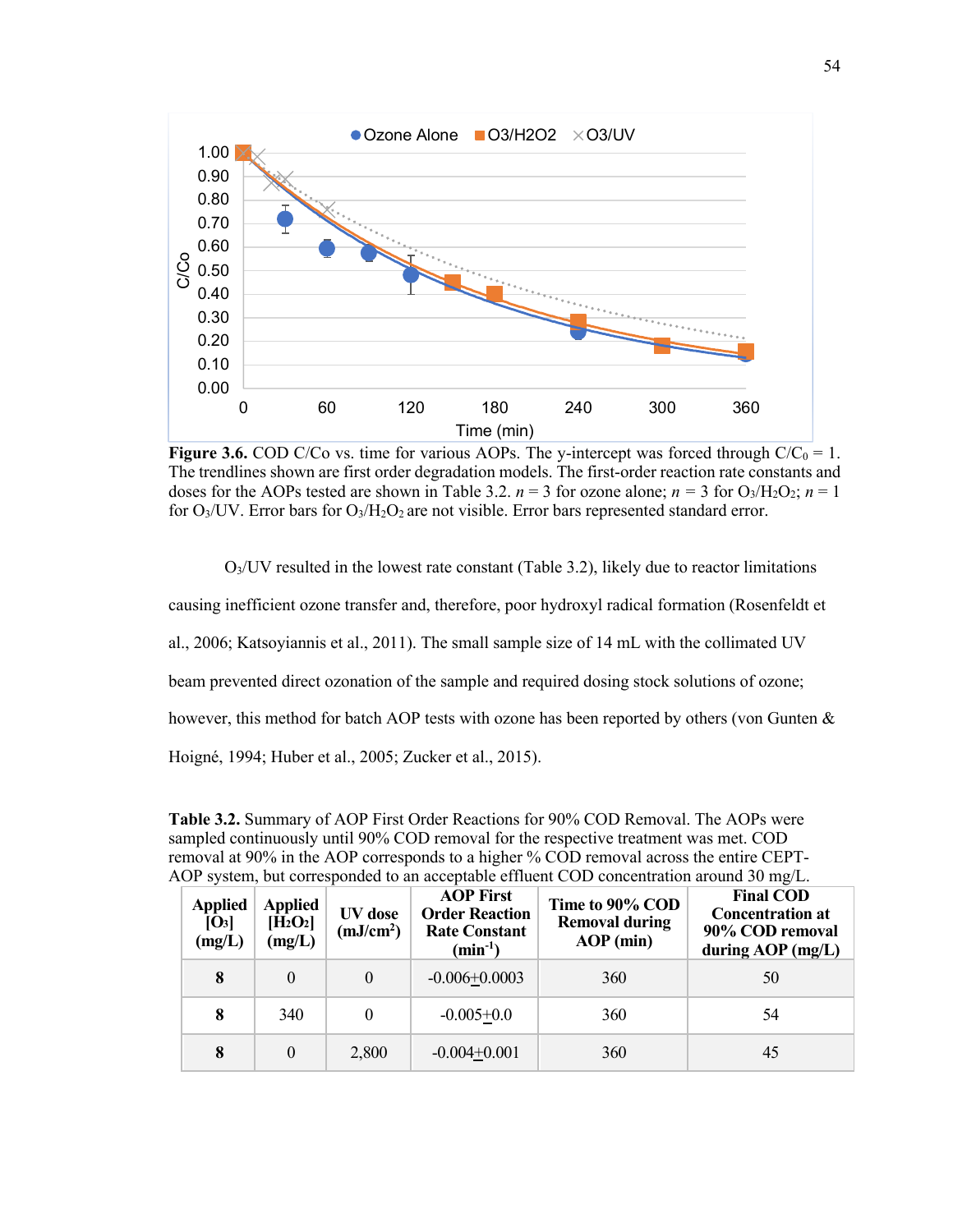**Figure 3.6.** COD C/Co vs. time for various AOPs. The y-intercept was forced through $C/C_0 = 1$. The trendlines shown are first order degradation models. The first-order reaction rate constants and doses for the AOPs tested are shown in Table 3.2. $n = 3$ for ozone alone; $n = 3$ for $O_3/H_2O_2$; $n = 1$ for $O_3$/UV. Error bars for $O_3/H_2O_2$ are not visible. Error bars represented standard error.

$O_3$/UV resulted in the lowest rate constant (Table 3.2), likely due to reactor limitations causing inefficient ozone transfer and, therefore, poor hydroxyl radical formation (Rosenfeldt et al., 2006; Katsoyiannis et al., 2011). The small sample size of 14 mL with the collimated UV beam prevented direct ozonation of the sample and required dosing stock solutions of ozone; however, this method for batch AOP tests with ozone has been reported by others (von Gunten & Hoigné, 1994; Huber et al., 2005; Zucker et al., 2015).

**Table 3.2.** Summary of AOP First Order Reactions for 90% COD Removal. The AOPs were sampled continuously until 90% COD removal for the respective treatment was met. COD removal at 90% in the AOP corresponds to a higher % COD removal across the entire CEPT-AOP system, but corresponded to an acceptable effluent COD concentration around 30 mg/L.

| Applied $[O_3]$ (mg/L) | Applied $[H_2O_2]$ (mg/L) | UV dose ($mJ/cm^2$) | AOP First Order Reaction Rate Constant ($min^{-1}$) | Time to 90% COD Removal during AOP (min) | Final COD Concentration at 90% COD removal during AOP (mg/L) |
|---|---|---|---|---|---|
| **8** | 0 | 0 | $-0.006 \pm 0.0003$ | 360 | 50 |
| **8** | 340 | 0 | $-0.005 \pm 0.0$ | 360 | 54 |
| **8** | 0 | 2,800 | $-0.004 \pm 0.001$ | 360 | 45 |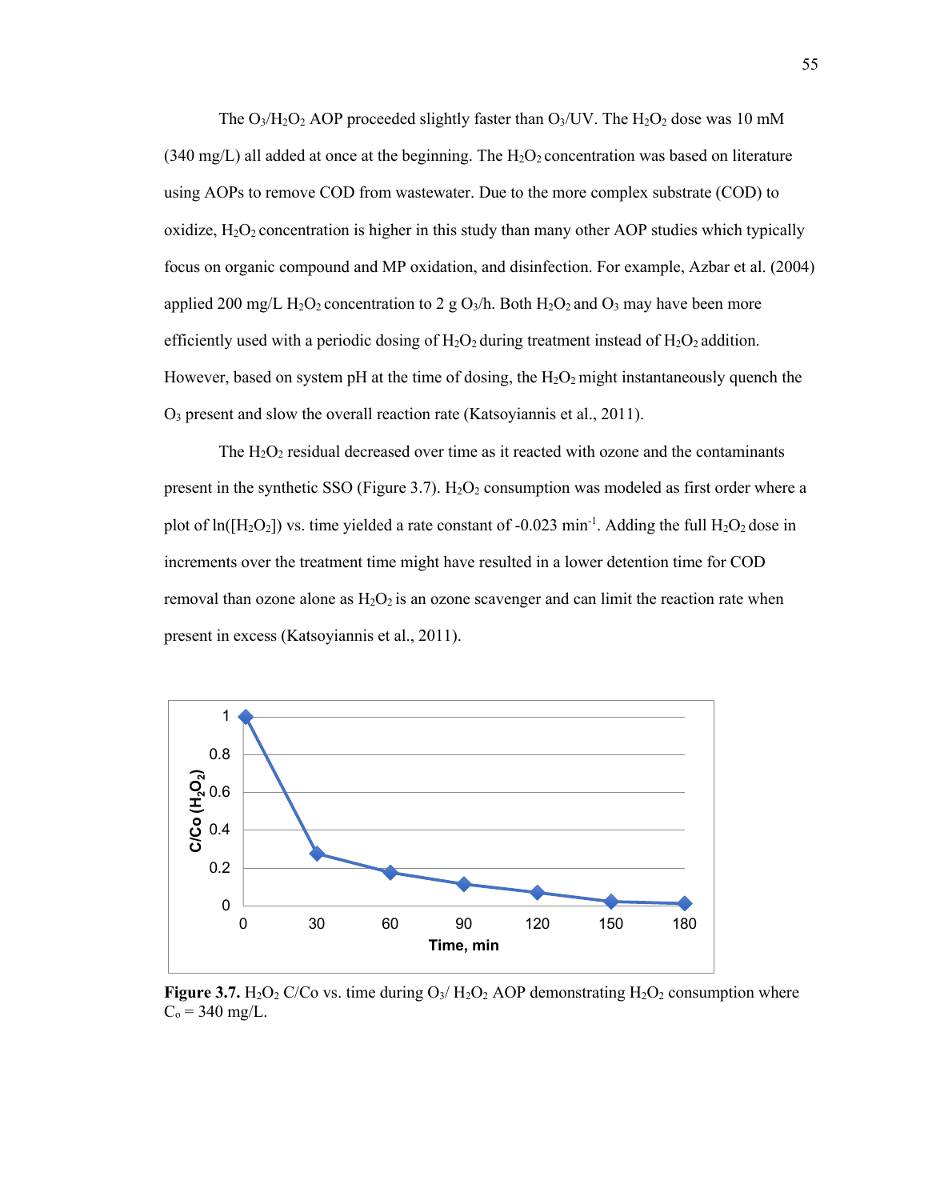The $O_3/H_2O_2$ AOP proceeded slightly faster than $O_3$/UV. The $H_2O_2$ dose was 10 mM (340 mg/L) all added at once at the beginning. The $H_2O_2$ concentration was based on literature using AOPs to remove COD from wastewater. Due to the more complex substrate (COD) to oxidize, $H_2O_2$ concentration is higher in this study than many other AOP studies which typically focus on organic compound and MP oxidation, and disinfection. For example, Azbar et al. (2004) applied 200 mg/L $H_2O_2$ concentration to 2 g $O_3$/h. Both $H_2O_2$ and $O_3$ may have been more efficiently used with a periodic dosing of $H_2O_2$ during treatment instead of $H_2O_2$ addition. However, based on system pH at the time of dosing, the $H_2O_2$ might instantaneously quench the $O_3$ present and slow the overall reaction rate (Katsoyiannis et al., 2011).

The $H_2O_2$ residual decreased over time as it reacted with ozone and the contaminants present in the synthetic SSO (Figure 3.7). $H_2O_2$ consumption was modeled as first order where a plot of ln($[H_2O_2]$) vs. time yielded a rate constant of -0.023 $min^{-1}$. Adding the full $H_2O_2$ dose in increments over the treatment time might have resulted in a lower detention time for COD removal than ozone alone as $H_2O_2$ is an ozone scavenger and can limit the reaction rate when present in excess (Katsoyiannis et al., 2011).

**Figure 3.7.** $H_2O_2$ C/Co vs. time during $O_3$/ $H_2O_2$ AOP demonstrating $H_2O_2$ consumption where $C_o$ = 340 mg/L.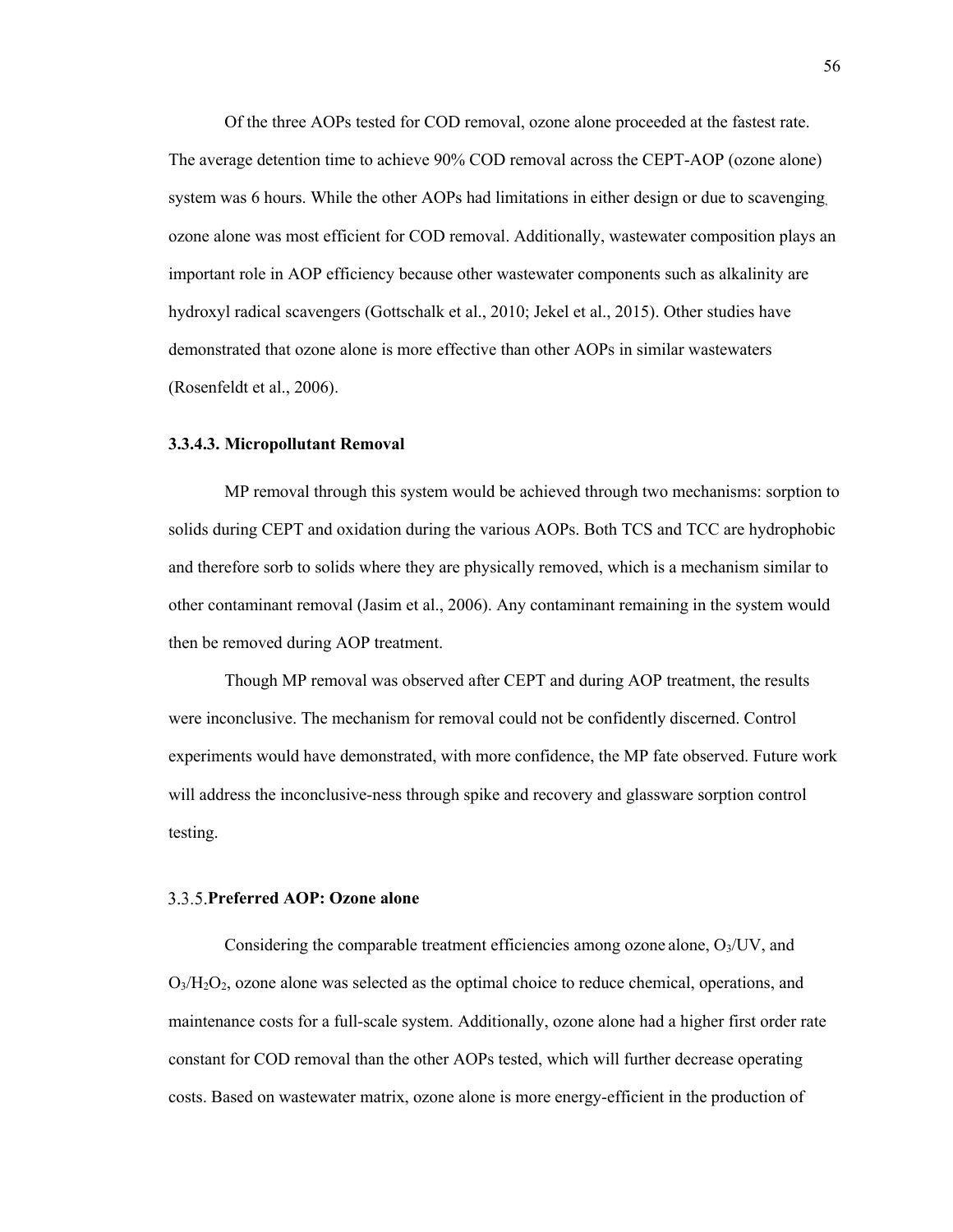Of the three AOPs tested for COD removal, ozone alone proceeded at the fastest rate. The average detention time to achieve 90% COD removal across the CEPT-AOP (ozone alone) system was 6 hours. While the other AOPs had limitations in either design or due to scavenging, ozone alone was most efficient for COD removal. Additionally, wastewater composition plays an important role in AOP efficiency because other wastewater components such as alkalinity are hydroxyl radical scavengers (Gottschalk et al., 2010; Jekel et al., 2015). Other studies have demonstrated that ozone alone is more effective than other AOPs in similar wastewaters (Rosenfeldt et al., 2006).

#### 3.3.4.3. Micropollutant Removal

MP removal through this system would be achieved through two mechanisms: sorption to solids during CEPT and oxidation during the various AOPs. Both TCS and TCC are hydrophobic and therefore sorb to solids where they are physically removed, which is a mechanism similar to other contaminant removal (Jasim et al., 2006). Any contaminant remaining in the system would then be removed during AOP treatment.

Though MP removal was observed after CEPT and during AOP treatment, the results were inconclusive. The mechanism for removal could not be confidently discerned. Control experiments would have demonstrated, with more confidence, the MP fate observed. Future work will address the inconclusive-ness through spike and recovery and glassware sorption control testing.

### 3.3.5. Preferred AOP: Ozone alone

Considering the comparable treatment efficiencies among ozone alone, $O_3$/UV, and $O_3/H_2O_2$, ozone alone was selected as the optimal choice to reduce chemical, operations, and maintenance costs for a full-scale system. Additionally, ozone alone had a higher first order rate constant for COD removal than the other AOPs tested, which will further decrease operating costs. Based on wastewater matrix, ozone alone is more energy-efficient in the production of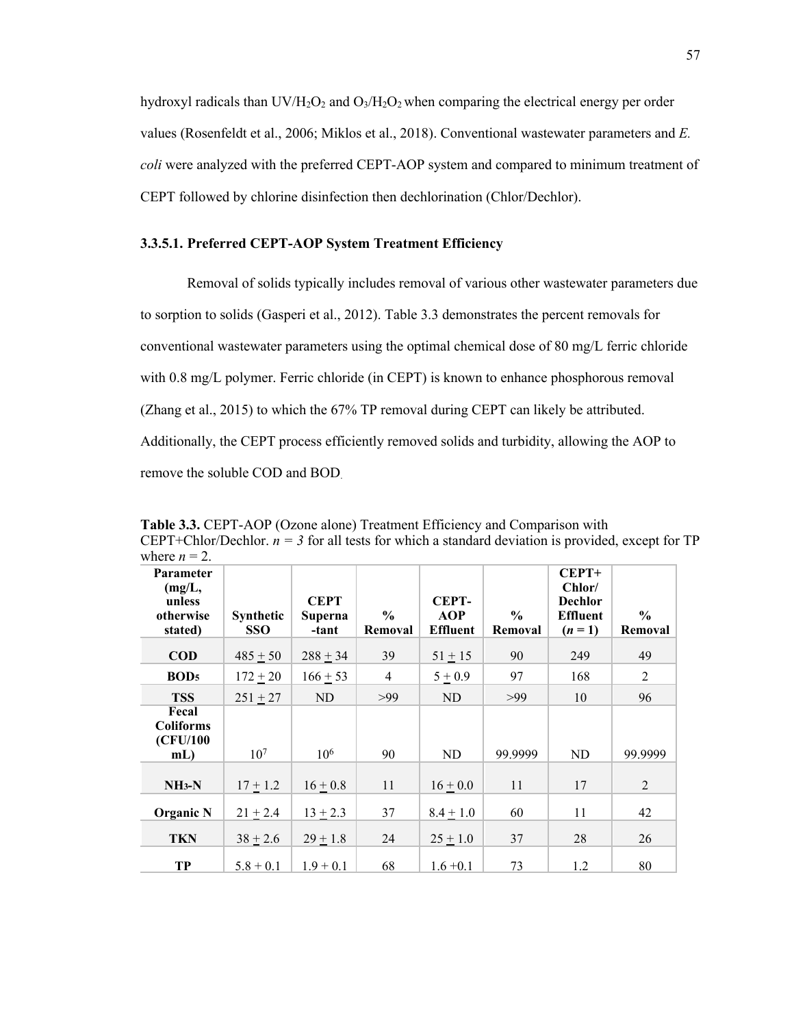hydroxyl radicals than $UV/H_2O_2$ and $O_3/H_2O_2$ when comparing the electrical energy per order values (Rosenfeldt et al., 2006; Miklos et al., 2018). Conventional wastewater parameters and *E. coli* were analyzed with the preferred CEPT-AOP system and compared to minimum treatment of CEPT followed by chlorine disinfection then dechlorination (Chlor/Dechlor).

#### 3.3.5.1. Preferred CEPT-AOP System Treatment Efficiency

Removal of solids typically includes removal of various other wastewater parameters due to sorption to solids (Gasperi et al., 2012). Table 3.3 demonstrates the percent removals for conventional wastewater parameters using the optimal chemical dose of 80 mg/L ferric chloride with 0.8 mg/L polymer. Ferric chloride (in CEPT) is known to enhance phosphorous removal (Zhang et al., 2015) to which the 67% TP removal during CEPT can likely be attributed. Additionally, the CEPT process efficiently removed solids and turbidity, allowing the AOP to remove the soluble COD and BOD.

**Table 3.3.** CEPT-AOP (Ozone alone) Treatment Efficiency and Comparison with CEPT+Chlor/Dechlor. *n = 3* for all tests for which a standard deviation is provided, except for TP where *n* = 2.

| Parameter (mg/L, unless otherwise stated) | Synthetic SSO | CEPT Supernatant | % Removal | CEPT-AOP Effluent | % Removal | CEPT+ Chlor/ Dechlor Effluent (*n* = 1) | % Removal |
|---|---|---|---|---|---|---|---|
| **COD** | 485 ± 50 | 288 ± 34 | 39 | 51 ± 15 | 90 | 249 | 49 |
| **$BOD_5$** | 172 ± 20 | 166 ± 53 | 4 | 5 ± 0.9 | 97 | 168 | 2 |
| **TSS** | 251 ± 27 | ND | >99 | ND | >99 | 10 | 96 |
| **Fecal Coliforms (CFU/100 mL)** | $10^7$ | $10^6$ | 90 | ND | 99.9999 | ND | 99.9999 |
| **$NH_3$-N** | 17 ± 1.2 | 16 ± 0.8 | 11 | 16 ± 0.0 | 11 | 17 | 2 |
| **Organic N** | 21 ± 2.4 | 13 ± 2.3 | 37 | 8.4 ± 1.0 | 60 | 11 | 42 |
| **TKN** | 38 ± 2.6 | 29 ± 1.8 | 24 | 25 ± 1.0 | 37 | 28 | 26 |
| **TP** | 5.8 + 0.1 | 1.9 + 0.1 | 68 | 1.6 +0.1 | 73 | 1.2 | 80 |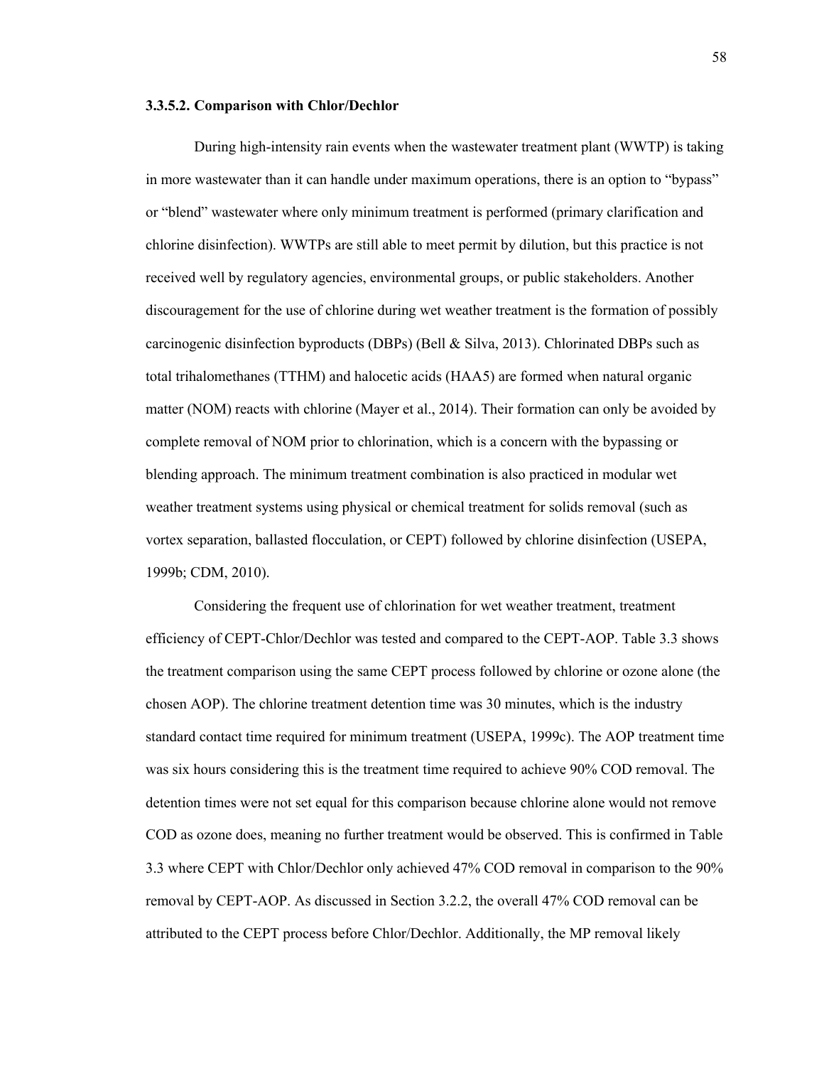### 3.3.5.2. Comparison with Chlor/Dechlor

During high-intensity rain events when the wastewater treatment plant (WWTP) is taking in more wastewater than it can handle under maximum operations, there is an option to "bypass" or "blend" wastewater where only minimum treatment is performed (primary clarification and chlorine disinfection). WWTPs are still able to meet permit by dilution, but this practice is not received well by regulatory agencies, environmental groups, or public stakeholders. Another discouragement for the use of chlorine during wet weather treatment is the formation of possibly carcinogenic disinfection byproducts (DBPs) (Bell & Silva, 2013). Chlorinated DBPs such as total trihalomethanes (TTHM) and halocetic acids (HAA5) are formed when natural organic matter (NOM) reacts with chlorine (Mayer et al., 2014). Their formation can only be avoided by complete removal of NOM prior to chlorination, which is a concern with the bypassing or blending approach. The minimum treatment combination is also practiced in modular wet weather treatment systems using physical or chemical treatment for solids removal (such as vortex separation, ballasted flocculation, or CEPT) followed by chlorine disinfection (USEPA, 1999b; CDM, 2010).

Considering the frequent use of chlorination for wet weather treatment, treatment efficiency of CEPT-Chlor/Dechlor was tested and compared to the CEPT-AOP. Table 3.3 shows the treatment comparison using the same CEPT process followed by chlorine or ozone alone (the chosen AOP). The chlorine treatment detention time was 30 minutes, which is the industry standard contact time required for minimum treatment (USEPA, 1999c). The AOP treatment time was six hours considering this is the treatment time required to achieve 90% COD removal. The detention times were not set equal for this comparison because chlorine alone would not remove COD as ozone does, meaning no further treatment would be observed. This is confirmed in Table 3.3 where CEPT with Chlor/Dechlor only achieved 47% COD removal in comparison to the 90% removal by CEPT-AOP. As discussed in Section 3.2.2, the overall 47% COD removal can be attributed to the CEPT process before Chlor/Dechlor. Additionally, the MP removal likely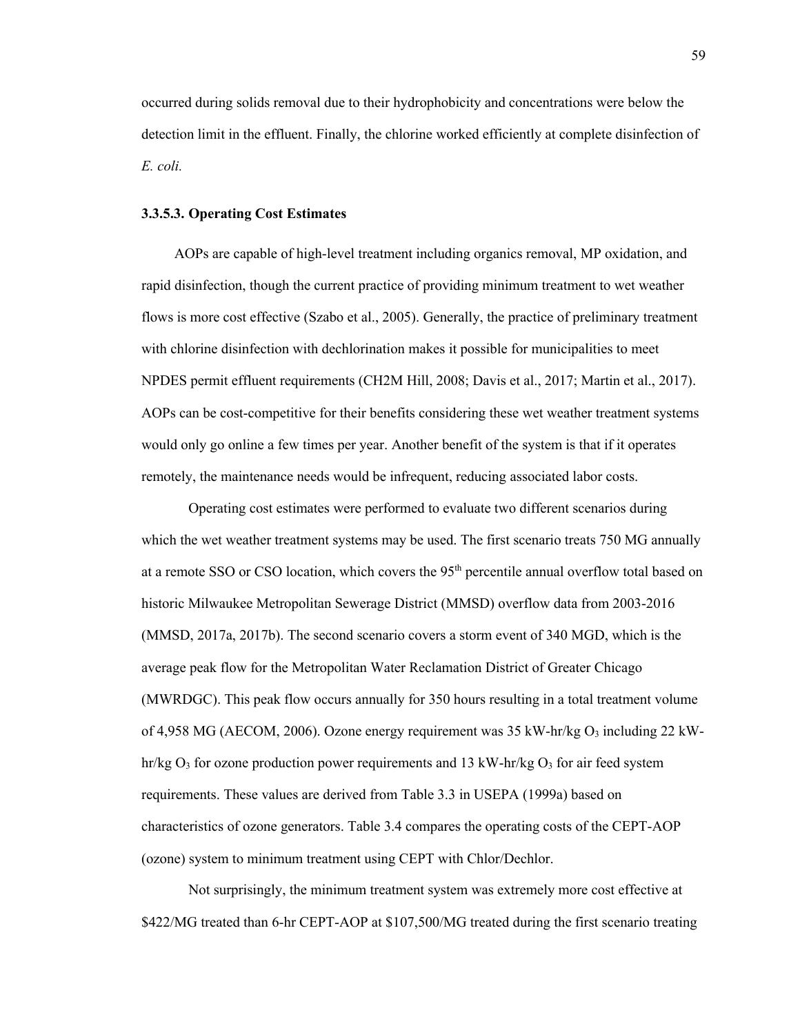occurred during solids removal due to their hydrophobicity and concentrations were below the detection limit in the effluent. Finally, the chlorine worked efficiently at complete disinfection of *E. coli.*

### 3.3.5.3. Operating Cost Estimates

AOPs are capable of high-level treatment including organics removal, MP oxidation, and rapid disinfection, though the current practice of providing minimum treatment to wet weather flows is more cost effective (Szabo et al., 2005). Generally, the practice of preliminary treatment with chlorine disinfection with dechlorination makes it possible for municipalities to meet NPDES permit effluent requirements (CH2M Hill, 2008; Davis et al., 2017; Martin et al., 2017). AOPs can be cost-competitive for their benefits considering these wet weather treatment systems would only go online a few times per year. Another benefit of the system is that if it operates remotely, the maintenance needs would be infrequent, reducing associated labor costs.

Operating cost estimates were performed to evaluate two different scenarios during which the wet weather treatment systems may be used. The first scenario treats 750 MG annually at a remote SSO or CSO location, which covers the 95th percentile annual overflow total based on historic Milwaukee Metropolitan Sewerage District (MMSD) overflow data from 2003-2016 (MMSD, 2017a, 2017b). The second scenario covers a storm event of 340 MGD, which is the average peak flow for the Metropolitan Water Reclamation District of Greater Chicago (MWRDGC). This peak flow occurs annually for 350 hours resulting in a total treatment volume of 4,958 MG (AECOM, 2006). Ozone energy requirement was 35 kW-hr/kg $O_3$ including 22 kW-hr/kg $O_3$ for ozone production power requirements and 13 kW-hr/kg $O_3$ for air feed system requirements. These values are derived from Table 3.3 in USEPA (1999a) based on characteristics of ozone generators. Table 3.4 compares the operating costs of the CEPT-AOP (ozone) system to minimum treatment using CEPT with Chlor/Dechlor.

Not surprisingly, the minimum treatment system was extremely more cost effective at \$422/MG treated than 6-hr CEPT-AOP at \$107,500/MG treated during the first scenario treating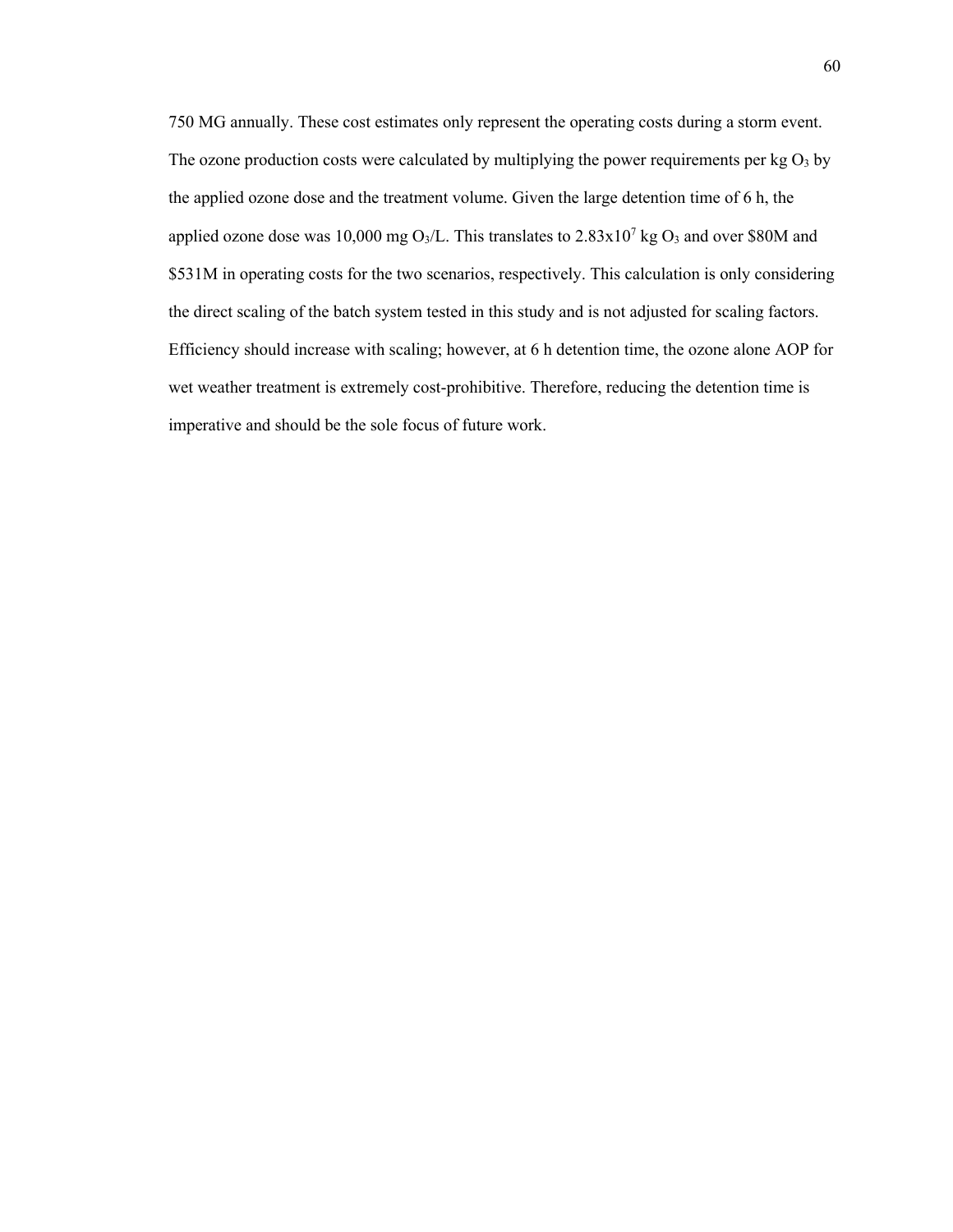750 MG annually. These cost estimates only represent the operating costs during a storm event. The ozone production costs were calculated by multiplying the power requirements per kg $O_3$ by the applied ozone dose and the treatment volume. Given the large detention time of 6 h, the applied ozone dose was 10,000 mg $O_3$/L. This translates to $2.83 \times 10^7$ kg $O_3$ and over $80M and $531M in operating costs for the two scenarios, respectively. This calculation is only considering the direct scaling of the batch system tested in this study and is not adjusted for scaling factors. Efficiency should increase with scaling; however, at 6 h detention time, the ozone alone AOP for wet weather treatment is extremely cost-prohibitive. Therefore, reducing the detention time is imperative and should be the sole focus of future work.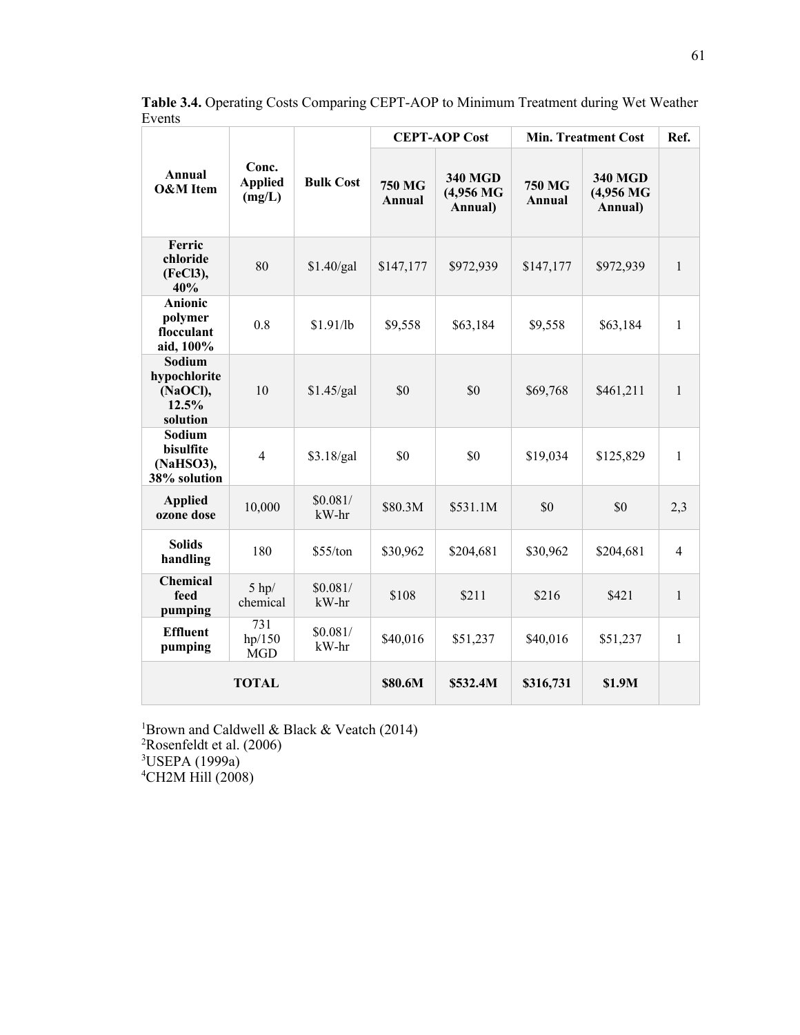**Table 3.4.** Operating Costs Comparing CEPT-AOP to Minimum Treatment during Wet Weather Events

| Annual O&M Item | Conc. Applied (mg/L) | Bulk Cost | CEPT-AOP Cost | | Min. Treatment Cost | | Ref. |
|---|---|---|---|---|---|---|---|
| | | | 750 MG Annual | 340 MGD (4,956 MG Annual) | 750 MG Annual | 340 MGD (4,956 MG Annual) | |
| Ferric chloride ($FeCl_3$), 40% | 80 | $1.40/gal | $147,177 | $972,939 | $147,177 | $972,939 | 1 |
| Anionic polymer flocculant aid, 100% | 0.8 | $1.91/lb | $9,558 | $63,184 | $9,558 | $63,184 | 1 |
| Sodium hypochlorite (NaOCl), 12.5% solution | 10 | $1.45/gal | $0 | $0 | $69,768 | $461,211 | 1 |
| Sodium bisulfite ($NaHSO_3$), 38% solution | 4 | $3.18/gal | $0 | $0 | $19,034 | $125,829 | 1 |
| Applied ozone dose | 10,000 | $0.081/ kW-hr | $80.3M | $531.1M | $0 | $0 | 2,3 |
| Solids handling | 180 | $55/ton | $30,962 | $204,681 | $30,962 | $204,681 | 4 |
| Chemical feed pumping | 5 hp/ chemical | $0.081/ kW-hr | $108 | $211 | $216 | $421 | 1 |
| Effluent pumping | 731 hp/150 MGD | $0.081/ kW-hr | $40,016 | $51,237 | $40,016 | $51,237 | 1 |
| **TOTAL** | | | **$80.6M** | **$532.4M** | **$316,731** | **$1.9M** | |

[1]Brown and Caldwell & Black & Veatch (2014)
[2]Rosenfeldt et al. (2006)
[3]USEPA (1999a)
[4]CH2M Hill (2008)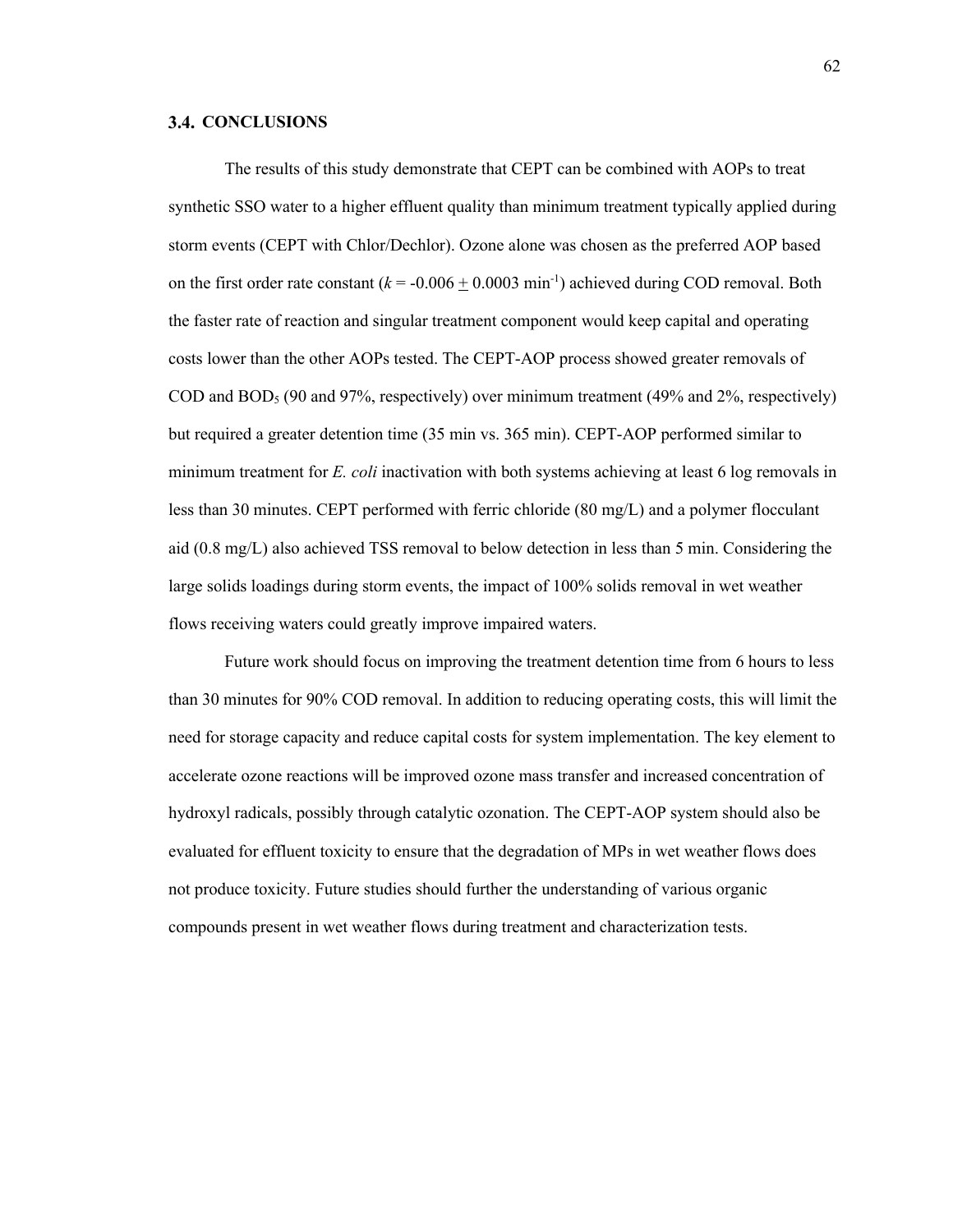## 3.4. CONCLUSIONS

The results of this study demonstrate that CEPT can be combined with AOPs to treat synthetic SSO water to a higher effluent quality than minimum treatment typically applied during storm events (CEPT with Chlor/Dechlor). Ozone alone was chosen as the preferred AOP based on the first order rate constant ($k$ = -0.006 $\pm$ 0.0003 min$^{-1}$) achieved during COD removal. Both the faster rate of reaction and singular treatment component would keep capital and operating costs lower than the other AOPs tested. The CEPT-AOP process showed greater removals of COD and $BOD_5$ (90 and 97%, respectively) over minimum treatment (49% and 2%, respectively) but required a greater detention time (35 min vs. 365 min). CEPT-AOP performed similar to minimum treatment for *E. coli* inactivation with both systems achieving at least 6 log removals in less than 30 minutes. CEPT performed with ferric chloride (80 mg/L) and a polymer flocculant aid (0.8 mg/L) also achieved TSS removal to below detection in less than 5 min. Considering the large solids loadings during storm events, the impact of 100% solids removal in wet weather flows receiving waters could greatly improve impaired waters.

Future work should focus on improving the treatment detention time from 6 hours to less than 30 minutes for 90% COD removal. In addition to reducing operating costs, this will limit the need for storage capacity and reduce capital costs for system implementation. The key element to accelerate ozone reactions will be improved ozone mass transfer and increased concentration of hydroxyl radicals, possibly through catalytic ozonation. The CEPT-AOP system should also be evaluated for effluent toxicity to ensure that the degradation of MPs in wet weather flows does not produce toxicity. Future studies should further the understanding of various organic compounds present in wet weather flows during treatment and characterization tests.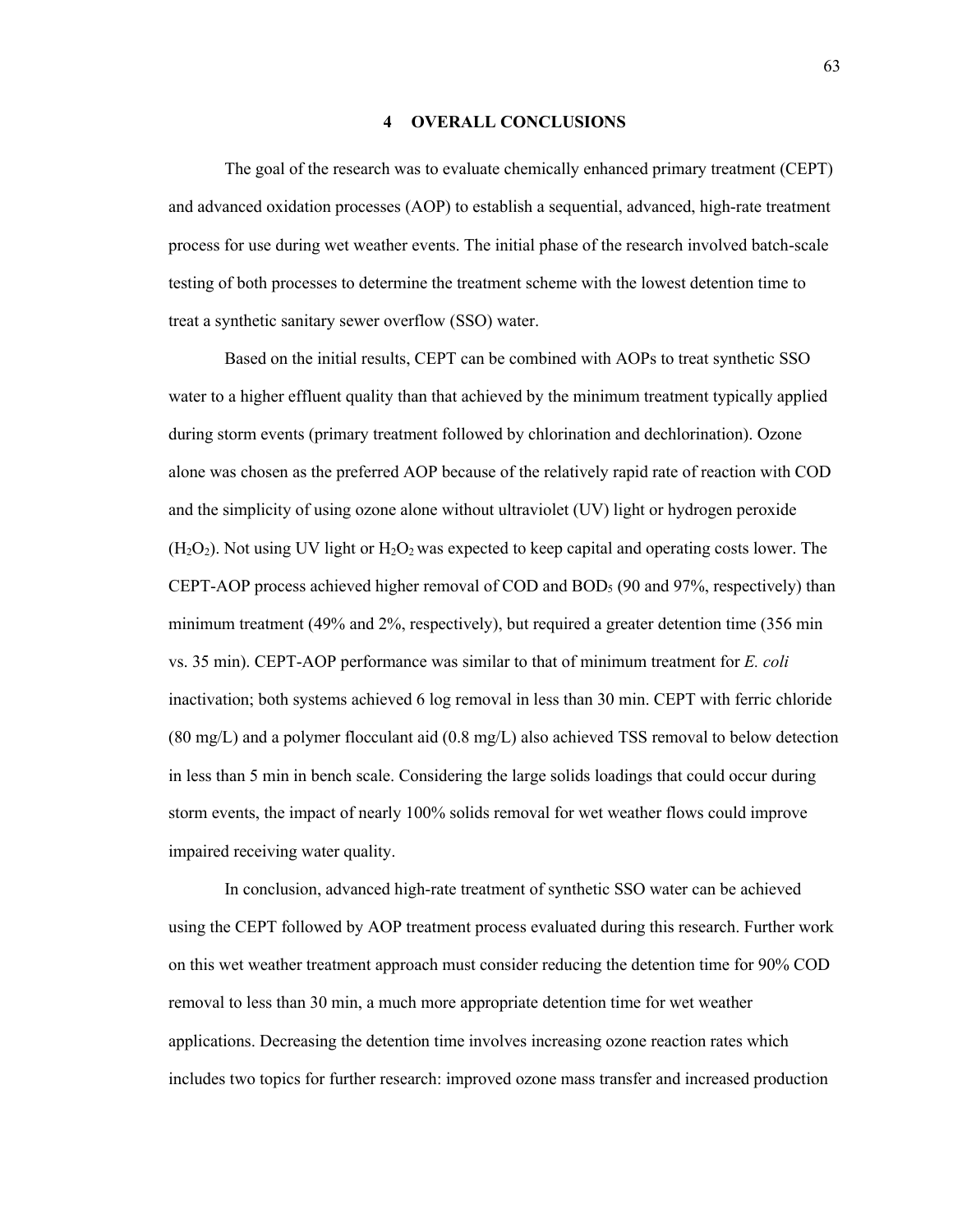# 4 OVERALL CONCLUSIONS

The goal of the research was to evaluate chemically enhanced primary treatment (CEPT) and advanced oxidation processes (AOP) to establish a sequential, advanced, high-rate treatment process for use during wet weather events. The initial phase of the research involved batch-scale testing of both processes to determine the treatment scheme with the lowest detention time to treat a synthetic sanitary sewer overflow (SSO) water.

Based on the initial results, CEPT can be combined with AOPs to treat synthetic SSO water to a higher effluent quality than that achieved by the minimum treatment typically applied during storm events (primary treatment followed by chlorination and dechlorination). Ozone alone was chosen as the preferred AOP because of the relatively rapid rate of reaction with COD and the simplicity of using ozone alone without ultraviolet (UV) light or hydrogen peroxide ($H_2O_2$). Not using UV light or $H_2O_2$ was expected to keep capital and operating costs lower. The CEPT-AOP process achieved higher removal of COD and $BOD_5$ (90 and 97%, respectively) than minimum treatment (49% and 2%, respectively), but required a greater detention time (356 min vs. 35 min). CEPT-AOP performance was similar to that of minimum treatment for *E. coli* inactivation; both systems achieved 6 log removal in less than 30 min. CEPT with ferric chloride (80 mg/L) and a polymer flocculant aid (0.8 mg/L) also achieved TSS removal to below detection in less than 5 min in bench scale. Considering the large solids loadings that could occur during storm events, the impact of nearly 100% solids removal for wet weather flows could improve impaired receiving water quality.

In conclusion, advanced high-rate treatment of synthetic SSO water can be achieved using the CEPT followed by AOP treatment process evaluated during this research. Further work on this wet weather treatment approach must consider reducing the detention time for 90% COD removal to less than 30 min, a much more appropriate detention time for wet weather applications. Decreasing the detention time involves increasing ozone reaction rates which includes two topics for further research: improved ozone mass transfer and increased production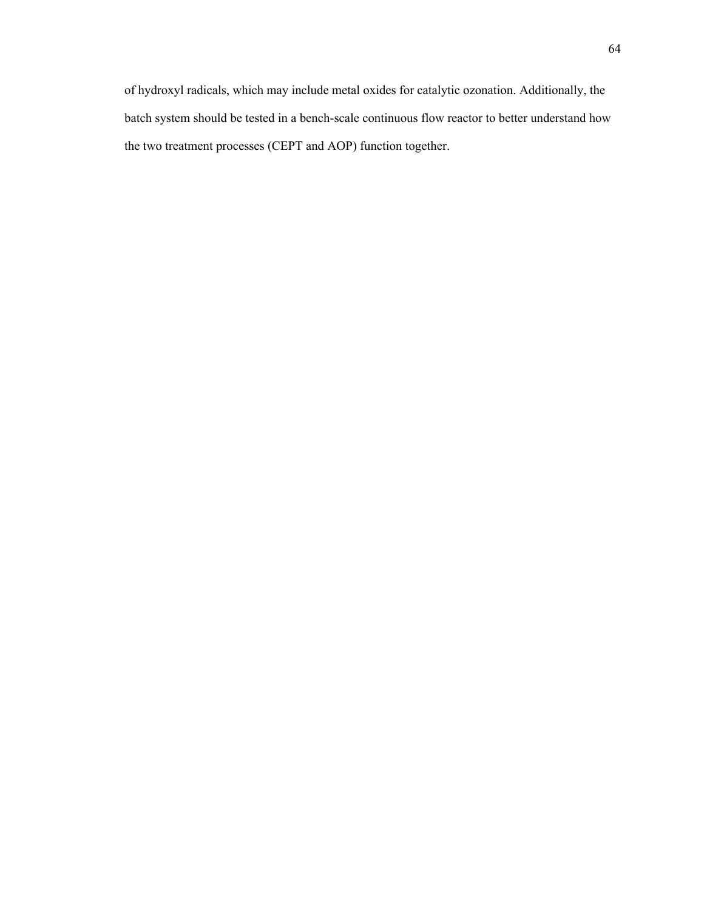of hydroxyl radicals, which may include metal oxides for catalytic ozonation. Additionally, the batch system should be tested in a bench-scale continuous flow reactor to better understand how the two treatment processes (CEPT and AOP) function together.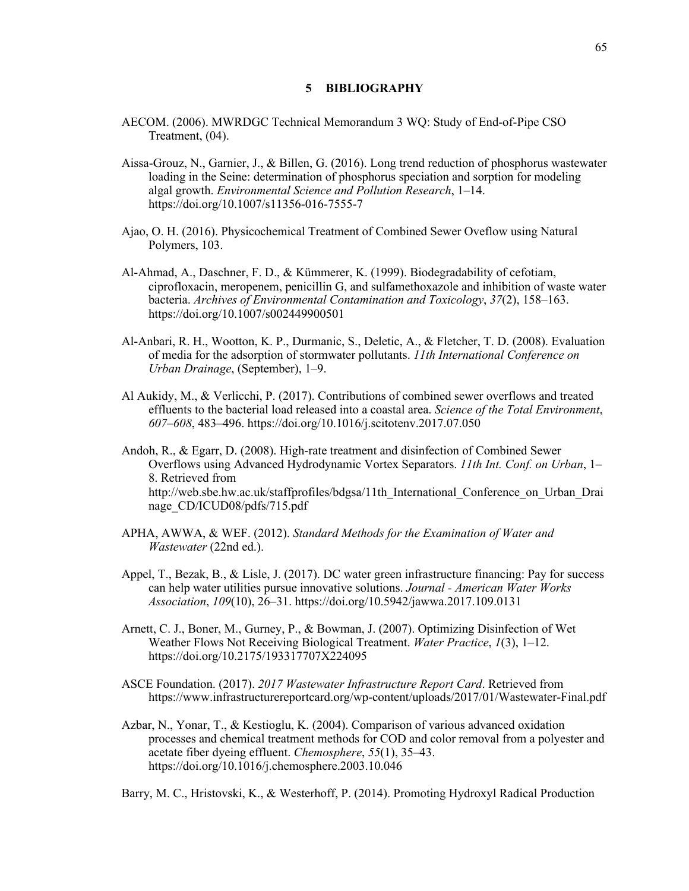# 5 BIBLIOGRAPHY

AECOM. (2006). MWRDGC Technical Memorandum 3 WQ: Study of End-of-Pipe CSO Treatment, (04).

Aissa-Grouz, N., Garnier, J., & Billen, G. (2016). Long trend reduction of phosphorus wastewater loading in the Seine: determination of phosphorus speciation and sorption for modeling algal growth. *Environmental Science and Pollution Research*, 1–14. https://doi.org/10.1007/s11356-016-7555-7

Ajao, O. H. (2016). Physicochemical Treatment of Combined Sewer Oveflow using Natural Polymers, 103.

Al-Ahmad, A., Daschner, F. D., & Kümmerer, K. (1999). Biodegradability of cefotiam, ciprofloxacin, meropenem, penicillin G, and sulfamethoxazole and inhibition of waste water bacteria. *Archives of Environmental Contamination and Toxicology*, *37*(2), 158–163. https://doi.org/10.1007/s002449900501

Al-Anbari, R. H., Wootton, K. P., Durmanic, S., Deletic, A., & Fletcher, T. D. (2008). Evaluation of media for the adsorption of stormwater pollutants. *11th International Conference on Urban Drainage*, (September), 1–9.

Al Aukidy, M., & Verlicchi, P. (2017). Contributions of combined sewer overflows and treated effluents to the bacterial load released into a coastal area. *Science of the Total Environment*, *607–608*, 483–496. https://doi.org/10.1016/j.scitotenv.2017.07.050

Andoh, R., & Egarr, D. (2008). High-rate treatment and disinfection of Combined Sewer Overflows using Advanced Hydrodynamic Vortex Separators. *11th Int. Conf. on Urban*, 1–8. Retrieved from http://web.sbe.hw.ac.uk/staffprofiles/bdgsa/11th_International_Conference_on_Urban_Drainage_CD/ICUD08/pdfs/715.pdf

APHA, AWWA, & WEF. (2012). *Standard Methods for the Examination of Water and Wastewater* (22nd ed.).

Appel, T., Bezak, B., & Lisle, J. (2017). DC water green infrastructure financing: Pay for success can help water utilities pursue innovative solutions. *Journal - American Water Works Association*, *109*(10), 26–31. https://doi.org/10.5942/jawwa.2017.109.0131

Arnett, C. J., Boner, M., Gurney, P., & Bowman, J. (2007). Optimizing Disinfection of Wet Weather Flows Not Receiving Biological Treatment. *Water Practice*, *1*(3), 1–12. https://doi.org/10.2175/193317707X224095

ASCE Foundation. (2017). *2017 Wastewater Infrastructure Report Card*. Retrieved from https://www.infrastructurereportcard.org/wp-content/uploads/2017/01/Wastewater-Final.pdf

Azbar, N., Yonar, T., & Kestioglu, K. (2004). Comparison of various advanced oxidation processes and chemical treatment methods for COD and color removal from a polyester and acetate fiber dyeing effluent. *Chemosphere*, *55*(1), 35–43. https://doi.org/10.1016/j.chemosphere.2003.10.046

Barry, M. C., Hristovski, K., & Westerhoff, P. (2014). Promoting Hydroxyl Radical Production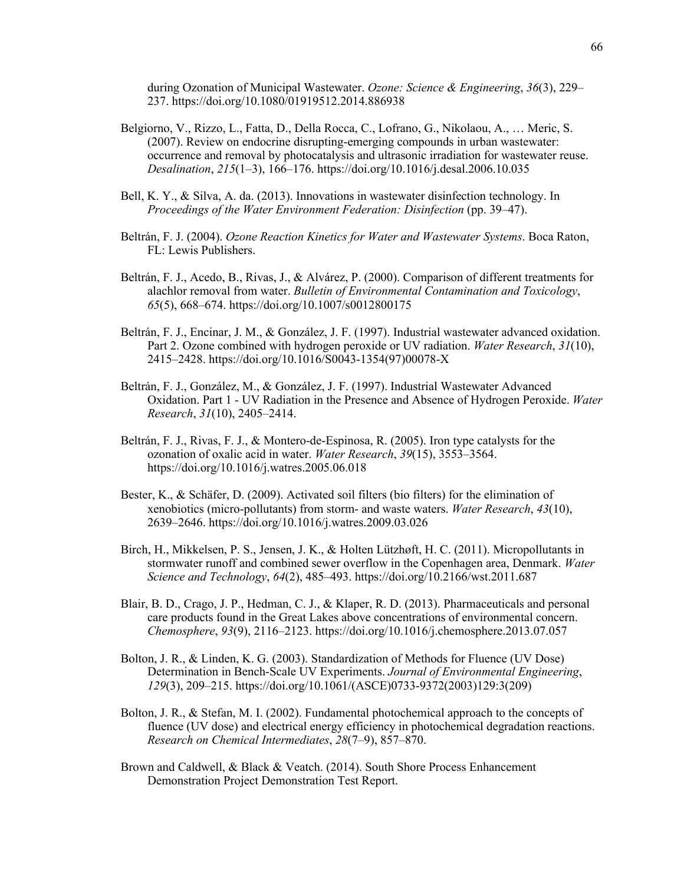during Ozonation of Municipal Wastewater. *Ozone: Science & Engineering*, *36*(3), 229–237. https://doi.org/10.1080/01919512.2014.886938

Belgiorno, V., Rizzo, L., Fatta, D., Della Rocca, C., Lofrano, G., Nikolaou, A., … Meric, S. (2007). Review on endocrine disrupting-emerging compounds in urban wastewater: occurrence and removal by photocatalysis and ultrasonic irradiation for wastewater reuse. *Desalination*, *215*(1–3), 166–176. https://doi.org/10.1016/j.desal.2006.10.035

Bell, K. Y., & Silva, A. da. (2013). Innovations in wastewater disinfection technology. In *Proceedings of the Water Environment Federation: Disinfection* (pp. 39–47).

Beltrán, F. J. (2004). *Ozone Reaction Kinetics for Water and Wastewater Systems*. Boca Raton, FL: Lewis Publishers.

Beltrán, F. J., Acedo, B., Rivas, J., & Alvárez, P. (2000). Comparison of different treatments for alachlor removal from water. *Bulletin of Environmental Contamination and Toxicology*, *65*(5), 668–674. https://doi.org/10.1007/s0012800175

Beltrán, F. J., Encinar, J. M., & González, J. F. (1997). Industrial wastewater advanced oxidation. Part 2. Ozone combined with hydrogen peroxide or UV radiation. *Water Research*, *31*(10), 2415–2428. https://doi.org/10.1016/S0043-1354(97)00078-X

Beltrán, F. J., González, M., & González, J. F. (1997). Industrial Wastewater Advanced Oxidation. Part 1 - UV Radiation in the Presence and Absence of Hydrogen Peroxide. *Water Research*, *31*(10), 2405–2414.

Beltrán, F. J., Rivas, F. J., & Montero-de-Espinosa, R. (2005). Iron type catalysts for the ozonation of oxalic acid in water. *Water Research*, *39*(15), 3553–3564. https://doi.org/10.1016/j.watres.2005.06.018

Bester, K., & Schäfer, D. (2009). Activated soil filters (bio filters) for the elimination of xenobiotics (micro-pollutants) from storm- and waste waters. *Water Research*, *43*(10), 2639–2646. https://doi.org/10.1016/j.watres.2009.03.026

Birch, H., Mikkelsen, P. S., Jensen, J. K., & Holten Lützhøft, H. C. (2011). Micropollutants in stormwater runoff and combined sewer overflow in the Copenhagen area, Denmark. *Water Science and Technology*, *64*(2), 485–493. https://doi.org/10.2166/wst.2011.687

Blair, B. D., Crago, J. P., Hedman, C. J., & Klaper, R. D. (2013). Pharmaceuticals and personal care products found in the Great Lakes above concentrations of environmental concern. *Chemosphere*, *93*(9), 2116–2123. https://doi.org/10.1016/j.chemosphere.2013.07.057

Bolton, J. R., & Linden, K. G. (2003). Standardization of Methods for Fluence (UV Dose) Determination in Bench-Scale UV Experiments. *Journal of Environmental Engineering*, *129*(3), 209–215. https://doi.org/10.1061/(ASCE)0733-9372(2003)129:3(209)

Bolton, J. R., & Stefan, M. I. (2002). Fundamental photochemical approach to the concepts of fluence (UV dose) and electrical energy efficiency in photochemical degradation reactions. *Research on Chemical Intermediates*, *28*(7–9), 857–870.

Brown and Caldwell, & Black & Veatch. (2014). South Shore Process Enhancement Demonstration Project Demonstration Test Report.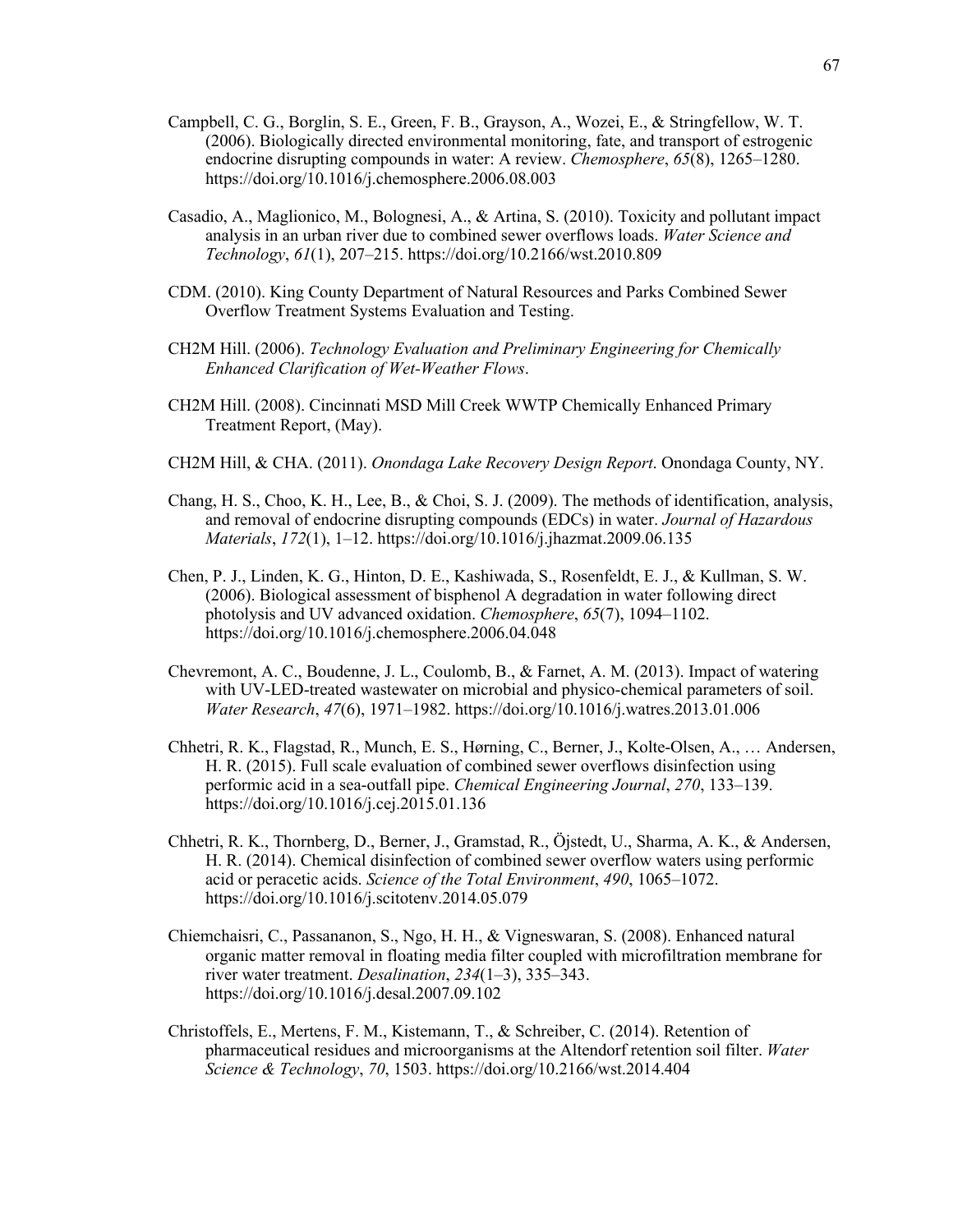Campbell, C. G., Borglin, S. E., Green, F. B., Grayson, A., Wozei, E., & Stringfellow, W. T. (2006). Biologically directed environmental monitoring, fate, and transport of estrogenic endocrine disrupting compounds in water: A review. *Chemosphere*, *65*(8), 1265–1280. https://doi.org/10.1016/j.chemosphere.2006.08.003

Casadio, A., Maglionico, M., Bolognesi, A., & Artina, S. (2010). Toxicity and pollutant impact analysis in an urban river due to combined sewer overflows loads. *Water Science and Technology*, *61*(1), 207–215. https://doi.org/10.2166/wst.2010.809

CDM. (2010). King County Department of Natural Resources and Parks Combined Sewer Overflow Treatment Systems Evaluation and Testing.

CH2M Hill. (2006). *Technology Evaluation and Preliminary Engineering for Chemically Enhanced Clarification of Wet-Weather Flows*.

CH2M Hill. (2008). Cincinnati MSD Mill Creek WWTP Chemically Enhanced Primary Treatment Report, (May).

CH2M Hill, & CHA. (2011). *Onondaga Lake Recovery Design Report*. Onondaga County, NY.

Chang, H. S., Choo, K. H., Lee, B., & Choi, S. J. (2009). The methods of identification, analysis, and removal of endocrine disrupting compounds (EDCs) in water. *Journal of Hazardous Materials*, *172*(1), 1–12. https://doi.org/10.1016/j.jhazmat.2009.06.135

Chen, P. J., Linden, K. G., Hinton, D. E., Kashiwada, S., Rosenfeldt, E. J., & Kullman, S. W. (2006). Biological assessment of bisphenol A degradation in water following direct photolysis and UV advanced oxidation. *Chemosphere*, *65*(7), 1094–1102. https://doi.org/10.1016/j.chemosphere.2006.04.048

Chevremont, A. C., Boudenne, J. L., Coulomb, B., & Farnet, A. M. (2013). Impact of watering with UV-LED-treated wastewater on microbial and physico-chemical parameters of soil. *Water Research*, *47*(6), 1971–1982. https://doi.org/10.1016/j.watres.2013.01.006

Chhetri, R. K., Flagstad, R., Munch, E. S., Hørning, C., Berner, J., Kolte-Olsen, A., … Andersen, H. R. (2015). Full scale evaluation of combined sewer overflows disinfection using performic acid in a sea-outfall pipe. *Chemical Engineering Journal*, *270*, 133–139. https://doi.org/10.1016/j.cej.2015.01.136

Chhetri, R. K., Thornberg, D., Berner, J., Gramstad, R., Öjstedt, U., Sharma, A. K., & Andersen, H. R. (2014). Chemical disinfection of combined sewer overflow waters using performic acid or peracetic acids. *Science of the Total Environment*, *490*, 1065–1072. https://doi.org/10.1016/j.scitotenv.2014.05.079

Chiemchaisri, C., Passananon, S., Ngo, H. H., & Vigneswaran, S. (2008). Enhanced natural organic matter removal in floating media filter coupled with microfiltration membrane for river water treatment. *Desalination*, *234*(1–3), 335–343. https://doi.org/10.1016/j.desal.2007.09.102

Christoffels, E., Mertens, F. M., Kistemann, T., & Schreiber, C. (2014). Retention of pharmaceutical residues and microorganisms at the Altendorf retention soil filter. *Water Science & Technology*, *70*, 1503. https://doi.org/10.2166/wst.2014.404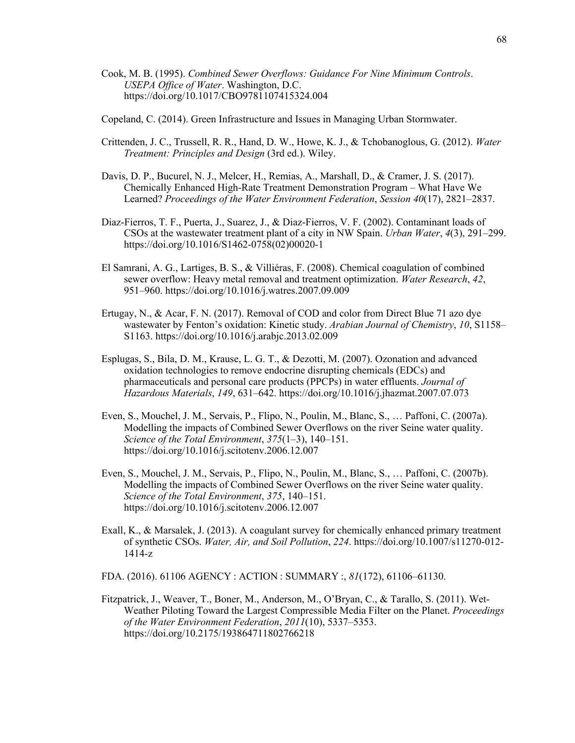Cook, M. B. (1995). *Combined Sewer Overflows: Guidance For Nine Minimum Controls. USEPA Office of Water*. Washington, D.C. https://doi.org/10.1017/CBO9781107415324.004

Copeland, C. (2014). Green Infrastructure and Issues in Managing Urban Stormwater.

Crittenden, J. C., Trussell, R. R., Hand, D. W., Howe, K. J., & Tchobanoglous, G. (2012). *Water Treatment: Principles and Design* (3rd ed.). Wiley.

Davis, D. P., Bucurel, N. J., Melcer, H., Remias, A., Marshall, D., & Cramer, J. S. (2017). Chemically Enhanced High-Rate Treatment Demonstration Program – What Have We Learned? *Proceedings of the Water Environment Federation*, *Session 40*(17), 2821–2837.

Diaz-Fierros, T. F., Puerta, J., Suarez, J., & Diaz-Fierros, V. F. (2002). Contaminant loads of CSOs at the wastewater treatment plant of a city in NW Spain. *Urban Water*, *4*(3), 291–299. https://doi.org/10.1016/S1462-0758(02)00020-1

El Samrani, A. G., Lartiges, B. S., & Villiéras, F. (2008). Chemical coagulation of combined sewer overflow: Heavy metal removal and treatment optimization. *Water Research*, *42*, 951–960. https://doi.org/10.1016/j.watres.2007.09.009

Ertugay, N., & Acar, F. N. (2017). Removal of COD and color from Direct Blue 71 azo dye wastewater by Fenton's oxidation: Kinetic study. *Arabian Journal of Chemistry*, *10*, S1158–S1163. https://doi.org/10.1016/j.arabjc.2013.02.009

Esplugas, S., Bila, D. M., Krause, L. G. T., & Dezotti, M. (2007). Ozonation and advanced oxidation technologies to remove endocrine disrupting chemicals (EDCs) and pharmaceuticals and personal care products (PPCPs) in water effluents. *Journal of Hazardous Materials*, *149*, 631–642. https://doi.org/10.1016/j.jhazmat.2007.07.073

Even, S., Mouchel, J. M., Servais, P., Flipo, N., Poulin, M., Blanc, S., … Paffoni, C. (2007a). Modelling the impacts of Combined Sewer Overflows on the river Seine water quality. *Science of the Total Environment*, *375*(1–3), 140–151. https://doi.org/10.1016/j.scitotenv.2006.12.007

Even, S., Mouchel, J. M., Servais, P., Flipo, N., Poulin, M., Blanc, S., … Paffoni, C. (2007b). Modelling the impacts of Combined Sewer Overflows on the river Seine water quality. *Science of the Total Environment*, *375*, 140–151. https://doi.org/10.1016/j.scitotenv.2006.12.007

Exall, K., & Marsalek, J. (2013). A coagulant survey for chemically enhanced primary treatment of synthetic CSOs. *Water, Air, and Soil Pollution*, *224*. https://doi.org/10.1007/s11270-012-1414-z

FDA. (2016). 61106 AGENCY : ACTION : SUMMARY :, *81*(172), 61106–61130.

Fitzpatrick, J., Weaver, T., Boner, M., Anderson, M., O'Bryan, C., & Tarallo, S. (2011). Wet-Weather Piloting Toward the Largest Compressible Media Filter on the Planet. *Proceedings of the Water Environment Federation*, *2011*(10), 5337–5353. https://doi.org/10.2175/193864711802766218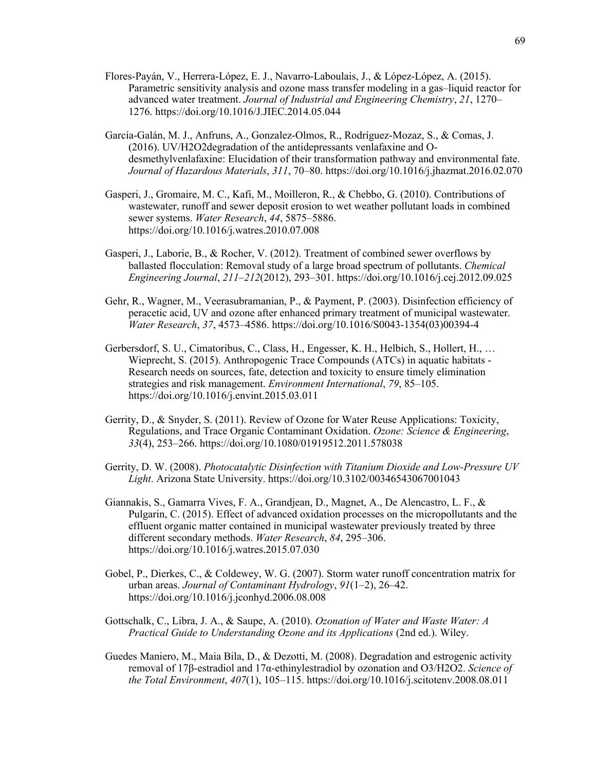Flores-Payán, V., Herrera-López, E. J., Navarro-Laboulais, J., & López-López, A. (2015). Parametric sensitivity analysis and ozone mass transfer modeling in a gas–liquid reactor for advanced water treatment. *Journal of Industrial and Engineering Chemistry*, *21*, 1270–1276. https://doi.org/10.1016/J.JIEC.2014.05.044

García-Galán, M. J., Anfruns, A., Gonzalez-Olmos, R., Rodríguez-Mozaz, S., & Comas, J. (2016). UV/H2O2degradation of the antidepressants venlafaxine and O-desmethylvenlafaxine: Elucidation of their transformation pathway and environmental fate. *Journal of Hazardous Materials*, *311*, 70–80. https://doi.org/10.1016/j.jhazmat.2016.02.070

Gasperi, J., Gromaire, M. C., Kafi, M., Moilleron, R., & Chebbo, G. (2010). Contributions of wastewater, runoff and sewer deposit erosion to wet weather pollutant loads in combined sewer systems. *Water Research*, *44*, 5875–5886. https://doi.org/10.1016/j.watres.2010.07.008

Gasperi, J., Laborie, B., & Rocher, V. (2012). Treatment of combined sewer overflows by ballasted flocculation: Removal study of a large broad spectrum of pollutants. *Chemical Engineering Journal*, *211–212*(2012), 293–301. https://doi.org/10.1016/j.cej.2012.09.025

Gehr, R., Wagner, M., Veerasubramanian, P., & Payment, P. (2003). Disinfection efficiency of peracetic acid, UV and ozone after enhanced primary treatment of municipal wastewater. *Water Research*, *37*, 4573–4586. https://doi.org/10.1016/S0043-1354(03)00394-4

Gerbersdorf, S. U., Cimatoribus, C., Class, H., Engesser, K. H., Helbich, S., Hollert, H., … Wieprecht, S. (2015). Anthropogenic Trace Compounds (ATCs) in aquatic habitats - Research needs on sources, fate, detection and toxicity to ensure timely elimination strategies and risk management. *Environment International*, *79*, 85–105. https://doi.org/10.1016/j.envint.2015.03.011

Gerrity, D., & Snyder, S. (2011). Review of Ozone for Water Reuse Applications: Toxicity, Regulations, and Trace Organic Contaminant Oxidation. *Ozone: Science & Engineering*, *33*(4), 253–266. https://doi.org/10.1080/01919512.2011.578038

Gerrity, D. W. (2008). *Photocatalytic Disinfection with Titanium Dioxide and Low-Pressure UV Light*. Arizona State University. https://doi.org/10.3102/00346543067001043

Giannakis, S., Gamarra Vives, F. A., Grandjean, D., Magnet, A., De Alencastro, L. F., & Pulgarin, C. (2015). Effect of advanced oxidation processes on the micropollutants and the effluent organic matter contained in municipal wastewater previously treated by three different secondary methods. *Water Research*, *84*, 295–306. https://doi.org/10.1016/j.watres.2015.07.030

Gobel, P., Dierkes, C., & Coldewey, W. G. (2007). Storm water runoff concentration matrix for urban areas. *Journal of Contaminant Hydrology*, *91*(1–2), 26–42. https://doi.org/10.1016/j.jconhyd.2006.08.008

Gottschalk, C., Libra, J. A., & Saupe, A. (2010). *Ozonation of Water and Waste Water: A Practical Guide to Understanding Ozone and its Applications* (2nd ed.). Wiley.

Guedes Maniero, M., Maia Bila, D., & Dezotti, M. (2008). Degradation and estrogenic activity removal of 17β-estradiol and 17α-ethinylestradiol by ozonation and O3/H2O2. *Science of the Total Environment*, *407*(1), 105–115. https://doi.org/10.1016/j.scitotenv.2008.08.011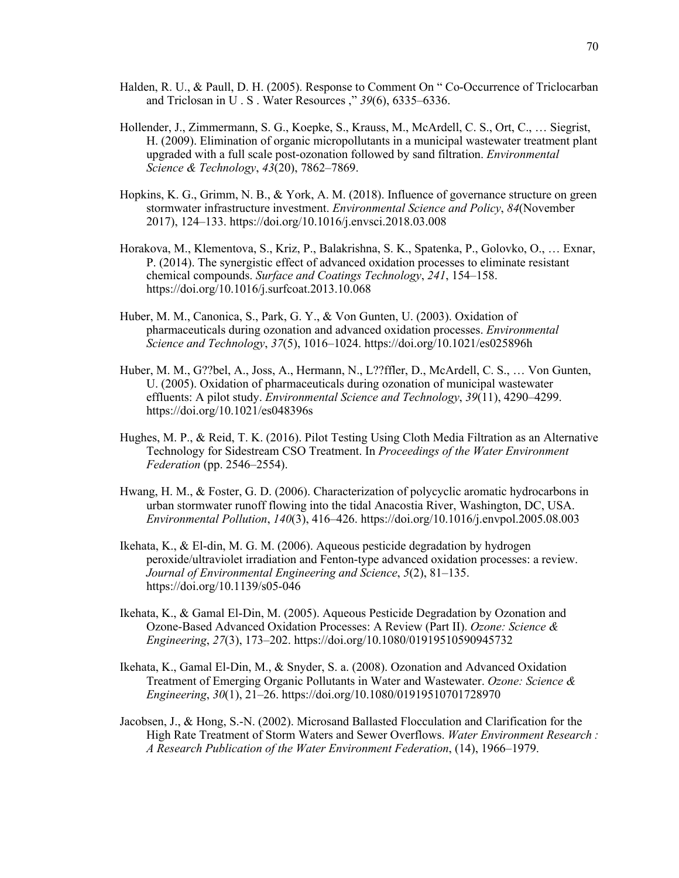Halden, R. U., & Paull, D. H. (2005). Response to Comment On " Co-Occurrence of Triclocarban and Triclosan in U . S . Water Resources ," *39*(6), 6335–6336.

Hollender, J., Zimmermann, S. G., Koepke, S., Krauss, M., McArdell, C. S., Ort, C., … Siegrist, H. (2009). Elimination of organic micropollutants in a municipal wastewater treatment plant upgraded with a full scale post-ozonation followed by sand filtration. *Environmental Science & Technology*, *43*(20), 7862–7869.

Hopkins, K. G., Grimm, N. B., & York, A. M. (2018). Influence of governance structure on green stormwater infrastructure investment. *Environmental Science and Policy*, *84*(November 2017), 124–133. https://doi.org/10.1016/j.envsci.2018.03.008

Horakova, M., Klementova, S., Kriz, P., Balakrishna, S. K., Spatenka, P., Golovko, O., … Exnar, P. (2014). The synergistic effect of advanced oxidation processes to eliminate resistant chemical compounds. *Surface and Coatings Technology*, *241*, 154–158. https://doi.org/10.1016/j.surfcoat.2013.10.068

Huber, M. M., Canonica, S., Park, G. Y., & Von Gunten, U. (2003). Oxidation of pharmaceuticals during ozonation and advanced oxidation processes. *Environmental Science and Technology*, *37*(5), 1016–1024. https://doi.org/10.1021/es025896h

Huber, M. M., G??bel, A., Joss, A., Hermann, N., L??ffler, D., McArdell, C. S., … Von Gunten, U. (2005). Oxidation of pharmaceuticals during ozonation of municipal wastewater effluents: A pilot study. *Environmental Science and Technology*, *39*(11), 4290–4299. https://doi.org/10.1021/es048396s

Hughes, M. P., & Reid, T. K. (2016). Pilot Testing Using Cloth Media Filtration as an Alternative Technology for Sidestream CSO Treatment. In *Proceedings of the Water Environment Federation* (pp. 2546–2554).

Hwang, H. M., & Foster, G. D. (2006). Characterization of polycyclic aromatic hydrocarbons in urban stormwater runoff flowing into the tidal Anacostia River, Washington, DC, USA. *Environmental Pollution*, *140*(3), 416–426. https://doi.org/10.1016/j.envpol.2005.08.003

Ikehata, K., & El-din, M. G. M. (2006). Aqueous pesticide degradation by hydrogen peroxide/ultraviolet irradiation and Fenton-type advanced oxidation processes: a review. *Journal of Environmental Engineering and Science*, *5*(2), 81–135. https://doi.org/10.1139/s05-046

Ikehata, K., & Gamal El-Din, M. (2005). Aqueous Pesticide Degradation by Ozonation and Ozone-Based Advanced Oxidation Processes: A Review (Part II). *Ozone: Science & Engineering*, *27*(3), 173–202. https://doi.org/10.1080/01919510590945732

Ikehata, K., Gamal El-Din, M., & Snyder, S. a. (2008). Ozonation and Advanced Oxidation Treatment of Emerging Organic Pollutants in Water and Wastewater. *Ozone: Science & Engineering*, *30*(1), 21–26. https://doi.org/10.1080/01919510701728970

Jacobsen, J., & Hong, S.-N. (2002). Microsand Ballasted Flocculation and Clarification for the High Rate Treatment of Storm Waters and Sewer Overflows. *Water Environment Research : A Research Publication of the Water Environment Federation*, (14), 1966–1979.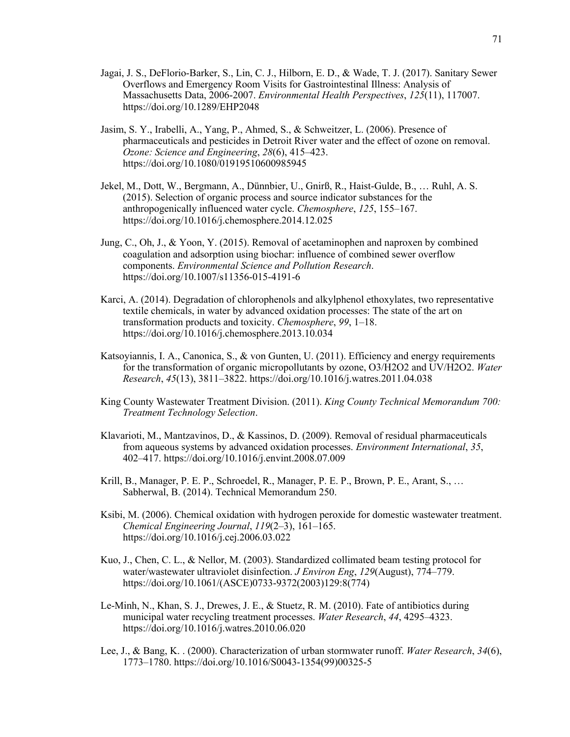Jagai, J. S., DeFlorio-Barker, S., Lin, C. J., Hilborn, E. D., & Wade, T. J. (2017). Sanitary Sewer Overflows and Emergency Room Visits for Gastrointestinal Illness: Analysis of Massachusetts Data, 2006-2007. *Environmental Health Perspectives*, *125*(11), 117007. https://doi.org/10.1289/EHP2048

Jasim, S. Y., Irabelli, A., Yang, P., Ahmed, S., & Schweitzer, L. (2006). Presence of pharmaceuticals and pesticides in Detroit River water and the effect of ozone on removal. *Ozone: Science and Engineering*, *28*(6), 415–423. https://doi.org/10.1080/01919510600985945

Jekel, M., Dott, W., Bergmann, A., Dünnbier, U., Gnirß, R., Haist-Gulde, B., … Ruhl, A. S. (2015). Selection of organic process and source indicator substances for the anthropogenically influenced water cycle. *Chemosphere*, *125*, 155–167. https://doi.org/10.1016/j.chemosphere.2014.12.025

Jung, C., Oh, J., & Yoon, Y. (2015). Removal of acetaminophen and naproxen by combined coagulation and adsorption using biochar: influence of combined sewer overflow components. *Environmental Science and Pollution Research*. https://doi.org/10.1007/s11356-015-4191-6

Karci, A. (2014). Degradation of chlorophenols and alkylphenol ethoxylates, two representative textile chemicals, in water by advanced oxidation processes: The state of the art on transformation products and toxicity. *Chemosphere*, *99*, 1–18. https://doi.org/10.1016/j.chemosphere.2013.10.034

Katsoyiannis, I. A., Canonica, S., & von Gunten, U. (2011). Efficiency and energy requirements for the transformation of organic micropollutants by ozone, O3/H2O2 and UV/H2O2. *Water Research*, *45*(13), 3811–3822. https://doi.org/10.1016/j.watres.2011.04.038

King County Wastewater Treatment Division. (2011). *King County Technical Memorandum 700: Treatment Technology Selection*.

Klavarioti, M., Mantzavinos, D., & Kassinos, D. (2009). Removal of residual pharmaceuticals from aqueous systems by advanced oxidation processes. *Environment International*, *35*, 402–417. https://doi.org/10.1016/j.envint.2008.07.009

Krill, B., Manager, P. E. P., Schroedel, R., Manager, P. E. P., Brown, P. E., Arant, S., … Sabherwal, B. (2014). Technical Memorandum 250.

Ksibi, M. (2006). Chemical oxidation with hydrogen peroxide for domestic wastewater treatment. *Chemical Engineering Journal*, *119*(2–3), 161–165. https://doi.org/10.1016/j.cej.2006.03.022

Kuo, J., Chen, C. L., & Nellor, M. (2003). Standardized collimated beam testing protocol for water/wastewater ultraviolet disinfection. *J Environ Eng*, *129*(August), 774–779. https://doi.org/10.1061/(ASCE)0733-9372(2003)129:8(774)

Le-Minh, N., Khan, S. J., Drewes, J. E., & Stuetz, R. M. (2010). Fate of antibiotics during municipal water recycling treatment processes. *Water Research*, *44*, 4295–4323. https://doi.org/10.1016/j.watres.2010.06.020

Lee, J., & Bang, K. . (2000). Characterization of urban stormwater runoff. *Water Research*, *34*(6), 1773–1780. https://doi.org/10.1016/S0043-1354(99)00325-5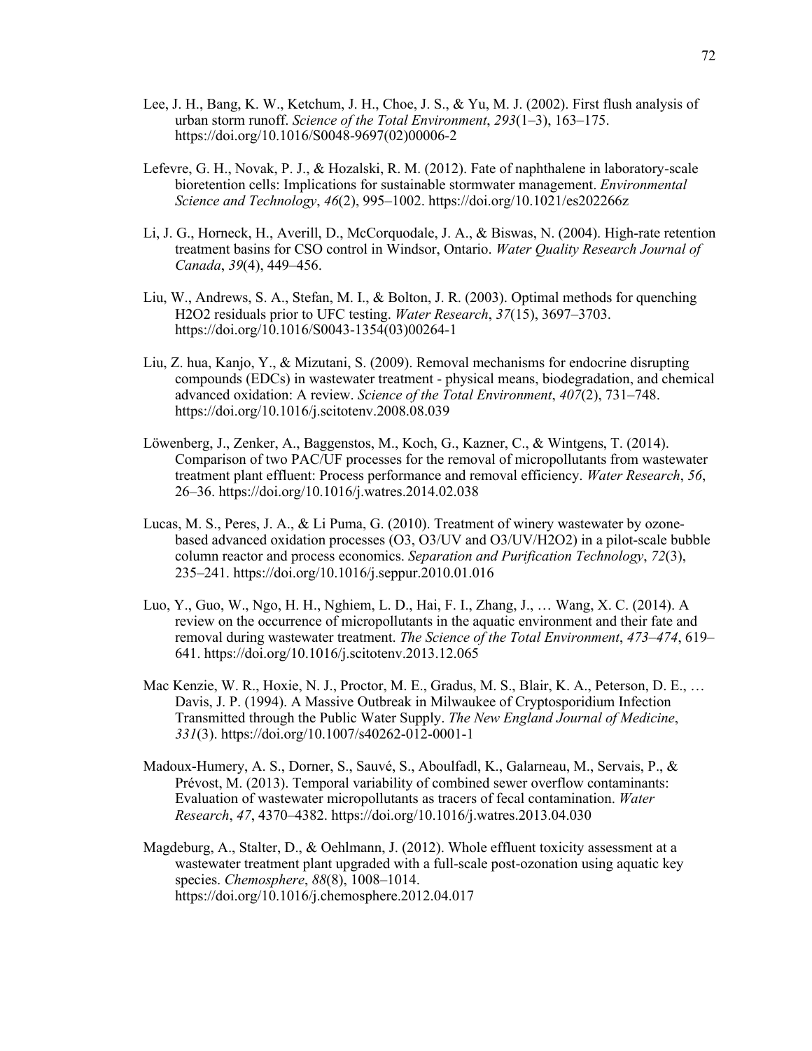Lee, J. H., Bang, K. W., Ketchum, J. H., Choe, J. S., & Yu, M. J. (2002). First flush analysis of urban storm runoff. *Science of the Total Environment*, *293*(1–3), 163–175. https://doi.org/10.1016/S0048-9697(02)00006-2

Lefevre, G. H., Novak, P. J., & Hozalski, R. M. (2012). Fate of naphthalene in laboratory-scale bioretention cells: Implications for sustainable stormwater management. *Environmental Science and Technology*, *46*(2), 995–1002. https://doi.org/10.1021/es202266z

Li, J. G., Horneck, H., Averill, D., McCorquodale, J. A., & Biswas, N. (2004). High-rate retention treatment basins for CSO control in Windsor, Ontario. *Water Quality Research Journal of Canada*, *39*(4), 449–456.

Liu, W., Andrews, S. A., Stefan, M. I., & Bolton, J. R. (2003). Optimal methods for quenching H2O2 residuals prior to UFC testing. *Water Research*, *37*(15), 3697–3703. https://doi.org/10.1016/S0043-1354(03)00264-1

Liu, Z. hua, Kanjo, Y., & Mizutani, S. (2009). Removal mechanisms for endocrine disrupting compounds (EDCs) in wastewater treatment - physical means, biodegradation, and chemical advanced oxidation: A review. *Science of the Total Environment*, *407*(2), 731–748. https://doi.org/10.1016/j.scitotenv.2008.08.039

Löwenberg, J., Zenker, A., Baggenstos, M., Koch, G., Kazner, C., & Wintgens, T. (2014). Comparison of two PAC/UF processes for the removal of micropollutants from wastewater treatment plant effluent: Process performance and removal efficiency. *Water Research*, *56*, 26–36. https://doi.org/10.1016/j.watres.2014.02.038

Lucas, M. S., Peres, J. A., & Li Puma, G. (2010). Treatment of winery wastewater by ozone-based advanced oxidation processes (O3, O3/UV and O3/UV/H2O2) in a pilot-scale bubble column reactor and process economics. *Separation and Purification Technology*, *72*(3), 235–241. https://doi.org/10.1016/j.seppur.2010.01.016

Luo, Y., Guo, W., Ngo, H. H., Nghiem, L. D., Hai, F. I., Zhang, J., … Wang, X. C. (2014). A review on the occurrence of micropollutants in the aquatic environment and their fate and removal during wastewater treatment. *The Science of the Total Environment*, *473–474*, 619–641. https://doi.org/10.1016/j.scitotenv.2013.12.065

Mac Kenzie, W. R., Hoxie, N. J., Proctor, M. E., Gradus, M. S., Blair, K. A., Peterson, D. E., … Davis, J. P. (1994). A Massive Outbreak in Milwaukee of Cryptosporidium Infection Transmitted through the Public Water Supply. *The New England Journal of Medicine*, *331*(3). https://doi.org/10.1007/s40262-012-0001-1

Madoux-Humery, A. S., Dorner, S., Sauvé, S., Aboulfadl, K., Galarneau, M., Servais, P., & Prévost, M. (2013). Temporal variability of combined sewer overflow contaminants: Evaluation of wastewater micropollutants as tracers of fecal contamination. *Water Research*, *47*, 4370–4382. https://doi.org/10.1016/j.watres.2013.04.030

Magdeburg, A., Stalter, D., & Oehlmann, J. (2012). Whole effluent toxicity assessment at a wastewater treatment plant upgraded with a full-scale post-ozonation using aquatic key species. *Chemosphere*, *88*(8), 1008–1014. https://doi.org/10.1016/j.chemosphere.2012.04.017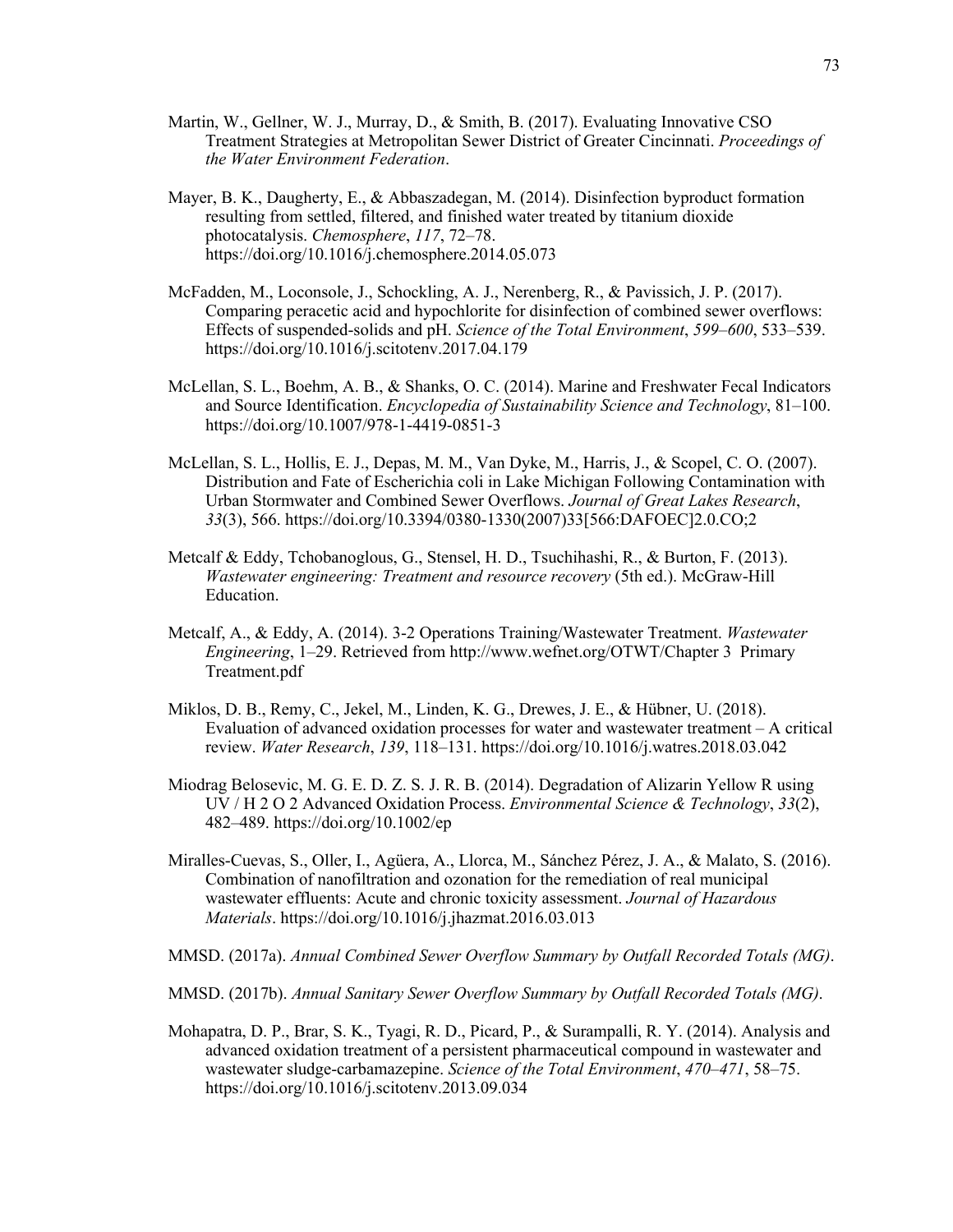Martin, W., Gellner, W. J., Murray, D., & Smith, B. (2017). Evaluating Innovative CSO Treatment Strategies at Metropolitan Sewer District of Greater Cincinnati. *Proceedings of the Water Environment Federation*.

Mayer, B. K., Daugherty, E., & Abbaszadegan, M. (2014). Disinfection byproduct formation resulting from settled, filtered, and finished water treated by titanium dioxide photocatalysis. *Chemosphere*, *117*, 72–78. https://doi.org/10.1016/j.chemosphere.2014.05.073

McFadden, M., Loconsole, J., Schockling, A. J., Nerenberg, R., & Pavissich, J. P. (2017). Comparing peracetic acid and hypochlorite for disinfection of combined sewer overflows: Effects of suspended-solids and pH. *Science of the Total Environment*, *599–600*, 533–539. https://doi.org/10.1016/j.scitotenv.2017.04.179

McLellan, S. L., Boehm, A. B., & Shanks, O. C. (2014). Marine and Freshwater Fecal Indicators and Source Identification. *Encyclopedia of Sustainability Science and Technology*, 81–100. https://doi.org/10.1007/978-1-4419-0851-3

McLellan, S. L., Hollis, E. J., Depas, M. M., Van Dyke, M., Harris, J., & Scopel, C. O. (2007). Distribution and Fate of Escherichia coli in Lake Michigan Following Contamination with Urban Stormwater and Combined Sewer Overflows. *Journal of Great Lakes Research*, *33*(3), 566. https://doi.org/10.3394/0380-1330(2007)33[566:DAFOEC]2.0.CO;2

Metcalf & Eddy, Tchobanoglous, G., Stensel, H. D., Tsuchihashi, R., & Burton, F. (2013). *Wastewater engineering: Treatment and resource recovery* (5th ed.). McGraw-Hill Education.

Metcalf, A., & Eddy, A. (2014). 3-2 Operations Training/Wastewater Treatment. *Wastewater Engineering*, 1–29. Retrieved from http://www.wefnet.org/OTWT/Chapter 3 Primary Treatment.pdf

Miklos, D. B., Remy, C., Jekel, M., Linden, K. G., Drewes, J. E., & Hübner, U. (2018). Evaluation of advanced oxidation processes for water and wastewater treatment – A critical review. *Water Research*, *139*, 118–131. https://doi.org/10.1016/j.watres.2018.03.042

Miodrag Belosevic, M. G. E. D. Z. S. J. R. B. (2014). Degradation of Alizarin Yellow R using UV / H 2 O 2 Advanced Oxidation Process. *Environmental Science & Technology*, *33*(2), 482–489. https://doi.org/10.1002/ep

Miralles-Cuevas, S., Oller, I., Agüera, A., Llorca, M., Sánchez Pérez, J. A., & Malato, S. (2016). Combination of nanofiltration and ozonation for the remediation of real municipal wastewater effluents: Acute and chronic toxicity assessment. *Journal of Hazardous Materials*. https://doi.org/10.1016/j.jhazmat.2016.03.013

MMSD. (2017a). *Annual Combined Sewer Overflow Summary by Outfall Recorded Totals (MG)*.

MMSD. (2017b). *Annual Sanitary Sewer Overflow Summary by Outfall Recorded Totals (MG)*.

Mohapatra, D. P., Brar, S. K., Tyagi, R. D., Picard, P., & Surampalli, R. Y. (2014). Analysis and advanced oxidation treatment of a persistent pharmaceutical compound in wastewater and wastewater sludge-carbamazepine. *Science of the Total Environment*, *470–471*, 58–75. https://doi.org/10.1016/j.scitotenv.2013.09.034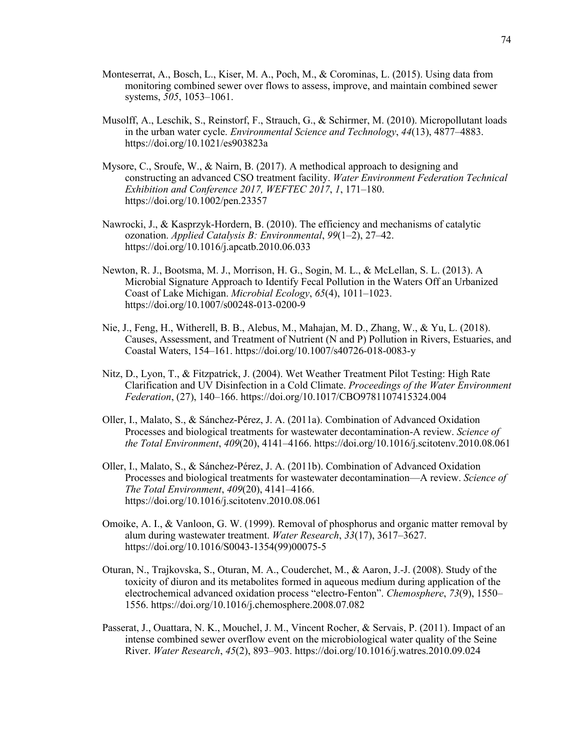Monteserrat, A., Bosch, L., Kiser, M. A., Poch, M., & Corominas, L. (2015). Using data from monitoring combined sewer over flows to assess, improve, and maintain combined sewer systems, *505*, 1053–1061.

Musolff, A., Leschik, S., Reinstorf, F., Strauch, G., & Schirmer, M. (2010). Micropollutant loads in the urban water cycle. *Environmental Science and Technology*, *44*(13), 4877–4883. https://doi.org/10.1021/es903823a

Mysore, C., Sroufe, W., & Nairn, B. (2017). A methodical approach to designing and constructing an advanced CSO treatment facility. *Water Environment Federation Technical Exhibition and Conference 2017, WEFTEC 2017*, *1*, 171–180. https://doi.org/10.1002/pen.23357

Nawrocki, J., & Kasprzyk-Hordern, B. (2010). The efficiency and mechanisms of catalytic ozonation. *Applied Catalysis B: Environmental*, *99*(1–2), 27–42. https://doi.org/10.1016/j.apcatb.2010.06.033

Newton, R. J., Bootsma, M. J., Morrison, H. G., Sogin, M. L., & McLellan, S. L. (2013). A Microbial Signature Approach to Identify Fecal Pollution in the Waters Off an Urbanized Coast of Lake Michigan. *Microbial Ecology*, *65*(4), 1011–1023. https://doi.org/10.1007/s00248-013-0200-9

Nie, J., Feng, H., Witherell, B. B., Alebus, M., Mahajan, M. D., Zhang, W., & Yu, L. (2018). Causes, Assessment, and Treatment of Nutrient (N and P) Pollution in Rivers, Estuaries, and Coastal Waters, 154–161. https://doi.org/10.1007/s40726-018-0083-y

Nitz, D., Lyon, T., & Fitzpatrick, J. (2004). Wet Weather Treatment Pilot Testing: High Rate Clarification and UV Disinfection in a Cold Climate. *Proceedings of the Water Environment Federation*, (27), 140–166. https://doi.org/10.1017/CBO9781107415324.004

Oller, I., Malato, S., & Sánchez-Pérez, J. A. (2011a). Combination of Advanced Oxidation Processes and biological treatments for wastewater decontamination-A review. *Science of the Total Environment*, *409*(20), 4141–4166. https://doi.org/10.1016/j.scitotenv.2010.08.061

Oller, I., Malato, S., & Sánchez-Pérez, J. A. (2011b). Combination of Advanced Oxidation Processes and biological treatments for wastewater decontamination—A review. *Science of The Total Environment*, *409*(20), 4141–4166. https://doi.org/10.1016/j.scitotenv.2010.08.061

Omoike, A. I., & Vanloon, G. W. (1999). Removal of phosphorus and organic matter removal by alum during wastewater treatment. *Water Research*, *33*(17), 3617–3627. https://doi.org/10.1016/S0043-1354(99)00075-5

Oturan, N., Trajkovska, S., Oturan, M. A., Couderchet, M., & Aaron, J.-J. (2008). Study of the toxicity of diuron and its metabolites formed in aqueous medium during application of the electrochemical advanced oxidation process "electro-Fenton". *Chemosphere*, *73*(9), 1550–1556. https://doi.org/10.1016/j.chemosphere.2008.07.082

Passerat, J., Ouattara, N. K., Mouchel, J. M., Vincent Rocher, & Servais, P. (2011). Impact of an intense combined sewer overflow event on the microbiological water quality of the Seine River. *Water Research*, *45*(2), 893–903. https://doi.org/10.1016/j.watres.2010.09.024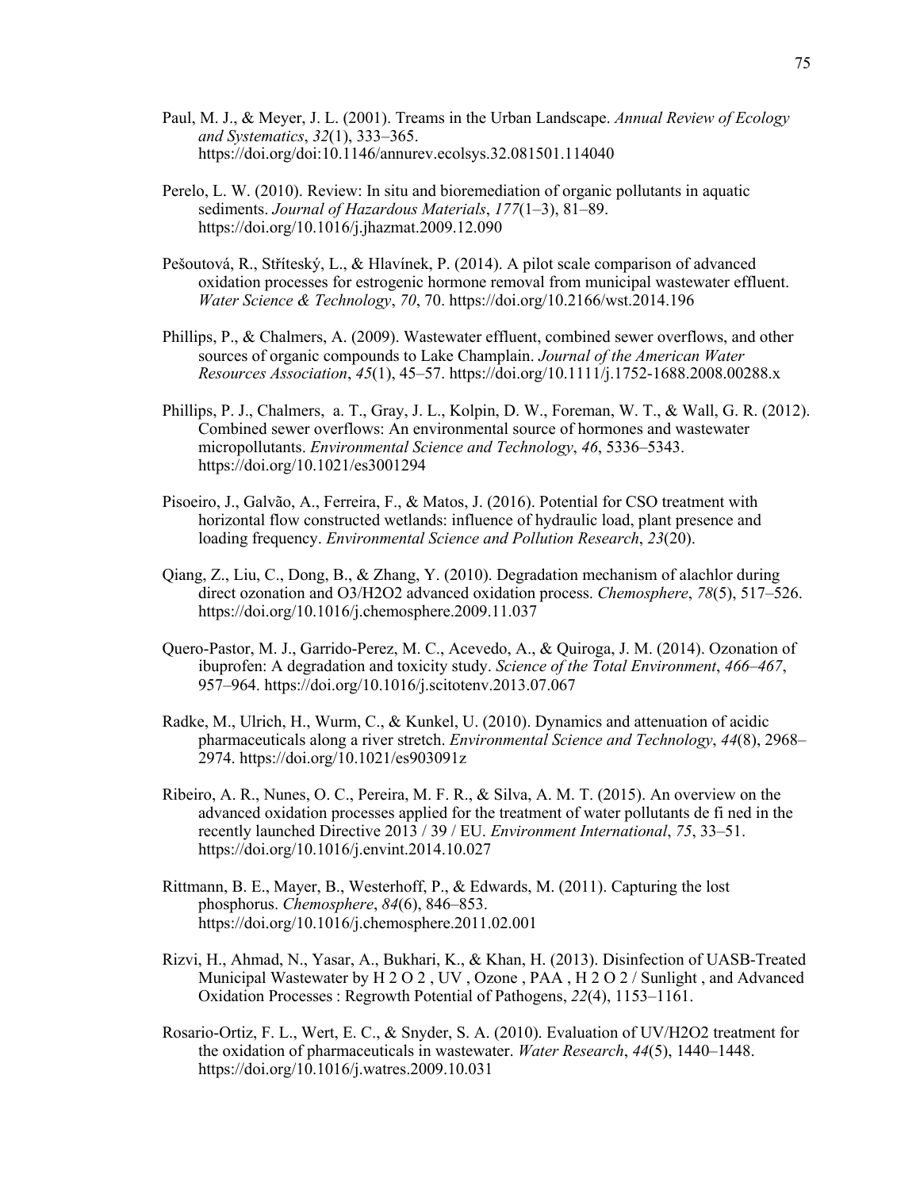Paul, M. J., & Meyer, J. L. (2001). Treams in the Urban Landscape. *Annual Review of Ecology and Systematics*, *32*(1), 333–365. https://doi.org/doi:10.1146/annurev.ecolsys.32.081501.114040

Perelo, L. W. (2010). Review: In situ and bioremediation of organic pollutants in aquatic sediments. *Journal of Hazardous Materials*, *177*(1–3), 81–89. https://doi.org/10.1016/j.jhazmat.2009.12.090

Pešoutová, R., Stříteský, L., & Hlavínek, P. (2014). A pilot scale comparison of advanced oxidation processes for estrogenic hormone removal from municipal wastewater effluent. *Water Science & Technology*, *70*, 70. https://doi.org/10.2166/wst.2014.196

Phillips, P., & Chalmers, A. (2009). Wastewater effluent, combined sewer overflows, and other sources of organic compounds to Lake Champlain. *Journal of the American Water Resources Association*, *45*(1), 45–57. https://doi.org/10.1111/j.1752-1688.2008.00288.x

Phillips, P. J., Chalmers, a. T., Gray, J. L., Kolpin, D. W., Foreman, W. T., & Wall, G. R. (2012). Combined sewer overflows: An environmental source of hormones and wastewater micropollutants. *Environmental Science and Technology*, *46*, 5336–5343. https://doi.org/10.1021/es3001294

Pisoeiro, J., Galvão, A., Ferreira, F., & Matos, J. (2016). Potential for CSO treatment with horizontal flow constructed wetlands: influence of hydraulic load, plant presence and loading frequency. *Environmental Science and Pollution Research*, *23*(20).

Qiang, Z., Liu, C., Dong, B., & Zhang, Y. (2010). Degradation mechanism of alachlor during direct ozonation and O3/H2O2 advanced oxidation process. *Chemosphere*, *78*(5), 517–526. https://doi.org/10.1016/j.chemosphere.2009.11.037

Quero-Pastor, M. J., Garrido-Perez, M. C., Acevedo, A., & Quiroga, J. M. (2014). Ozonation of ibuprofen: A degradation and toxicity study. *Science of the Total Environment*, *466–467*, 957–964. https://doi.org/10.1016/j.scitotenv.2013.07.067

Radke, M., Ulrich, H., Wurm, C., & Kunkel, U. (2010). Dynamics and attenuation of acidic pharmaceuticals along a river stretch. *Environmental Science and Technology*, *44*(8), 2968–2974. https://doi.org/10.1021/es903091z

Ribeiro, A. R., Nunes, O. C., Pereira, M. F. R., & Silva, A. M. T. (2015). An overview on the advanced oxidation processes applied for the treatment of water pollutants de fi ned in the recently launched Directive 2013 / 39 / EU. *Environment International*, *75*, 33–51. https://doi.org/10.1016/j.envint.2014.10.027

Rittmann, B. E., Mayer, B., Westerhoff, P., & Edwards, M. (2011). Capturing the lost phosphorus. *Chemosphere*, *84*(6), 846–853. https://doi.org/10.1016/j.chemosphere.2011.02.001

Rizvi, H., Ahmad, N., Yasar, A., Bukhari, K., & Khan, H. (2013). Disinfection of UASB-Treated Municipal Wastewater by H 2 O 2 , UV , Ozone , PAA , H 2 O 2 / Sunlight , and Advanced Oxidation Processes : Regrowth Potential of Pathogens, *22*(4), 1153–1161.

Rosario-Ortiz, F. L., Wert, E. C., & Snyder, S. A. (2010). Evaluation of UV/H2O2 treatment for the oxidation of pharmaceuticals in wastewater. *Water Research*, *44*(5), 1440–1448. https://doi.org/10.1016/j.watres.2009.10.031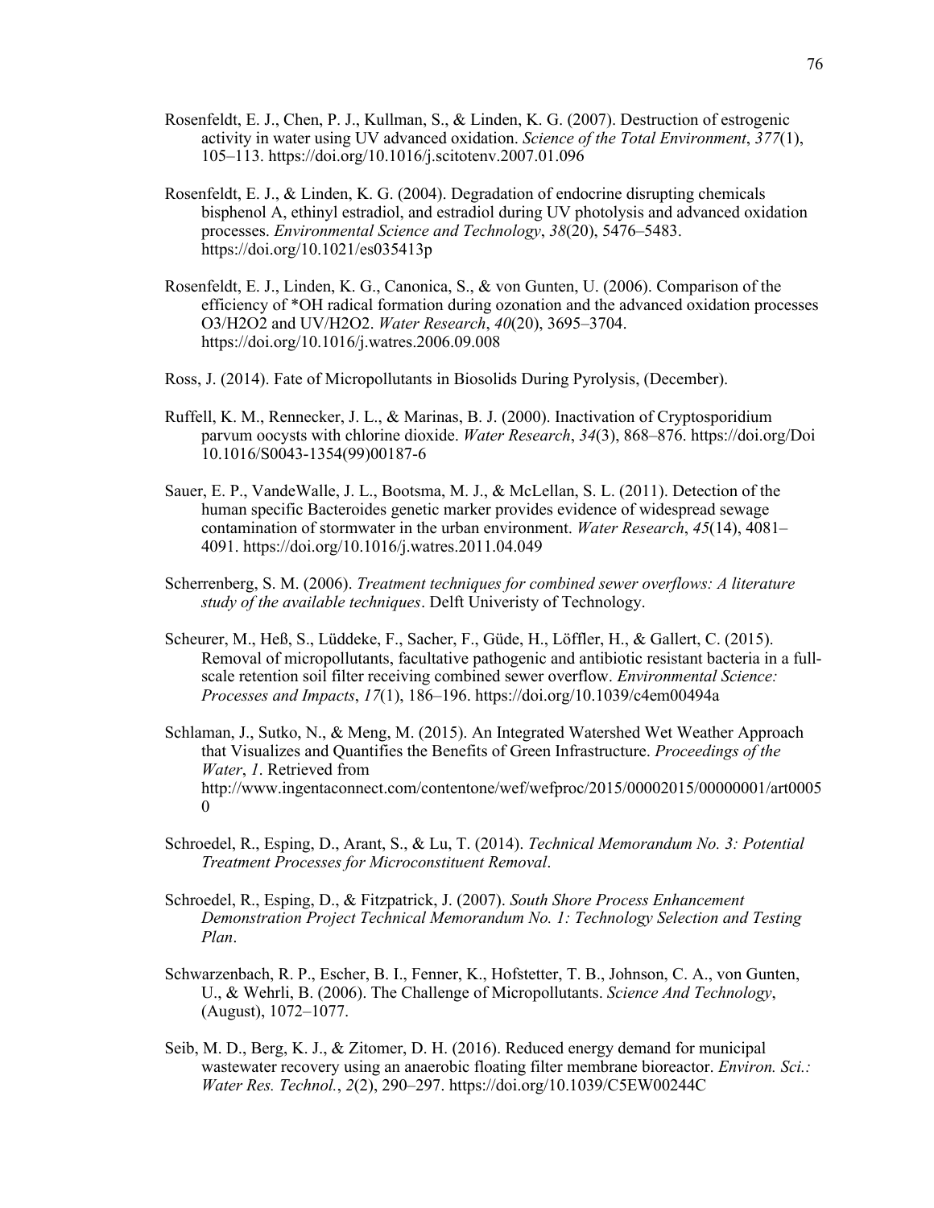Rosenfeldt, E. J., Chen, P. J., Kullman, S., & Linden, K. G. (2007). Destruction of estrogenic activity in water using UV advanced oxidation. *Science of the Total Environment*, *377*(1), 105–113. https://doi.org/10.1016/j.scitotenv.2007.01.096

Rosenfeldt, E. J., & Linden, K. G. (2004). Degradation of endocrine disrupting chemicals bisphenol A, ethinyl estradiol, and estradiol during UV photolysis and advanced oxidation processes. *Environmental Science and Technology*, *38*(20), 5476–5483. https://doi.org/10.1021/es035413p

Rosenfeldt, E. J., Linden, K. G., Canonica, S., & von Gunten, U. (2006). Comparison of the efficiency of *OH radical formation during ozonation and the advanced oxidation processes O3/H2O2 and UV/H2O2. *Water Research*, *40*(20), 3695–3704. https://doi.org/10.1016/j.watres.2006.09.008

Ross, J. (2014). Fate of Micropollutants in Biosolids During Pyrolysis, (December).

Ruffell, K. M., Rennecker, J. L., & Marinas, B. J. (2000). Inactivation of Cryptosporidium parvum oocysts with chlorine dioxide. *Water Research*, *34*(3), 868–876. https://doi.org/Doi 10.1016/S0043-1354(99)00187-6

Sauer, E. P., VandeWalle, J. L., Bootsma, M. J., & McLellan, S. L. (2011). Detection of the human specific Bacteroides genetic marker provides evidence of widespread sewage contamination of stormwater in the urban environment. *Water Research*, *45*(14), 4081–4091. https://doi.org/10.1016/j.watres.2011.04.049

Scherrenberg, S. M. (2006). *Treatment techniques for combined sewer overflows: A literature study of the available techniques*. Delft Univeristy of Technology.

Scheurer, M., Heß, S., Lüddeke, F., Sacher, F., Güde, H., Löffler, H., & Gallert, C. (2015). Removal of micropollutants, facultative pathogenic and antibiotic resistant bacteria in a full-scale retention soil filter receiving combined sewer overflow. *Environmental Science: Processes and Impacts*, *17*(1), 186–196. https://doi.org/10.1039/c4em00494a

Schlaman, J., Sutko, N., & Meng, M. (2015). An Integrated Watershed Wet Weather Approach that Visualizes and Quantifies the Benefits of Green Infrastructure. *Proceedings of the Water*, *1*. Retrieved from http://www.ingentaconnect.com/contentone/wef/wefproc/2015/00002015/00000001/art00050

Schroedel, R., Esping, D., Arant, S., & Lu, T. (2014). *Technical Memorandum No. 3: Potential Treatment Processes for Microconstituent Removal*.

Schroedel, R., Esping, D., & Fitzpatrick, J. (2007). *South Shore Process Enhancement Demonstration Project Technical Memorandum No. 1: Technology Selection and Testing Plan*.

Schwarzenbach, R. P., Escher, B. I., Fenner, K., Hofstetter, T. B., Johnson, C. A., von Gunten, U., & Wehrli, B. (2006). The Challenge of Micropollutants. *Science And Technology*, (August), 1072–1077.

Seib, M. D., Berg, K. J., & Zitomer, D. H. (2016). Reduced energy demand for municipal wastewater recovery using an anaerobic floating filter membrane bioreactor. *Environ. Sci.: Water Res. Technol.*, *2*(2), 290–297. https://doi.org/10.1039/C5EW00244C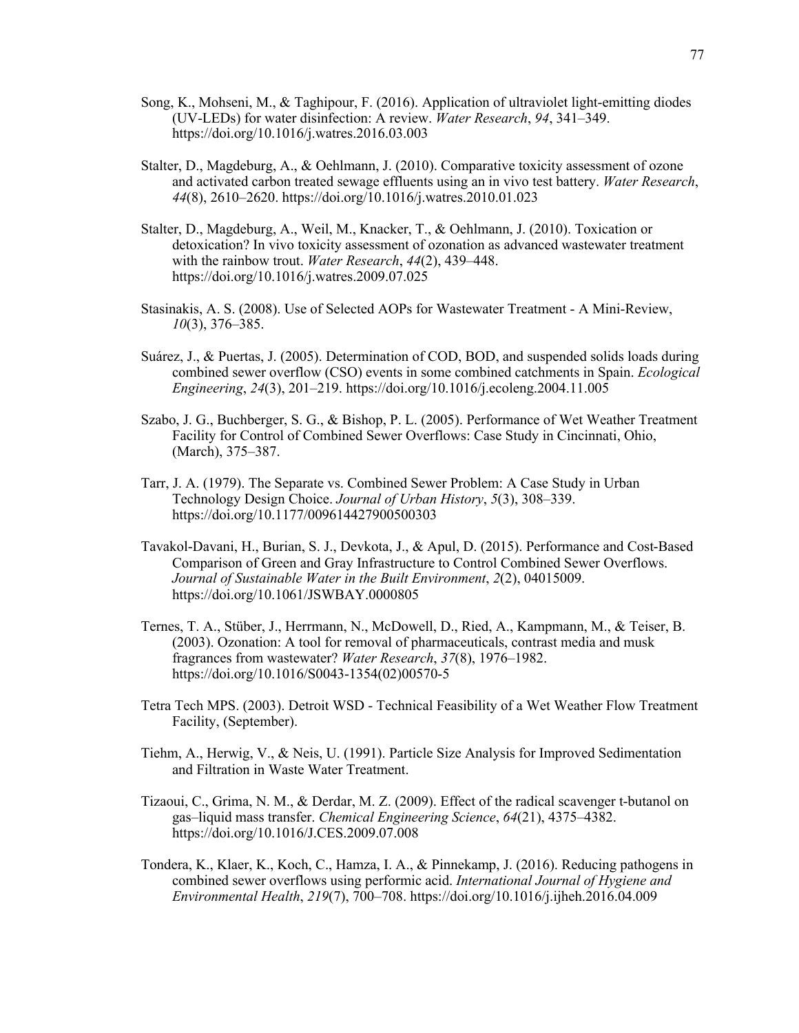Song, K., Mohseni, M., & Taghipour, F. (2016). Application of ultraviolet light-emitting diodes (UV-LEDs) for water disinfection: A review. *Water Research*, *94*, 341–349. https://doi.org/10.1016/j.watres.2016.03.003

Stalter, D., Magdeburg, A., & Oehlmann, J. (2010). Comparative toxicity assessment of ozone and activated carbon treated sewage effluents using an in vivo test battery. *Water Research*, *44*(8), 2610–2620. https://doi.org/10.1016/j.watres.2010.01.023

Stalter, D., Magdeburg, A., Weil, M., Knacker, T., & Oehlmann, J. (2010). Toxication or detoxication? In vivo toxicity assessment of ozonation as advanced wastewater treatment with the rainbow trout. *Water Research*, *44*(2), 439–448. https://doi.org/10.1016/j.watres.2009.07.025

Stasinakis, A. S. (2008). Use of Selected AOPs for Wastewater Treatment - A Mini-Review, *10*(3), 376–385.

Suárez, J., & Puertas, J. (2005). Determination of COD, BOD, and suspended solids loads during combined sewer overflow (CSO) events in some combined catchments in Spain. *Ecological Engineering*, *24*(3), 201–219. https://doi.org/10.1016/j.ecoleng.2004.11.005

Szabo, J. G., Buchberger, S. G., & Bishop, P. L. (2005). Performance of Wet Weather Treatment Facility for Control of Combined Sewer Overflows: Case Study in Cincinnati, Ohio, (March), 375–387.

Tarr, J. A. (1979). The Separate vs. Combined Sewer Problem: A Case Study in Urban Technology Design Choice. *Journal of Urban History*, *5*(3), 308–339. https://doi.org/10.1177/009614427900500303

Tavakol-Davani, H., Burian, S. J., Devkota, J., & Apul, D. (2015). Performance and Cost-Based Comparison of Green and Gray Infrastructure to Control Combined Sewer Overflows. *Journal of Sustainable Water in the Built Environment*, *2*(2), 04015009. https://doi.org/10.1061/JSWBAY.0000805

Ternes, T. A., Stüber, J., Herrmann, N., McDowell, D., Ried, A., Kampmann, M., & Teiser, B. (2003). Ozonation: A tool for removal of pharmaceuticals, contrast media and musk fragrances from wastewater? *Water Research*, *37*(8), 1976–1982. https://doi.org/10.1016/S0043-1354(02)00570-5

Tetra Tech MPS. (2003). Detroit WSD - Technical Feasibility of a Wet Weather Flow Treatment Facility, (September).

Tiehm, A., Herwig, V., & Neis, U. (1991). Particle Size Analysis for Improved Sedimentation and Filtration in Waste Water Treatment.

Tizaoui, C., Grima, N. M., & Derdar, M. Z. (2009). Effect of the radical scavenger t-butanol on gas–liquid mass transfer. *Chemical Engineering Science*, *64*(21), 4375–4382. https://doi.org/10.1016/J.CES.2009.07.008

Tondera, K., Klaer, K., Koch, C., Hamza, I. A., & Pinnekamp, J. (2016). Reducing pathogens in combined sewer overflows using performic acid. *International Journal of Hygiene and Environmental Health*, *219*(7), 700–708. https://doi.org/10.1016/j.ijheh.2016.04.009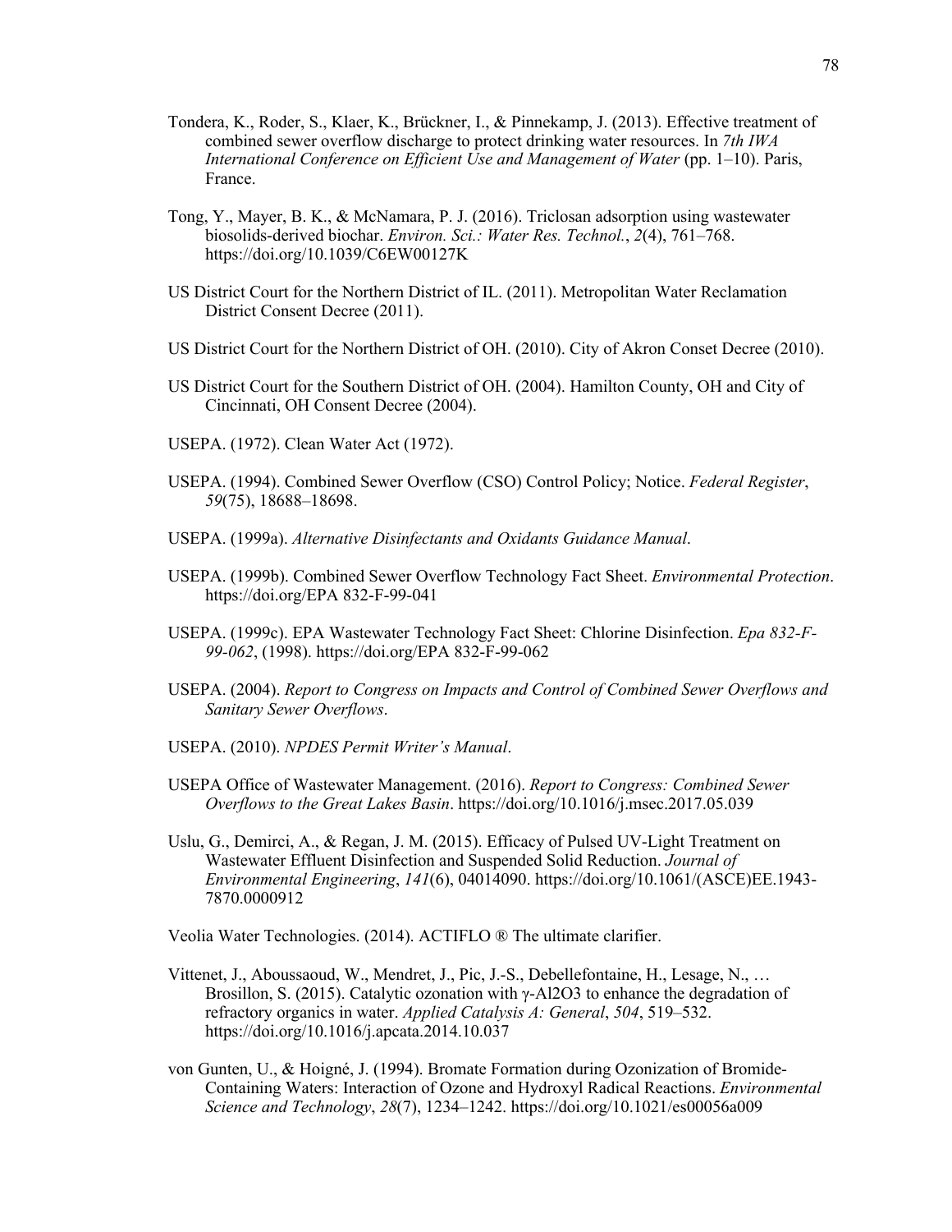Tondera, K., Roder, S., Klaer, K., Brückner, I., & Pinnekamp, J. (2013). Effective treatment of combined sewer overflow discharge to protect drinking water resources. In *7th IWA International Conference on Efficient Use and Management of Water* (pp. 1–10). Paris, France.

Tong, Y., Mayer, B. K., & McNamara, P. J. (2016). Triclosan adsorption using wastewater biosolids-derived biochar. *Environ. Sci.: Water Res. Technol.*, *2*(4), 761–768. https://doi.org/10.1039/C6EW00127K

US District Court for the Northern District of IL. (2011). Metropolitan Water Reclamation District Consent Decree (2011).

US District Court for the Northern District of OH. (2010). City of Akron Conset Decree (2010).

US District Court for the Southern District of OH. (2004). Hamilton County, OH and City of Cincinnati, OH Consent Decree (2004).

USEPA. (1972). Clean Water Act (1972).

USEPA. (1994). Combined Sewer Overflow (CSO) Control Policy; Notice. *Federal Register*, *59*(75), 18688–18698.

USEPA. (1999a). *Alternative Disinfectants and Oxidants Guidance Manual*.

USEPA. (1999b). Combined Sewer Overflow Technology Fact Sheet. *Environmental Protection*. https://doi.org/EPA 832-F-99-041

USEPA. (1999c). EPA Wastewater Technology Fact Sheet: Chlorine Disinfection. *Epa 832-F-99-062*, (1998). https://doi.org/EPA 832-F-99-062

USEPA. (2004). *Report to Congress on Impacts and Control of Combined Sewer Overflows and Sanitary Sewer Overflows*.

USEPA. (2010). *NPDES Permit Writer's Manual*.

USEPA Office of Wastewater Management. (2016). *Report to Congress: Combined Sewer Overflows to the Great Lakes Basin*. https://doi.org/10.1016/j.msec.2017.05.039

Uslu, G., Demirci, A., & Regan, J. M. (2015). Efficacy of Pulsed UV-Light Treatment on Wastewater Effluent Disinfection and Suspended Solid Reduction. *Journal of Environmental Engineering*, *141*(6), 04014090. https://doi.org/10.1061/(ASCE)EE.1943-7870.0000912

Veolia Water Technologies. (2014). ACTIFLO ® The ultimate clarifier.

Vittenet, J., Aboussaoud, W., Mendret, J., Pic, J.-S., Debellefontaine, H., Lesage, N., … Brosillon, S. (2015). Catalytic ozonation with γ-Al2O3 to enhance the degradation of refractory organics in water. *Applied Catalysis A: General*, *504*, 519–532. https://doi.org/10.1016/j.apcata.2014.10.037

von Gunten, U., & Hoigné, J. (1994). Bromate Formation during Ozonization of Bromide-Containing Waters: Interaction of Ozone and Hydroxyl Radical Reactions. *Environmental Science and Technology*, *28*(7), 1234–1242. https://doi.org/10.1021/es00056a009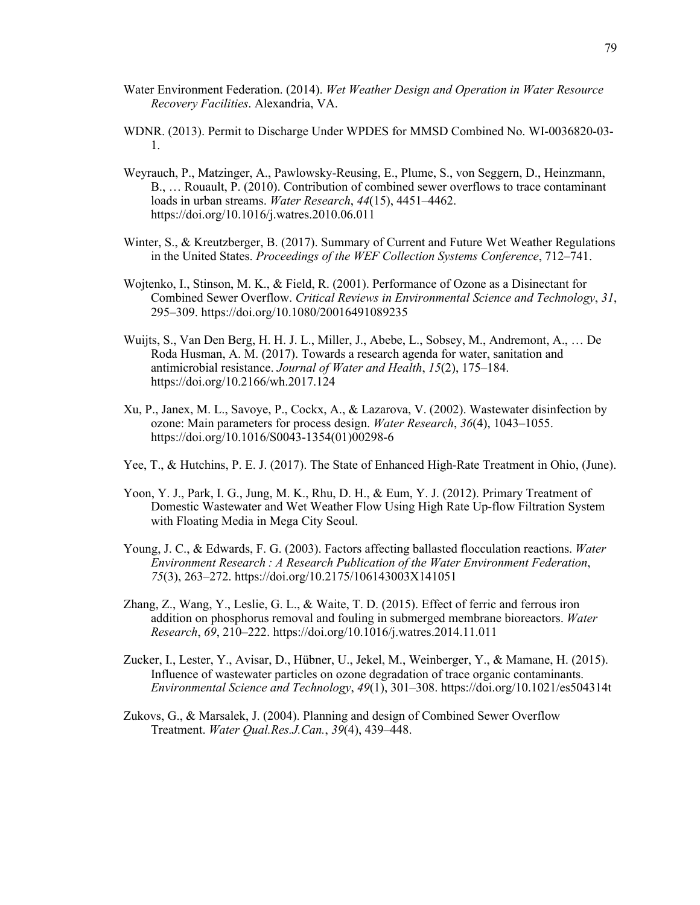Water Environment Federation. (2014). *Wet Weather Design and Operation in Water Resource Recovery Facilities*. Alexandria, VA.

WDNR. (2013). Permit to Discharge Under WPDES for MMSD Combined No. WI-0036820-03-1.

Weyrauch, P., Matzinger, A., Pawlowsky-Reusing, E., Plume, S., von Seggern, D., Heinzmann, B., … Rouault, P. (2010). Contribution of combined sewer overflows to trace contaminant loads in urban streams. *Water Research*, *44*(15), 4451–4462. https://doi.org/10.1016/j.watres.2010.06.011

Winter, S., & Kreutzberger, B. (2017). Summary of Current and Future Wet Weather Regulations in the United States. *Proceedings of the WEF Collection Systems Conference*, 712–741.

Wojtenko, I., Stinson, M. K., & Field, R. (2001). Performance of Ozone as a Disinectant for Combined Sewer Overflow. *Critical Reviews in Environmental Science and Technology*, *31*, 295–309. https://doi.org/10.1080/20016491089235

Wuijts, S., Van Den Berg, H. H. J. L., Miller, J., Abebe, L., Sobsey, M., Andremont, A., … De Roda Husman, A. M. (2017). Towards a research agenda for water, sanitation and antimicrobial resistance. *Journal of Water and Health*, *15*(2), 175–184. https://doi.org/10.2166/wh.2017.124

Xu, P., Janex, M. L., Savoye, P., Cockx, A., & Lazarova, V. (2002). Wastewater disinfection by ozone: Main parameters for process design. *Water Research*, *36*(4), 1043–1055. https://doi.org/10.1016/S0043-1354(01)00298-6

Yee, T., & Hutchins, P. E. J. (2017). The State of Enhanced High-Rate Treatment in Ohio, (June).

Yoon, Y. J., Park, I. G., Jung, M. K., Rhu, D. H., & Eum, Y. J. (2012). Primary Treatment of Domestic Wastewater and Wet Weather Flow Using High Rate Up-flow Filtration System with Floating Media in Mega City Seoul.

Young, J. C., & Edwards, F. G. (2003). Factors affecting ballasted flocculation reactions. *Water Environment Research : A Research Publication of the Water Environment Federation*, *75*(3), 263–272. https://doi.org/10.2175/106143003X141051

Zhang, Z., Wang, Y., Leslie, G. L., & Waite, T. D. (2015). Effect of ferric and ferrous iron addition on phosphorus removal and fouling in submerged membrane bioreactors. *Water Research*, *69*, 210–222. https://doi.org/10.1016/j.watres.2014.11.011

Zucker, I., Lester, Y., Avisar, D., Hübner, U., Jekel, M., Weinberger, Y., & Mamane, H. (2015). Influence of wastewater particles on ozone degradation of trace organic contaminants. *Environmental Science and Technology*, *49*(1), 301–308. https://doi.org/10.1021/es504314t

Zukovs, G., & Marsalek, J. (2004). Planning and design of Combined Sewer Overflow Treatment. *Water Qual.Res.J.Can.*, *39*(4), 439–448.